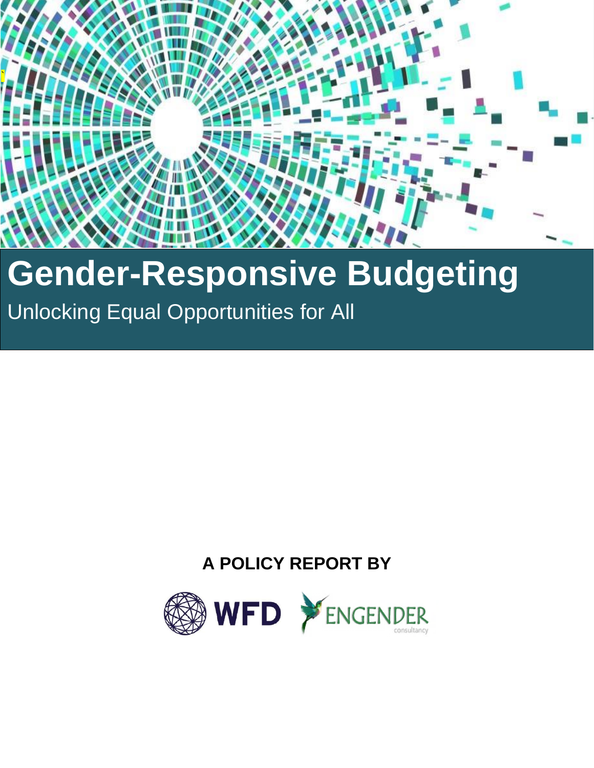# Gender-Responsive Budgeting

Unlocking Equal Opportunities for All

**A POLICY REPORT BY**

WFD ENGENDER consultancy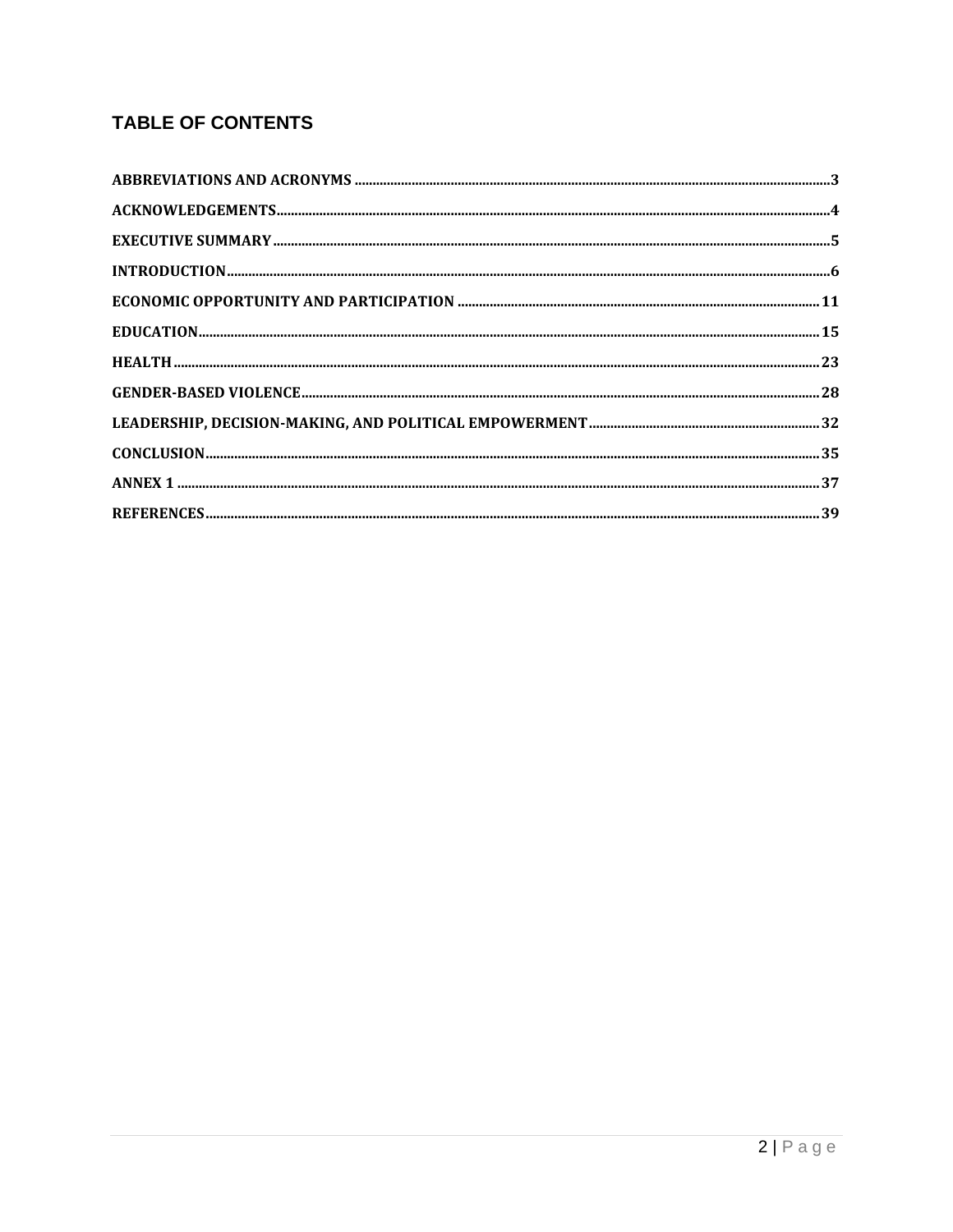# TABLE OF CONTENTS

ABBREVIATIONS AND ACRONYMS ............................................................ 3

ACKNOWLEDGEMENTS ............................................................ 4

EXECUTIVE SUMMARY ............................................................ 5

INTRODUCTION ............................................................ 6

ECONOMIC OPPORTUNITY AND PARTICIPATION ............................................................ 11

EDUCATION ............................................................ 15

HEALTH ............................................................ 23

GENDER-BASED VIOLENCE ............................................................ 28

LEADERSHIP, DECISION-MAKING, AND POLITICAL EMPOWERMENT ............................................................ 32

CONCLUSION ............................................................ 35

ANNEX 1 ............................................................ 37

REFERENCES ............................................................ 39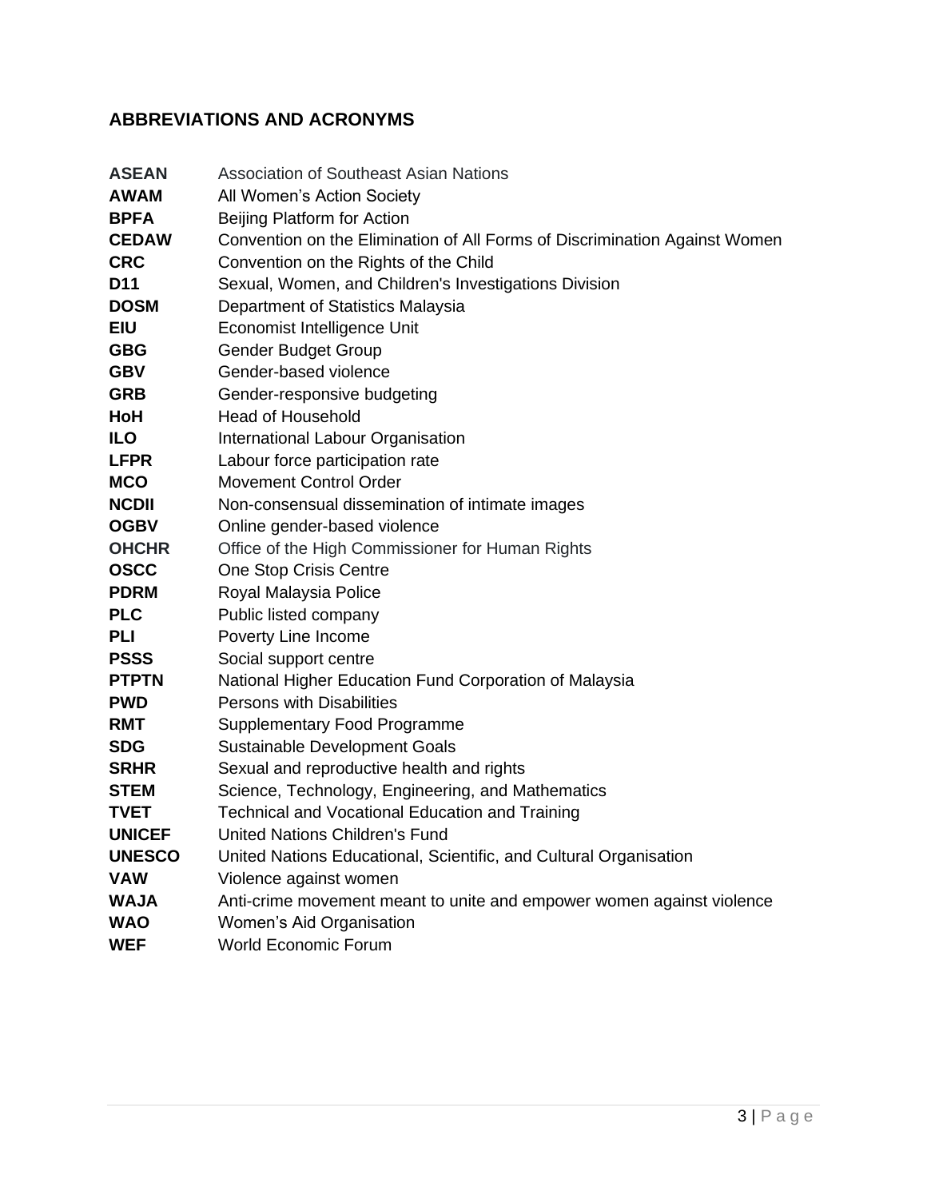## ABBREVIATIONS AND ACRONYMS

| | |
|---|---|
| **ASEAN** | Association of Southeast Asian Nations |
| **AWAM** | All Women's Action Society |
| **BPFA** | Beijing Platform for Action |
| **CEDAW** | Convention on the Elimination of All Forms of Discrimination Against Women |
| **CRC** | Convention on the Rights of the Child |
| **D11** | Sexual, Women, and Children's Investigations Division |
| **DOSM** | Department of Statistics Malaysia |
| **EIU** | Economist Intelligence Unit |
| **GBG** | Gender Budget Group |
| **GBV** | Gender-based violence |
| **GRB** | Gender-responsive budgeting |
| **HoH** | Head of Household |
| **ILO** | International Labour Organisation |
| **LFPR** | Labour force participation rate |
| **MCO** | Movement Control Order |
| **NCDII** | Non-consensual dissemination of intimate images |
| **OGBV** | Online gender-based violence |
| **OHCHR** | Office of the High Commissioner for Human Rights |
| **OSCC** | One Stop Crisis Centre |
| **PDRM** | Royal Malaysia Police |
| **PLC** | Public listed company |
| **PLI** | Poverty Line Income |
| **PSSS** | Social support centre |
| **PTPTN** | National Higher Education Fund Corporation of Malaysia |
| **PWD** | Persons with Disabilities |
| **RMT** | Supplementary Food Programme |
| **SDG** | Sustainable Development Goals |
| **SRHR** | Sexual and reproductive health and rights |
| **STEM** | Science, Technology, Engineering, and Mathematics |
| **TVET** | Technical and Vocational Education and Training |
| **UNICEF** | United Nations Children's Fund |
| **UNESCO** | United Nations Educational, Scientific, and Cultural Organisation |
| **VAW** | Violence against women |
| **WAJA** | Anti-crime movement meant to unite and empower women against violence |
| **WAO** | Women's Aid Organisation |
| **WEF** | World Economic Forum |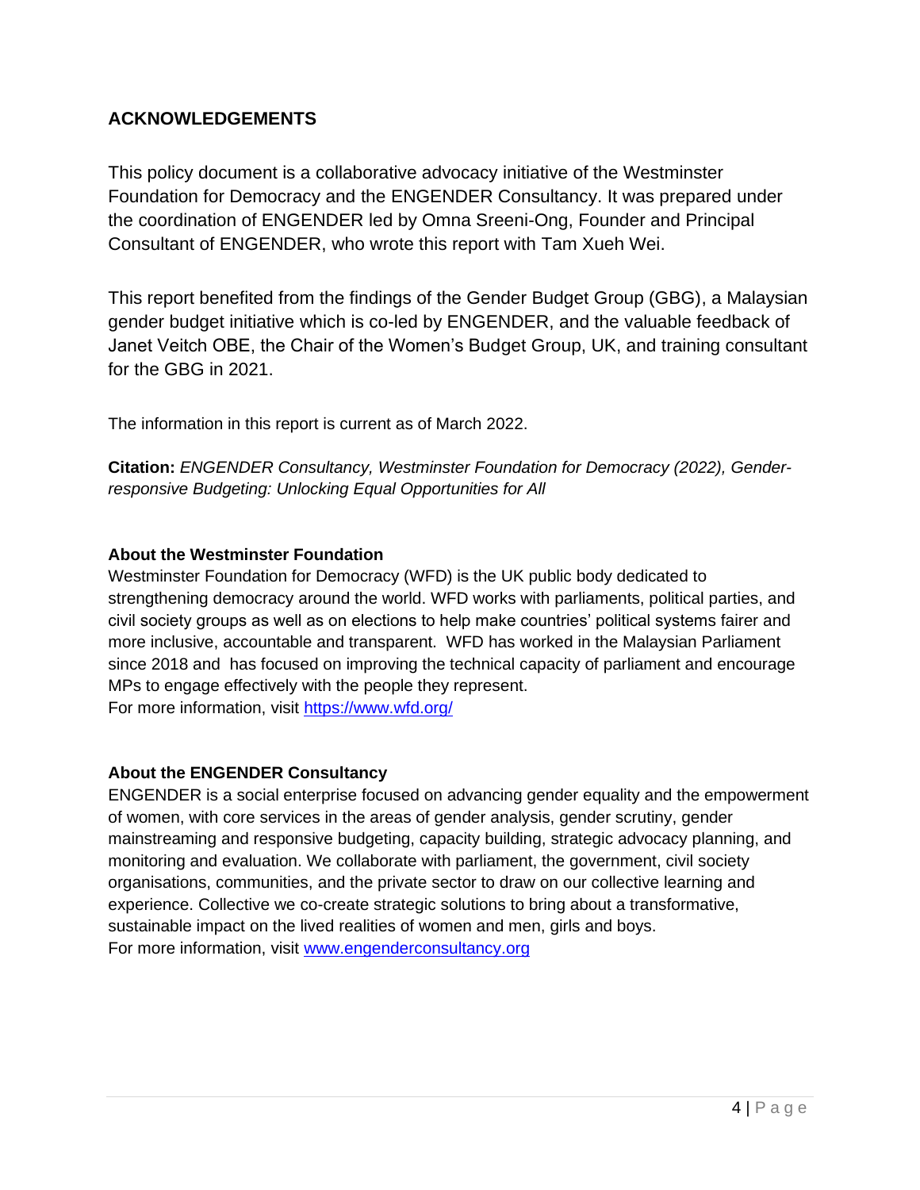## ACKNOWLEDGEMENTS

This policy document is a collaborative advocacy initiative of the Westminster Foundation for Democracy and the ENGENDER Consultancy. It was prepared under the coordination of ENGENDER led by Omna Sreeni-Ong, Founder and Principal Consultant of ENGENDER, who wrote this report with Tam Xueh Wei.

This report benefited from the findings of the Gender Budget Group (GBG), a Malaysian gender budget initiative which is co-led by ENGENDER, and the valuable feedback of Janet Veitch OBE, the Chair of the Women's Budget Group, UK, and training consultant for the GBG in 2021.

The information in this report is current as of March 2022.

**Citation:** *ENGENDER Consultancy, Westminster Foundation for Democracy (2022), Gender-responsive Budgeting: Unlocking Equal Opportunities for All*

**About the Westminster Foundation**

Westminster Foundation for Democracy (WFD) is the UK public body dedicated to strengthening democracy around the world. WFD works with parliaments, political parties, and civil society groups as well as on elections to help make countries' political systems fairer and more inclusive, accountable and transparent. WFD has worked in the Malaysian Parliament since 2018 and has focused on improving the technical capacity of parliament and encourage MPs to engage effectively with the people they represent.
For more information, visit https://www.wfd.org/

**About the ENGENDER Consultancy**

ENGENDER is a social enterprise focused on advancing gender equality and the empowerment of women, with core services in the areas of gender analysis, gender scrutiny, gender mainstreaming and responsive budgeting, capacity building, strategic advocacy planning, and monitoring and evaluation. We collaborate with parliament, the government, civil society organisations, communities, and the private sector to draw on our collective learning and experience. Collective we co-create strategic solutions to bring about a transformative, sustainable impact on the lived realities of women and men, girls and boys.
For more information, visit www.engenderconsultancy.org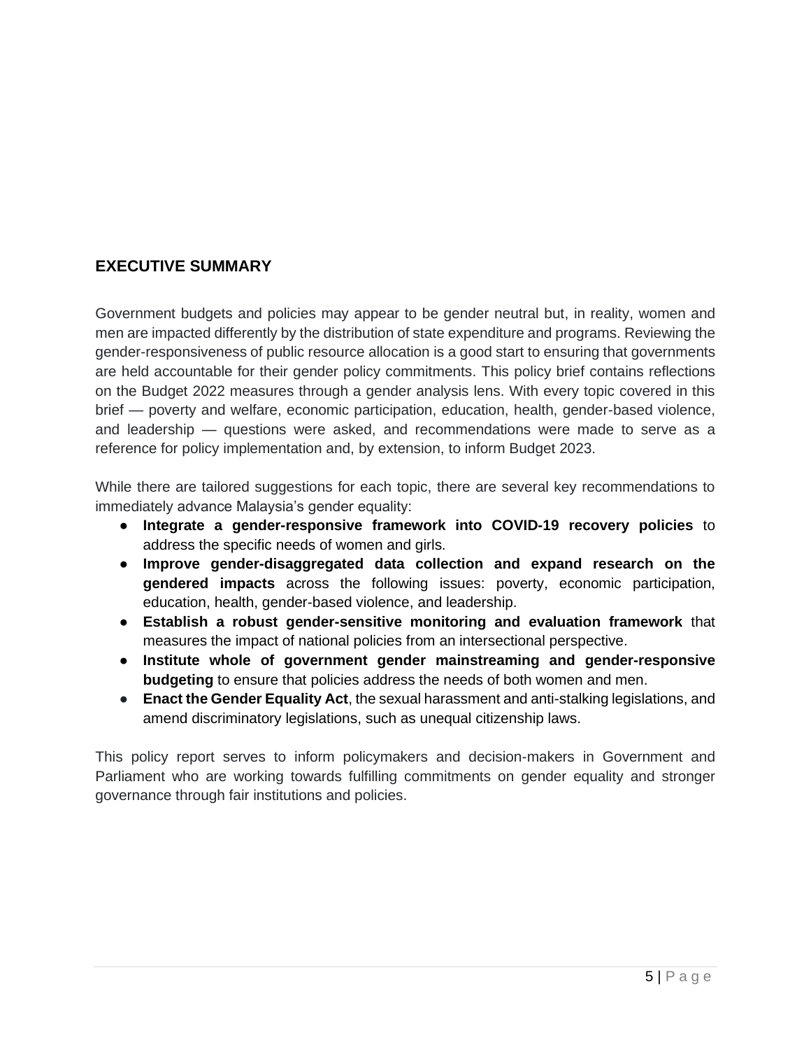## EXECUTIVE SUMMARY

Government budgets and policies may appear to be gender neutral but, in reality, women and men are impacted differently by the distribution of state expenditure and programs. Reviewing the gender-responsiveness of public resource allocation is a good start to ensuring that governments are held accountable for their gender policy commitments. This policy brief contains reflections on the Budget 2022 measures through a gender analysis lens. With every topic covered in this brief — poverty and welfare, economic participation, education, health, gender-based violence, and leadership — questions were asked, and recommendations were made to serve as a reference for policy implementation and, by extension, to inform Budget 2023.

While there are tailored suggestions for each topic, there are several key recommendations to immediately advance Malaysia's gender equality:

- **Integrate a gender-responsive framework into COVID-19 recovery policies** to address the specific needs of women and girls.
- **Improve gender-disaggregated data collection and expand research on the gendered impacts** across the following issues: poverty, economic participation, education, health, gender-based violence, and leadership.
- **Establish a robust gender-sensitive monitoring and evaluation framework** that measures the impact of national policies from an intersectional perspective.
- **Institute whole of government gender mainstreaming and gender-responsive budgeting** to ensure that policies address the needs of both women and men.
- **Enact the Gender Equality Act**, the sexual harassment and anti-stalking legislations, and amend discriminatory legislations, such as unequal citizenship laws.

This policy report serves to inform policymakers and decision-makers in Government and Parliament who are working towards fulfilling commitments on gender equality and stronger governance through fair institutions and policies.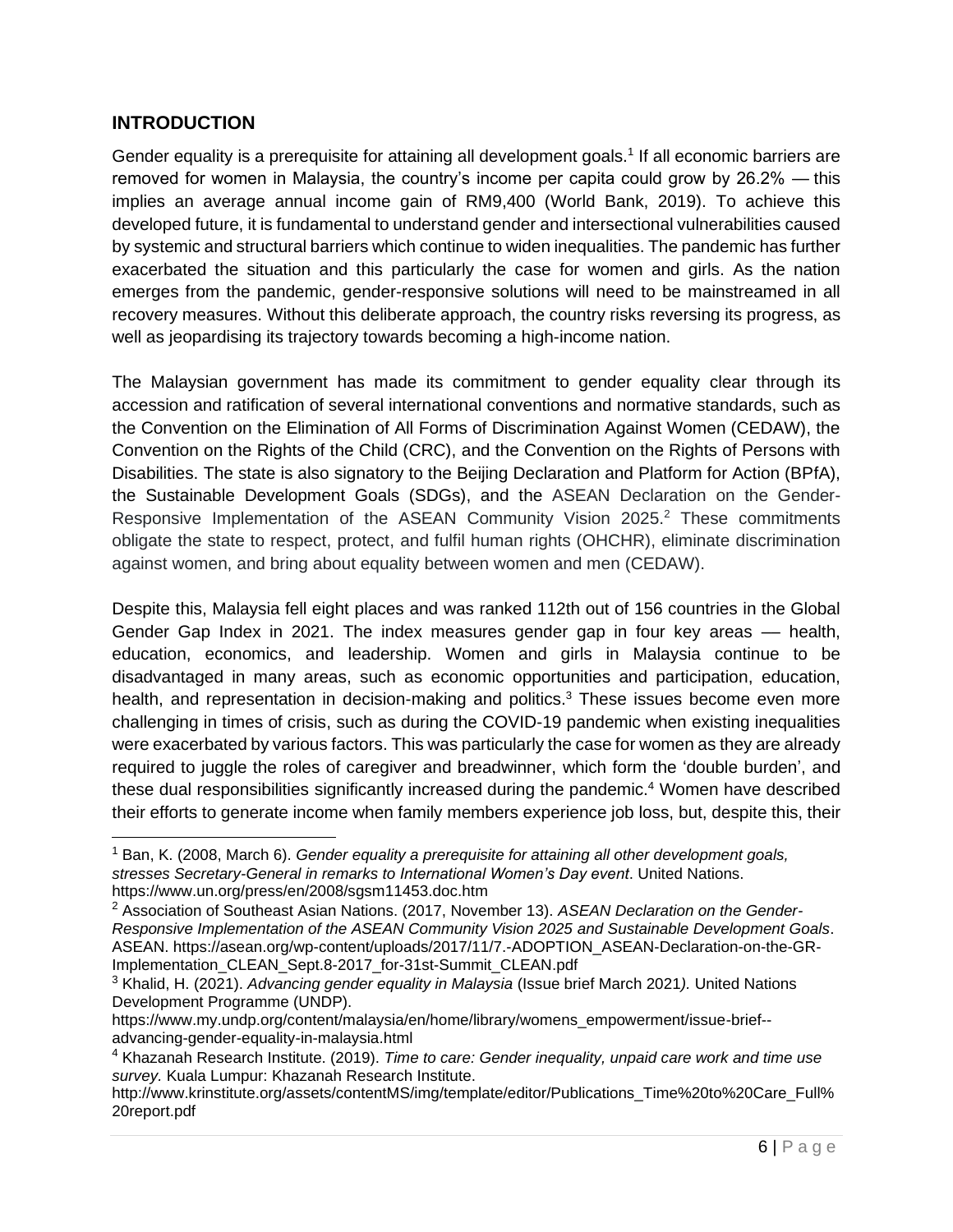## INTRODUCTION

Gender equality is a prerequisite for attaining all development goals.[1] If all economic barriers are removed for women in Malaysia, the country's income per capita could grow by 26.2% — this implies an average annual income gain of RM9,400 (World Bank, 2019). To achieve this developed future, it is fundamental to understand gender and intersectional vulnerabilities caused by systemic and structural barriers which continue to widen inequalities. The pandemic has further exacerbated the situation and this particularly the case for women and girls. As the nation emerges from the pandemic, gender-responsive solutions will need to be mainstreamed in all recovery measures. Without this deliberate approach, the country risks reversing its progress, as well as jeopardising its trajectory towards becoming a high-income nation.

The Malaysian government has made its commitment to gender equality clear through its accession and ratification of several international conventions and normative standards, such as the Convention on the Elimination of All Forms of Discrimination Against Women (CEDAW), the Convention on the Rights of the Child (CRC), and the Convention on the Rights of Persons with Disabilities. The state is also signatory to the Beijing Declaration and Platform for Action (BPfA), the Sustainable Development Goals (SDGs), and the ASEAN Declaration on the Gender-Responsive Implementation of the ASEAN Community Vision 2025.[2] These commitments obligate the state to respect, protect, and fulfil human rights (OHCHR), eliminate discrimination against women, and bring about equality between women and men (CEDAW).

Despite this, Malaysia fell eight places and was ranked 112th out of 156 countries in the Global Gender Gap Index in 2021. The index measures gender gap in four key areas — health, education, economics, and leadership. Women and girls in Malaysia continue to be disadvantaged in many areas, such as economic opportunities and participation, education, health, and representation in decision-making and politics.[3] These issues become even more challenging in times of crisis, such as during the COVID-19 pandemic when existing inequalities were exacerbated by various factors. This was particularly the case for women as they are already required to juggle the roles of caregiver and breadwinner, which form the 'double burden', and these dual responsibilities significantly increased during the pandemic.[4] Women have described their efforts to generate income when family members experience job loss, but, despite this, their

---

[1] Ban, K. (2008, March 6). *Gender equality a prerequisite for attaining all other development goals, stresses Secretary-General in remarks to International Women's Day event*. United Nations. https://www.un.org/press/en/2008/sgsm11453.doc.htm

[2] Association of Southeast Asian Nations. (2017, November 13). *ASEAN Declaration on the Gender-Responsive Implementation of the ASEAN Community Vision 2025 and Sustainable Development Goals*. ASEAN. https://asean.org/wp-content/uploads/2017/11/7.-ADOPTION_ASEAN-Declaration-on-the-GR-Implementation_CLEAN_Sept.8-2017_for-31st-Summit_CLEAN.pdf

[3] Khalid, H. (2021). *Advancing gender equality in Malaysia* (Issue brief March 2021*).* United Nations Development Programme (UNDP). https://www.my.undp.org/content/malaysia/en/home/library/womens_empowerment/issue-brief--advancing-gender-equality-in-malaysia.html

[4] Khazanah Research Institute. (2019). *Time to care: Gender inequality, unpaid care work and time use survey.* Kuala Lumpur: Khazanah Research Institute. http://www.krinstitute.org/assets/contentMS/img/template/editor/Publications_Time%20to%20Care_Full%20report.pdf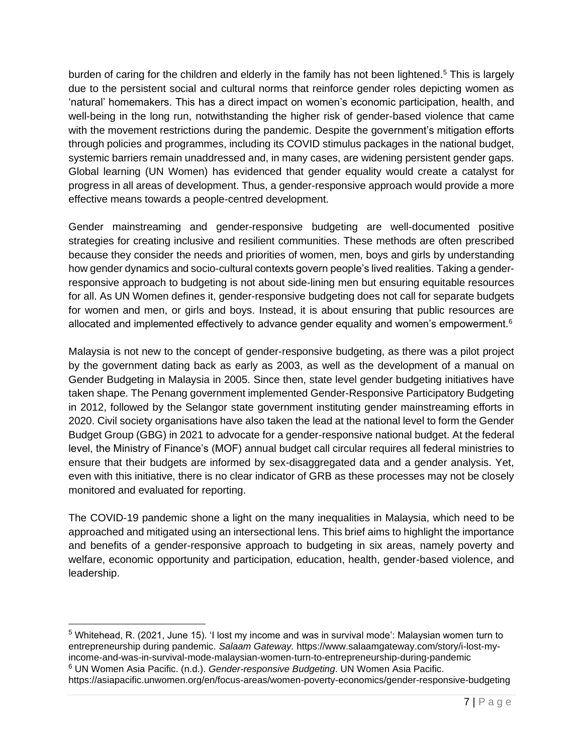burden of caring for the children and elderly in the family has not been lightened.[5] This is largely due to the persistent social and cultural norms that reinforce gender roles depicting women as 'natural' homemakers. This has a direct impact on women's economic participation, health, and well-being in the long run, notwithstanding the higher risk of gender-based violence that came with the movement restrictions during the pandemic. Despite the government's mitigation efforts through policies and programmes, including its COVID stimulus packages in the national budget, systemic barriers remain unaddressed and, in many cases, are widening persistent gender gaps. Global learning (UN Women) has evidenced that gender equality would create a catalyst for progress in all areas of development. Thus, a gender-responsive approach would provide a more effective means towards a people-centred development.

Gender mainstreaming and gender-responsive budgeting are well-documented positive strategies for creating inclusive and resilient communities. These methods are often prescribed because they consider the needs and priorities of women, men, boys and girls by understanding how gender dynamics and socio-cultural contexts govern people's lived realities. Taking a gender-responsive approach to budgeting is not about side-lining men but ensuring equitable resources for all. As UN Women defines it, gender-responsive budgeting does not call for separate budgets for women and men, or girls and boys. Instead, it is about ensuring that public resources are allocated and implemented effectively to advance gender equality and women's empowerment.[6]

Malaysia is not new to the concept of gender-responsive budgeting, as there was a pilot project by the government dating back as early as 2003, as well as the development of a manual on Gender Budgeting in Malaysia in 2005. Since then, state level gender budgeting initiatives have taken shape. The Penang government implemented Gender-Responsive Participatory Budgeting in 2012, followed by the Selangor state government instituting gender mainstreaming efforts in 2020. Civil society organisations have also taken the lead at the national level to form the Gender Budget Group (GBG) in 2021 to advocate for a gender-responsive national budget. At the federal level, the Ministry of Finance's (MOF) annual budget call circular requires all federal ministries to ensure that their budgets are informed by sex-disaggregated data and a gender analysis. Yet, even with this initiative, there is no clear indicator of GRB as these processes may not be closely monitored and evaluated for reporting.

The COVID-19 pandemic shone a light on the many inequalities in Malaysia, which need to be approached and mitigated using an intersectional lens. This brief aims to highlight the importance and benefits of a gender-responsive approach to budgeting in six areas, namely poverty and welfare, economic opportunity and participation, education, health, gender-based violence, and leadership.

---

[5] Whitehead, R. (2021, June 15). 'I lost my income and was in survival mode': Malaysian women turn to entrepreneurship during pandemic. *Salaam Gateway.* https://www.salaamgateway.com/story/i-lost-my-income-and-was-in-survival-mode-malaysian-women-turn-to-entrepreneurship-during-pandemic

[6] UN Women Asia Pacific. (n.d.). *Gender-responsive Budgeting*. UN Women Asia Pacific. https://asiapacific.unwomen.org/en/focus-areas/women-poverty-economics/gender-responsive-budgeting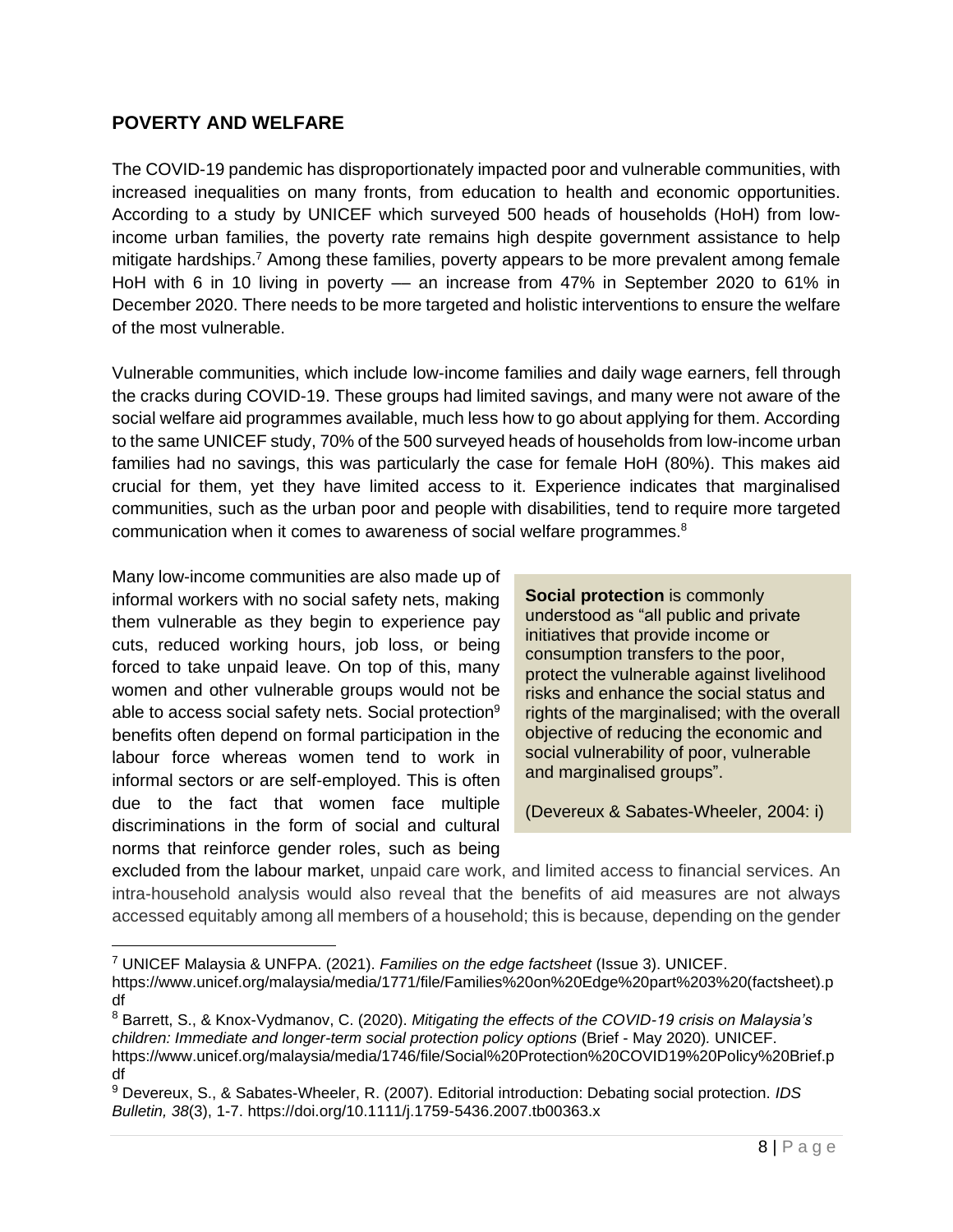## POVERTY AND WELFARE

The COVID-19 pandemic has disproportionately impacted poor and vulnerable communities, with increased inequalities on many fronts, from education to health and economic opportunities. According to a study by UNICEF which surveyed 500 heads of households (HoH) from low-income urban families, the poverty rate remains high despite government assistance to help mitigate hardships.[7] Among these families, poverty appears to be more prevalent among female HoH with 6 in 10 living in poverty — an increase from 47% in September 2020 to 61% in December 2020. There needs to be more targeted and holistic interventions to ensure the welfare of the most vulnerable.

Vulnerable communities, which include low-income families and daily wage earners, fell through the cracks during COVID-19. These groups had limited savings, and many were not aware of the social welfare aid programmes available, much less how to go about applying for them. According to the same UNICEF study, 70% of the 500 surveyed heads of households from low-income urban families had no savings, this was particularly the case for female HoH (80%). This makes aid crucial for them, yet they have limited access to it. Experience indicates that marginalised communities, such as the urban poor and people with disabilities, tend to require more targeted communication when it comes to awareness of social welfare programmes.[8]

> **Social protection** is commonly understood as "all public and private initiatives that provide income or consumption transfers to the poor, protect the vulnerable against livelihood risks and enhance the social status and rights of the marginalised; with the overall objective of reducing the economic and social vulnerability of poor, vulnerable and marginalised groups".
>
> (Devereux & Sabates-Wheeler, 2004: i)

Many low-income communities are also made up of informal workers with no social safety nets, making them vulnerable as they begin to experience pay cuts, reduced working hours, job loss, or being forced to take unpaid leave. On top of this, many women and other vulnerable groups would not be able to access social safety nets. Social protection[9] benefits often depend on formal participation in the labour force whereas women tend to work in informal sectors or are self-employed. This is often due to the fact that women face multiple discriminations in the form of social and cultural norms that reinforce gender roles, such as being excluded from the labour market, unpaid care work, and limited access to financial services. An intra-household analysis would also reveal that the benefits of aid measures are not always accessed equitably among all members of a household; this is because, depending on the gender

---

[7] UNICEF Malaysia & UNFPA. (2021). *Families on the edge factsheet* (Issue 3). UNICEF. https://www.unicef.org/malaysia/media/1771/file/Families%20on%20Edge%20part%203%20(factsheet).pdf

[8] Barrett, S., & Knox-Vydmanov, C. (2020). *Mitigating the effects of the COVID-19 crisis on Malaysia's children: Immediate and longer-term social protection policy options* (Brief - May 2020). UNICEF. https://www.unicef.org/malaysia/media/1746/file/Social%20Protection%20COVID19%20Policy%20Brief.pdf

[9] Devereux, S., & Sabates-Wheeler, R. (2007). Editorial introduction: Debating social protection. *IDS Bulletin, 38*(3), 1-7. https://doi.org/10.1111/j.1759-5436.2007.tb00363.x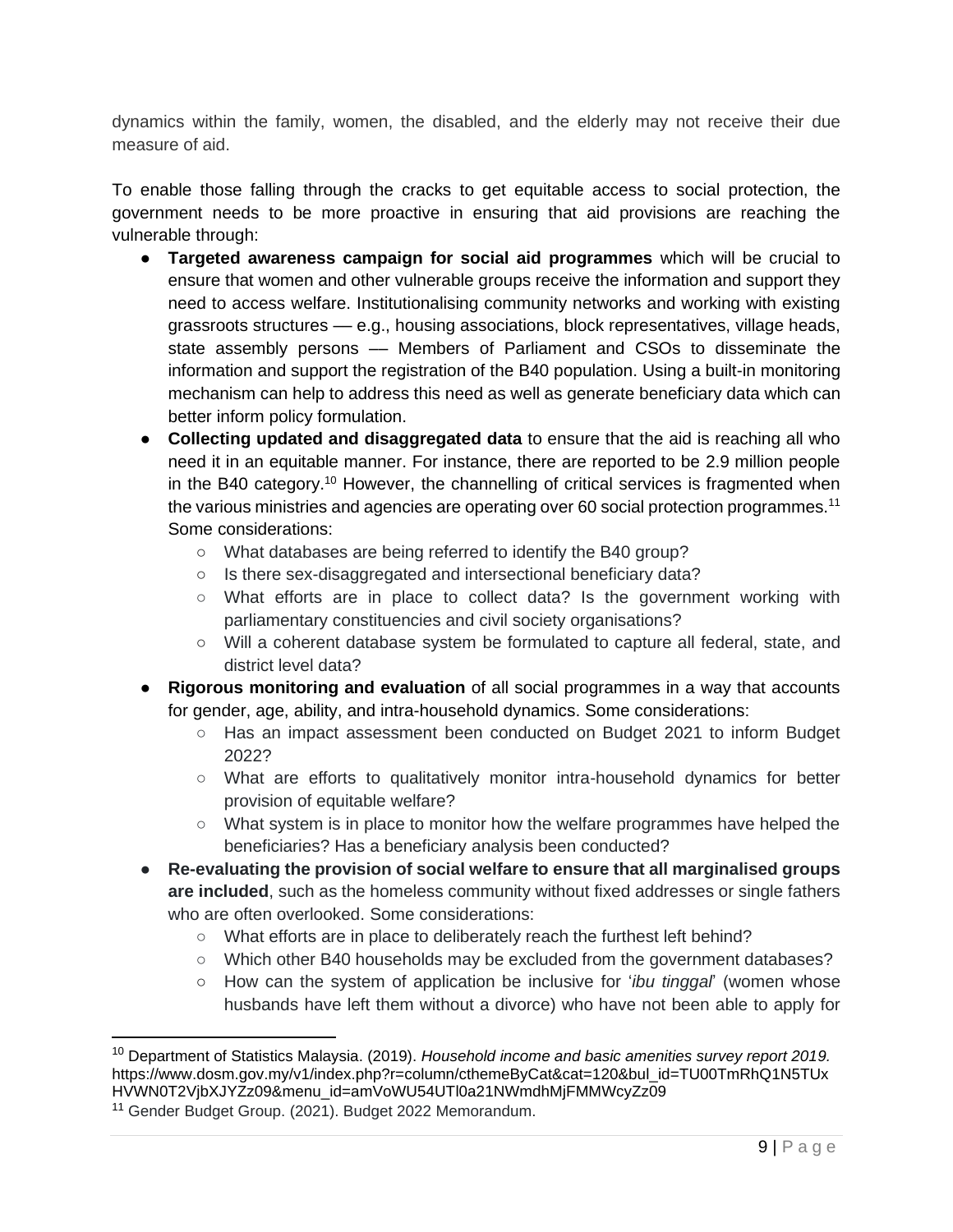dynamics within the family, women, the disabled, and the elderly may not receive their due measure of aid.

To enable those falling through the cracks to get equitable access to social protection, the government needs to be more proactive in ensuring that aid provisions are reaching the vulnerable through:

- **Targeted awareness campaign for social aid programmes** which will be crucial to ensure that women and other vulnerable groups receive the information and support they need to access welfare. Institutionalising community networks and working with existing grassroots structures — e.g., housing associations, block representatives, village heads, state assembly persons — Members of Parliament and CSOs to disseminate the information and support the registration of the B40 population. Using a built-in monitoring mechanism can help to address this need as well as generate beneficiary data which can better inform policy formulation.
- **Collecting updated and disaggregated data** to ensure that the aid is reaching all who need it in an equitable manner. For instance, there are reported to be 2.9 million people in the B40 category.[10] However, the channelling of critical services is fragmented when the various ministries and agencies are operating over 60 social protection programmes.[11] Some considerations:
    - What databases are being referred to identify the B40 group?
    - Is there sex-disaggregated and intersectional beneficiary data?
    - What efforts are in place to collect data? Is the government working with parliamentary constituencies and civil society organisations?
    - Will a coherent database system be formulated to capture all federal, state, and district level data?
- **Rigorous monitoring and evaluation** of all social programmes in a way that accounts for gender, age, ability, and intra-household dynamics. Some considerations:
    - Has an impact assessment been conducted on Budget 2021 to inform Budget 2022?
    - What are efforts to qualitatively monitor intra-household dynamics for better provision of equitable welfare?
    - What system is in place to monitor how the welfare programmes have helped the beneficiaries? Has a beneficiary analysis been conducted?
- **Re-evaluating the provision of social welfare to ensure that all marginalised groups are included**, such as the homeless community without fixed addresses or single fathers who are often overlooked. Some considerations:
    - What efforts are in place to deliberately reach the furthest left behind?
    - Which other B40 households may be excluded from the government databases?
    - How can the system of application be inclusive for '*ibu tinggal*' (women whose husbands have left them without a divorce) who have not been able to apply for

[10] Department of Statistics Malaysia. (2019). *Household income and basic amenities survey report 2019.* https://www.dosm.gov.my/v1/index.php?r=column/cthemeByCat&cat=120&bul_id=TU00TmRhQ1N5TUxHVWN0T2VjbXJYZz09&menu_id=amVoWU54UTl0a21NWmdhMjFMMWcyZz09

[11] Gender Budget Group. (2021). Budget 2022 Memorandum.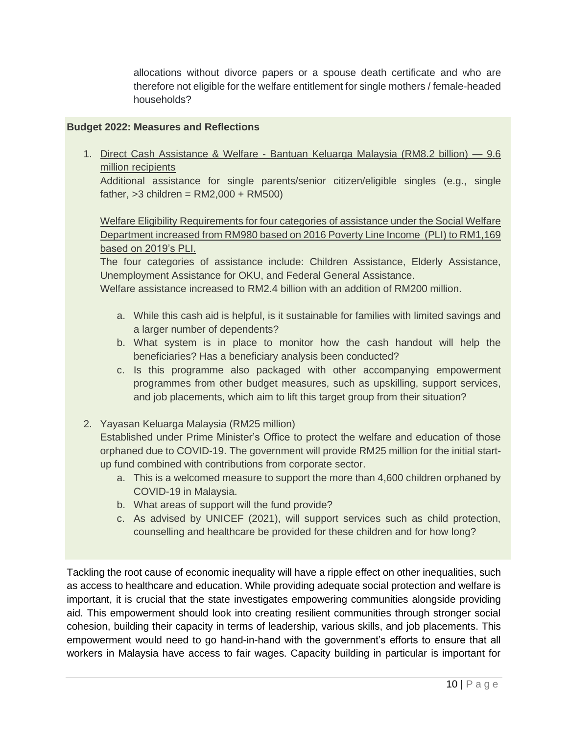allocations without divorce papers or a spouse death certificate and who are therefore not eligible for the welfare entitlement for single mothers / female-headed households?

**Budget 2022: Measures and Reflections**

1. Direct Cash Assistance & Welfare - Bantuan Keluarga Malaysia (RM8.2 billion) — 9.6 million recipients
   Additional assistance for single parents/senior citizen/eligible singles (e.g., single father, >3 children = RM2,000 + RM500)

   Welfare Eligibility Requirements for four categories of assistance under the Social Welfare Department increased from RM980 based on 2016 Poverty Line Income (PLI) to RM1,169 based on 2019's PLI.
   The four categories of assistance include: Children Assistance, Elderly Assistance, Unemployment Assistance for OKU, and Federal General Assistance.
   Welfare assistance increased to RM2.4 billion with an addition of RM200 million.

   a. While this cash aid is helpful, is it sustainable for families with limited savings and a larger number of dependents?
   b. What system is in place to monitor how the cash handout will help the beneficiaries? Has a beneficiary analysis been conducted?
   c. Is this programme also packaged with other accompanying empowerment programmes from other budget measures, such as upskilling, support services, and job placements, which aim to lift this target group from their situation?

2. Yayasan Keluarga Malaysia (RM25 million)
   Established under Prime Minister's Office to protect the welfare and education of those orphaned due to COVID-19. The government will provide RM25 million for the initial start-up fund combined with contributions from corporate sector.
   a. This is a welcomed measure to support the more than 4,600 children orphaned by COVID-19 in Malaysia.
   b. What areas of support will the fund provide?
   c. As advised by UNICEF (2021), will support services such as child protection, counselling and healthcare be provided for these children and for how long?

Tackling the root cause of economic inequality will have a ripple effect on other inequalities, such as access to healthcare and education. While providing adequate social protection and welfare is important, it is crucial that the state investigates empowering communities alongside providing aid. This empowerment should look into creating resilient communities through stronger social cohesion, building their capacity in terms of leadership, various skills, and job placements. This empowerment would need to go hand-in-hand with the government's efforts to ensure that all workers in Malaysia have access to fair wages. Capacity building in particular is important for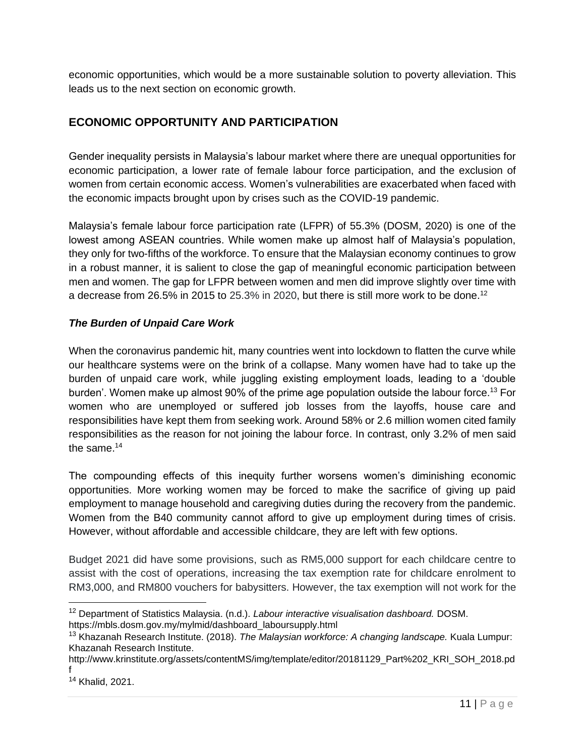economic opportunities, which would be a more sustainable solution to poverty alleviation. This leads us to the next section on economic growth.

## ECONOMIC OPPORTUNITY AND PARTICIPATION

Gender inequality persists in Malaysia's labour market where there are unequal opportunities for economic participation, a lower rate of female labour force participation, and the exclusion of women from certain economic access. Women's vulnerabilities are exacerbated when faced with the economic impacts brought upon by crises such as the COVID-19 pandemic.

Malaysia's female labour force participation rate (LFPR) of 55.3% (DOSM, 2020) is one of the lowest among ASEAN countries. While women make up almost half of Malaysia's population, they only for two-fifths of the workforce. To ensure that the Malaysian economy continues to grow in a robust manner, it is salient to close the gap of meaningful economic participation between men and women. The gap for LFPR between women and men did improve slightly over time with a decrease from 26.5% in 2015 to 25.3% in 2020, but there is still more work to be done.[12]

### *The Burden of Unpaid Care Work*

When the coronavirus pandemic hit, many countries went into lockdown to flatten the curve while our healthcare systems were on the brink of a collapse. Many women have had to take up the burden of unpaid care work, while juggling existing employment loads, leading to a 'double burden'. Women make up almost 90% of the prime age population outside the labour force.[13] For women who are unemployed or suffered job losses from the layoffs, house care and responsibilities have kept them from seeking work. Around 58% or 2.6 million women cited family responsibilities as the reason for not joining the labour force. In contrast, only 3.2% of men said the same.[14]

The compounding effects of this inequity further worsens women's diminishing economic opportunities. More working women may be forced to make the sacrifice of giving up paid employment to manage household and caregiving duties during the recovery from the pandemic. Women from the B40 community cannot afford to give up employment during times of crisis. However, without affordable and accessible childcare, they are left with few options.

Budget 2021 did have some provisions, such as RM5,000 support for each childcare centre to assist with the cost of operations, increasing the tax exemption rate for childcare enrolment to RM3,000, and RM800 vouchers for babysitters. However, the tax exemption will not work for the

---

[12] Department of Statistics Malaysia. (n.d.). *Labour interactive visualisation dashboard.* DOSM. https://mbls.dosm.gov.my/mylmid/dashboard_laboursupply.html

[13] Khazanah Research Institute. (2018). *The Malaysian workforce: A changing landscape.* Kuala Lumpur: Khazanah Research Institute. http://www.krinstitute.org/assets/contentMS/img/template/editor/20181129_Part%202_KRI_SOH_2018.pdf

[14] Khalid, 2021.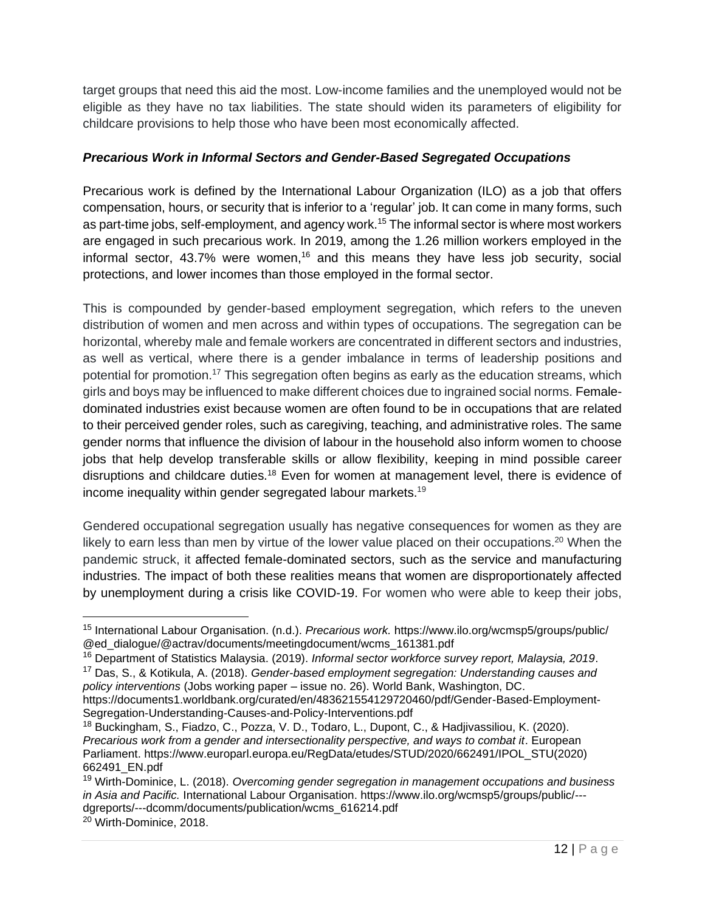target groups that need this aid the most. Low-income families and the unemployed would not be eligible as they have no tax liabilities. The state should widen its parameters of eligibility for childcare provisions to help those who have been most economically affected.

### ***Precarious Work in Informal Sectors and Gender-Based Segregated Occupations***

Precarious work is defined by the International Labour Organization (ILO) as a job that offers compensation, hours, or security that is inferior to a 'regular' job. It can come in many forms, such as part-time jobs, self-employment, and agency work.[15] The informal sector is where most workers are engaged in such precarious work. In 2019, among the 1.26 million workers employed in the informal sector, 43.7% were women,[16] and this means they have less job security, social protections, and lower incomes than those employed in the formal sector.

This is compounded by gender-based employment segregation, which refers to the uneven distribution of women and men across and within types of occupations. The segregation can be horizontal, whereby male and female workers are concentrated in different sectors and industries, as well as vertical, where there is a gender imbalance in terms of leadership positions and potential for promotion.[17] This segregation often begins as early as the education streams, which girls and boys may be influenced to make different choices due to ingrained social norms. Female-dominated industries exist because women are often found to be in occupations that are related to their perceived gender roles, such as caregiving, teaching, and administrative roles. The same gender norms that influence the division of labour in the household also inform women to choose jobs that help develop transferable skills or allow flexibility, keeping in mind possible career disruptions and childcare duties.[18] Even for women at management level, there is evidence of income inequality within gender segregated labour markets.[19]

Gendered occupational segregation usually has negative consequences for women as they are likely to earn less than men by virtue of the lower value placed on their occupations.[20] When the pandemic struck, it affected female-dominated sectors, such as the service and manufacturing industries. The impact of both these realities means that women are disproportionately affected by unemployment during a crisis like COVID-19. For women who were able to keep their jobs,

---

[15] International Labour Organisation. (n.d.). *Precarious work.* https://www.ilo.org/wcmsp5/groups/public/@ed_dialogue/@actrav/documents/meetingdocument/wcms_161381.pdf

[16] Department of Statistics Malaysia. (2019). *Informal sector workforce survey report, Malaysia, 2019*.

[17] Das, S., & Kotikula, A. (2018). *Gender-based employment segregation: Understanding causes and policy interventions* (Jobs working paper – issue no. 26). World Bank, Washington, DC. https://documents1.worldbank.org/curated/en/483621554129720460/pdf/Gender-Based-Employment-Segregation-Understanding-Causes-and-Policy-Interventions.pdf

[18] Buckingham, S., Fiadzo, C., Pozza, V. D., Todaro, L., Dupont, C., & Hadjivassiliou, K. (2020). *Precarious work from a gender and intersectionality perspective, and ways to combat it*. European Parliament. https://www.europarl.europa.eu/RegData/etudes/STUD/2020/662491/IPOL_STU(2020)662491_EN.pdf

[19] Wirth-Dominice, L. (2018). *Overcoming gender segregation in management occupations and business in Asia and Pacific.* International Labour Organisation. https://www.ilo.org/wcmsp5/groups/public/---dgreports/---dcomm/documents/publication/wcms_616214.pdf

[20] Wirth-Dominice, 2018.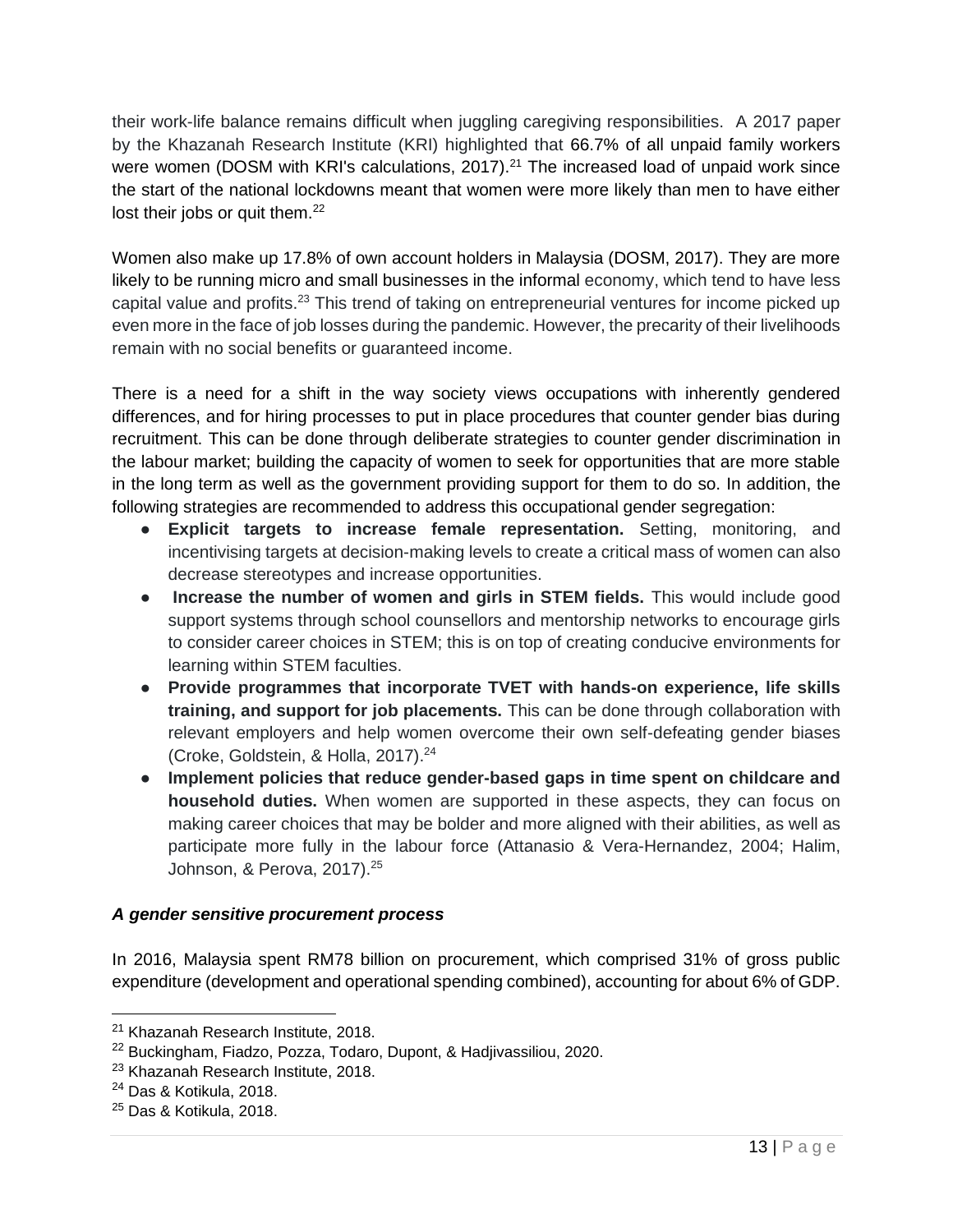their work-life balance remains difficult when juggling caregiving responsibilities. A 2017 paper by the Khazanah Research Institute (KRI) highlighted that 66.7% of all unpaid family workers were women (DOSM with KRI's calculations, 2017).[21] The increased load of unpaid work since the start of the national lockdowns meant that women were more likely than men to have either lost their jobs or quit them.[22]

Women also make up 17.8% of own account holders in Malaysia (DOSM, 2017). They are more likely to be running micro and small businesses in the informal economy, which tend to have less capital value and profits.[23] This trend of taking on entrepreneurial ventures for income picked up even more in the face of job losses during the pandemic. However, the precarity of their livelihoods remain with no social benefits or guaranteed income.

There is a need for a shift in the way society views occupations with inherently gendered differences, and for hiring processes to put in place procedures that counter gender bias during recruitment. This can be done through deliberate strategies to counter gender discrimination in the labour market; building the capacity of women to seek for opportunities that are more stable in the long term as well as the government providing support for them to do so. In addition, the following strategies are recommended to address this occupational gender segregation:

- **Explicit targets to increase female representation.** Setting, monitoring, and incentivising targets at decision-making levels to create a critical mass of women can also decrease stereotypes and increase opportunities.
- **Increase the number of women and girls in STEM fields.** This would include good support systems through school counsellors and mentorship networks to encourage girls to consider career choices in STEM; this is on top of creating conducive environments for learning within STEM faculties.
- **Provide programmes that incorporate TVET with hands-on experience, life skills training, and support for job placements.** This can be done through collaboration with relevant employers and help women overcome their own self-defeating gender biases (Croke, Goldstein, & Holla, 2017).[24]
- **Implement policies that reduce gender-based gaps in time spent on childcare and household duties.** When women are supported in these aspects, they can focus on making career choices that may be bolder and more aligned with their abilities, as well as participate more fully in the labour force (Attanasio & Vera-Hernandez, 2004; Halim, Johnson, & Perova, 2017).[25]

### *A gender sensitive procurement process*

In 2016, Malaysia spent RM78 billion on procurement, which comprised 31% of gross public expenditure (development and operational spending combined), accounting for about 6% of GDP.

---

[21] Khazanah Research Institute, 2018.
[22] Buckingham, Fiadzo, Pozza, Todaro, Dupont, & Hadjivassiliou, 2020.
[23] Khazanah Research Institute, 2018.
[24] Das & Kotikula, 2018.
[25] Das & Kotikula, 2018.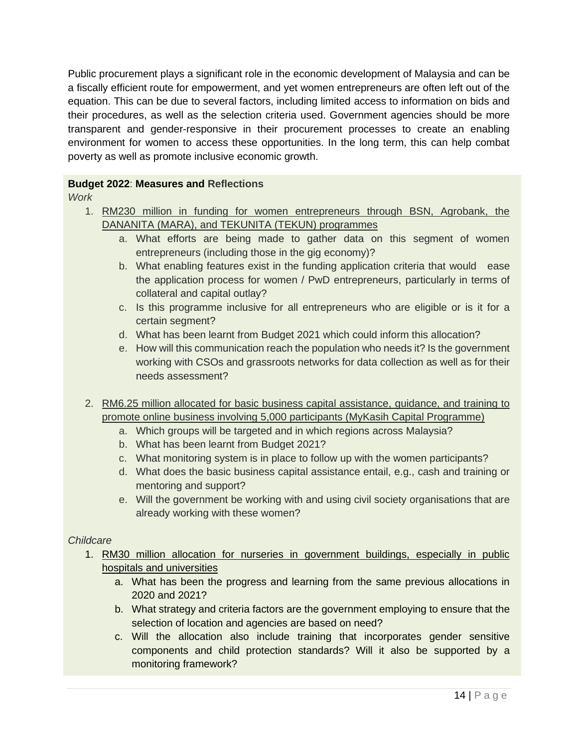Public procurement plays a significant role in the economic development of Malaysia and can be a fiscally efficient route for empowerment, and yet women entrepreneurs are often left out of the equation. This can be due to several factors, including limited access to information on bids and their procedures, as well as the selection criteria used. Government agencies should be more transparent and gender-responsive in their procurement processes to create an enabling environment for women to access these opportunities. In the long term, this can help combat poverty as well as promote inclusive economic growth.

**Budget 2022**: **Measures and Reflections**

*Work*

1. RM230 million in funding for women entrepreneurs through BSN, Agrobank, the DANANITA (MARA), and TEKUNITA (TEKUN) programmes
   a. What efforts are being made to gather data on this segment of women entrepreneurs (including those in the gig economy)?
   b. What enabling features exist in the funding application criteria that would ease the application process for women / PwD entrepreneurs, particularly in terms of collateral and capital outlay?
   c. Is this programme inclusive for all entrepreneurs who are eligible or is it for a certain segment?
   d. What has been learnt from Budget 2021 which could inform this allocation?
   e. How will this communication reach the population who needs it? Is the government working with CSOs and grassroots networks for data collection as well as for their needs assessment?

2. RM6.25 million allocated for basic business capital assistance, guidance, and training to promote online business involving 5,000 participants (MyKasih Capital Programme)
   a. Which groups will be targeted and in which regions across Malaysia?
   b. What has been learnt from Budget 2021?
   c. What monitoring system is in place to follow up with the women participants?
   d. What does the basic business capital assistance entail, e.g., cash and training or mentoring and support?
   e. Will the government be working with and using civil society organisations that are already working with these women?

*Childcare*

1. RM30 million allocation for nurseries in government buildings, especially in public hospitals and universities
   a. What has been the progress and learning from the same previous allocations in 2020 and 2021?
   b. What strategy and criteria factors are the government employing to ensure that the selection of location and agencies are based on need?
   c. Will the allocation also include training that incorporates gender sensitive components and child protection standards? Will it also be supported by a monitoring framework?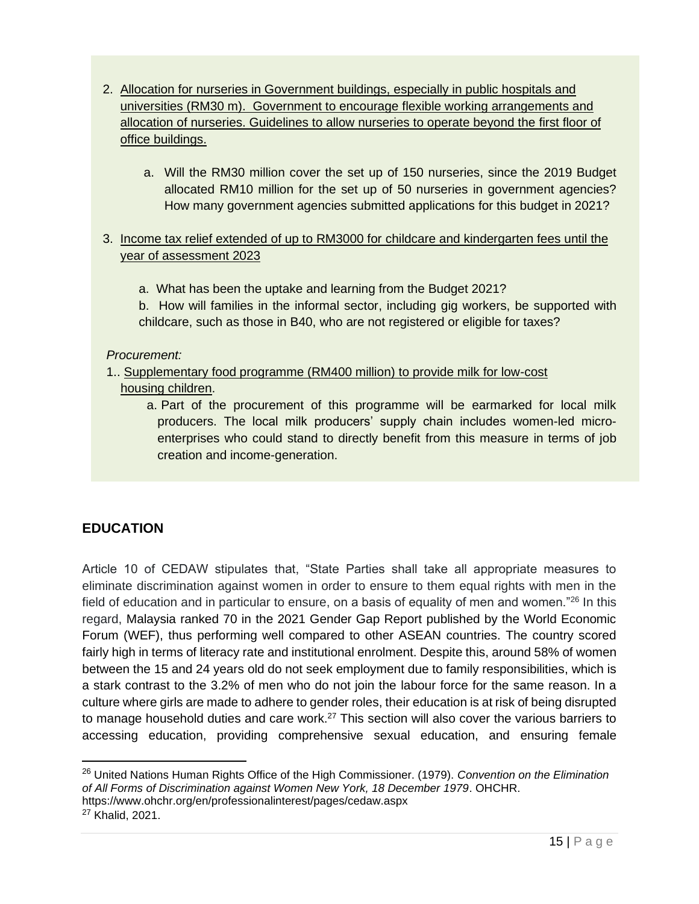2. <u>Allocation for nurseries in Government buildings, especially in public hospitals and universities (RM30 m). Government to encourage flexible working arrangements and allocation of nurseries. Guidelines to allow nurseries to operate beyond the first floor of office buildings.</u>

    a. Will the RM30 million cover the set up of 150 nurseries, since the 2019 Budget allocated RM10 million for the set up of 50 nurseries in government agencies? How many government agencies submitted applications for this budget in 2021?

3. <u>Income tax relief extended of up to RM3000 for childcare and kindergarten fees until the year of assessment 2023</u>

    a. What has been the uptake and learning from the Budget 2021?

    b. How will families in the informal sector, including gig workers, be supported with childcare, such as those in B40, who are not registered or eligible for taxes?

*Procurement:*

1.. <u>Supplementary food programme (RM400 million) to provide milk for low-cost housing children</u>.

    a. Part of the procurement of this programme will be earmarked for local milk producers. The local milk producers' supply chain includes women-led micro-enterprises who could stand to directly benefit from this measure in terms of job creation and income-generation.

## EDUCATION

Article 10 of CEDAW stipulates that, "State Parties shall take all appropriate measures to eliminate discrimination against women in order to ensure to them equal rights with men in the field of education and in particular to ensure, on a basis of equality of men and women."[26] In this regard, Malaysia ranked 70 in the 2021 Gender Gap Report published by the World Economic Forum (WEF), thus performing well compared to other ASEAN countries. The country scored fairly high in terms of literacy rate and institutional enrolment. Despite this, around 58% of women between the 15 and 24 years old do not seek employment due to family responsibilities, which is a stark contrast to the 3.2% of men who do not join the labour force for the same reason. In a culture where girls are made to adhere to gender roles, their education is at risk of being disrupted to manage household duties and care work.[27] This section will also cover the various barriers to accessing education, providing comprehensive sexual education, and ensuring female

[26] United Nations Human Rights Office of the High Commissioner. (1979). *Convention on the Elimination of All Forms of Discrimination against Women New York, 18 December 1979*. OHCHR. https://www.ohchr.org/en/professionalinterest/pages/cedaw.aspx

[27] Khalid, 2021.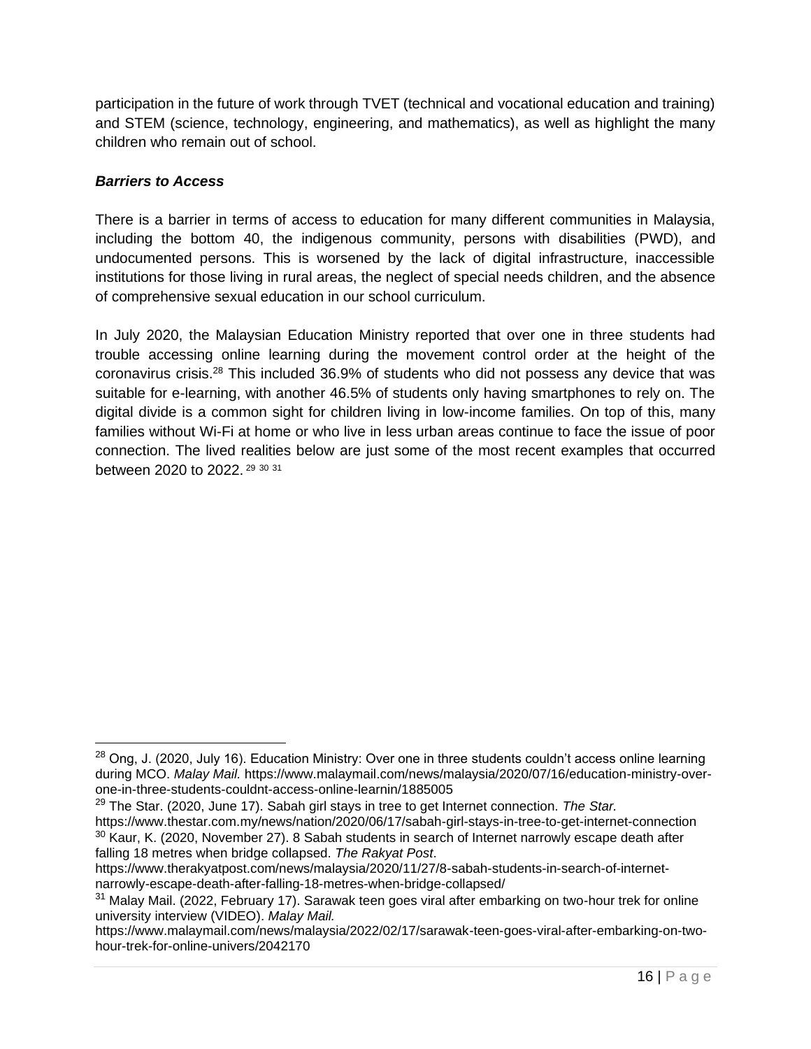participation in the future of work through TVET (technical and vocational education and training) and STEM (science, technology, engineering, and mathematics), as well as highlight the many children who remain out of school.

### ***Barriers to Access***

There is a barrier in terms of access to education for many different communities in Malaysia, including the bottom 40, the indigenous community, persons with disabilities (PWD), and undocumented persons. This is worsened by the lack of digital infrastructure, inaccessible institutions for those living in rural areas, the neglect of special needs children, and the absence of comprehensive sexual education in our school curriculum.

In July 2020, the Malaysian Education Ministry reported that over one in three students had trouble accessing online learning during the movement control order at the height of the coronavirus crisis.[28] This included 36.9% of students who did not possess any device that was suitable for e-learning, with another 46.5% of students only having smartphones to rely on. The digital divide is a common sight for children living in low-income families. On top of this, many families without Wi-Fi at home or who live in less urban areas continue to face the issue of poor connection. The lived realities below are just some of the most recent examples that occurred between 2020 to 2022.[29] [30] [31]

---

[28] Ong, J. (2020, July 16). Education Ministry: Over one in three students couldn't access online learning during MCO. *Malay Mail.* https://www.malaymail.com/news/malaysia/2020/07/16/education-ministry-over-one-in-three-students-couldnt-access-online-learnin/1885005

[29] The Star. (2020, June 17). Sabah girl stays in tree to get Internet connection. *The Star.* https://www.thestar.com.my/news/nation/2020/06/17/sabah-girl-stays-in-tree-to-get-internet-connection

[30] Kaur, K. (2020, November 27). 8 Sabah students in search of Internet narrowly escape death after falling 18 metres when bridge collapsed. *The Rakyat Post*. https://www.therakyatpost.com/news/malaysia/2020/11/27/8-sabah-students-in-search-of-internet-narrowly-escape-death-after-falling-18-metres-when-bridge-collapsed/

[31] Malay Mail. (2022, February 17). Sarawak teen goes viral after embarking on two-hour trek for online university interview (VIDEO). *Malay Mail.* https://www.malaymail.com/news/malaysia/2022/02/17/sarawak-teen-goes-viral-after-embarking-on-two-hour-trek-for-online-univers/2042170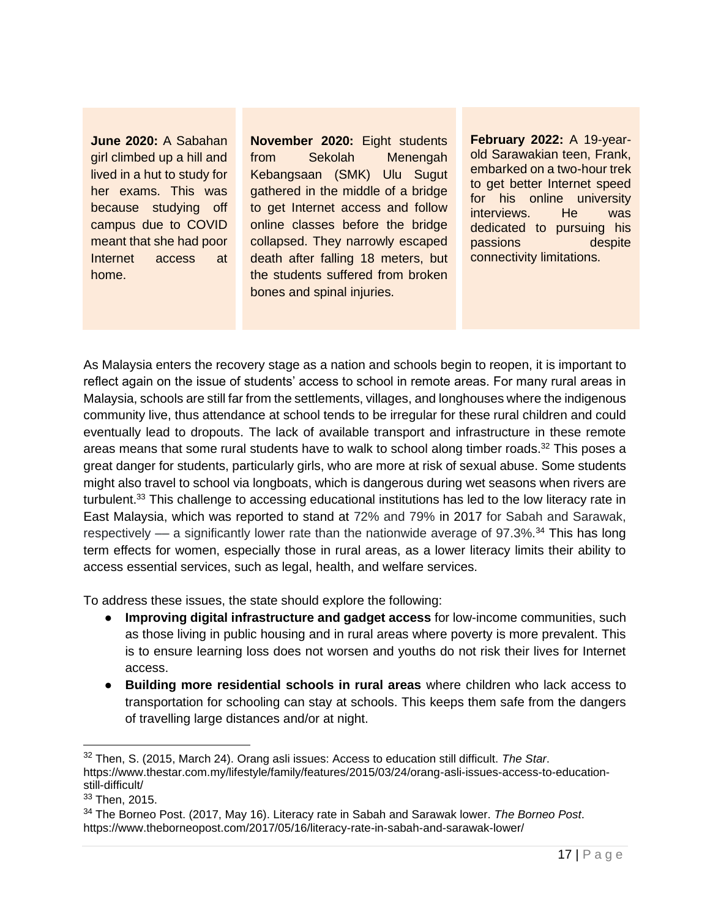**June 2020:** A Sabahan girl climbed up a hill and lived in a hut to study for her exams. This was because studying off campus due to COVID meant that she had poor Internet access at home.

**November 2020:** Eight students from Sekolah Menengah Kebangsaan (SMK) Ulu Sugut gathered in the middle of a bridge to get Internet access and follow online classes before the bridge collapsed. They narrowly escaped death after falling 18 meters, but the students suffered from broken bones and spinal injuries.

**February 2022:** A 19-year-old Sarawakian teen, Frank, embarked on a two-hour trek to get better Internet speed for his online university interviews. He was dedicated to pursuing his passions despite connectivity limitations.

As Malaysia enters the recovery stage as a nation and schools begin to reopen, it is important to reflect again on the issue of students' access to school in remote areas. For many rural areas in Malaysia, schools are still far from the settlements, villages, and longhouses where the indigenous community live, thus attendance at school tends to be irregular for these rural children and could eventually lead to dropouts. The lack of available transport and infrastructure in these remote areas means that some rural students have to walk to school along timber roads.[32] This poses a great danger for students, particularly girls, who are more at risk of sexual abuse. Some students might also travel to school via longboats, which is dangerous during wet seasons when rivers are turbulent.[33] This challenge to accessing educational institutions has led to the low literacy rate in East Malaysia, which was reported to stand at 72% and 79% in 2017 for Sabah and Sarawak, respectively — a significantly lower rate than the nationwide average of 97.3%.[34] This has long term effects for women, especially those in rural areas, as a lower literacy limits their ability to access essential services, such as legal, health, and welfare services.

To address these issues, the state should explore the following:

- **Improving digital infrastructure and gadget access** for low-income communities, such as those living in public housing and in rural areas where poverty is more prevalent. This is to ensure learning loss does not worsen and youths do not risk their lives for Internet access.
- **Building more residential schools in rural areas** where children who lack access to transportation for schooling can stay at schools. This keeps them safe from the dangers of travelling large distances and/or at night.

---

[32] Then, S. (2015, March 24). Orang asli issues: Access to education still difficult. *The Star*. https://www.thestar.com.my/lifestyle/family/features/2015/03/24/orang-asli-issues-access-to-education-still-difficult/

[33] Then, 2015.

[34] The Borneo Post. (2017, May 16). Literacy rate in Sabah and Sarawak lower. *The Borneo Post*. https://www.theborneopost.com/2017/05/16/literacy-rate-in-sabah-and-sarawak-lower/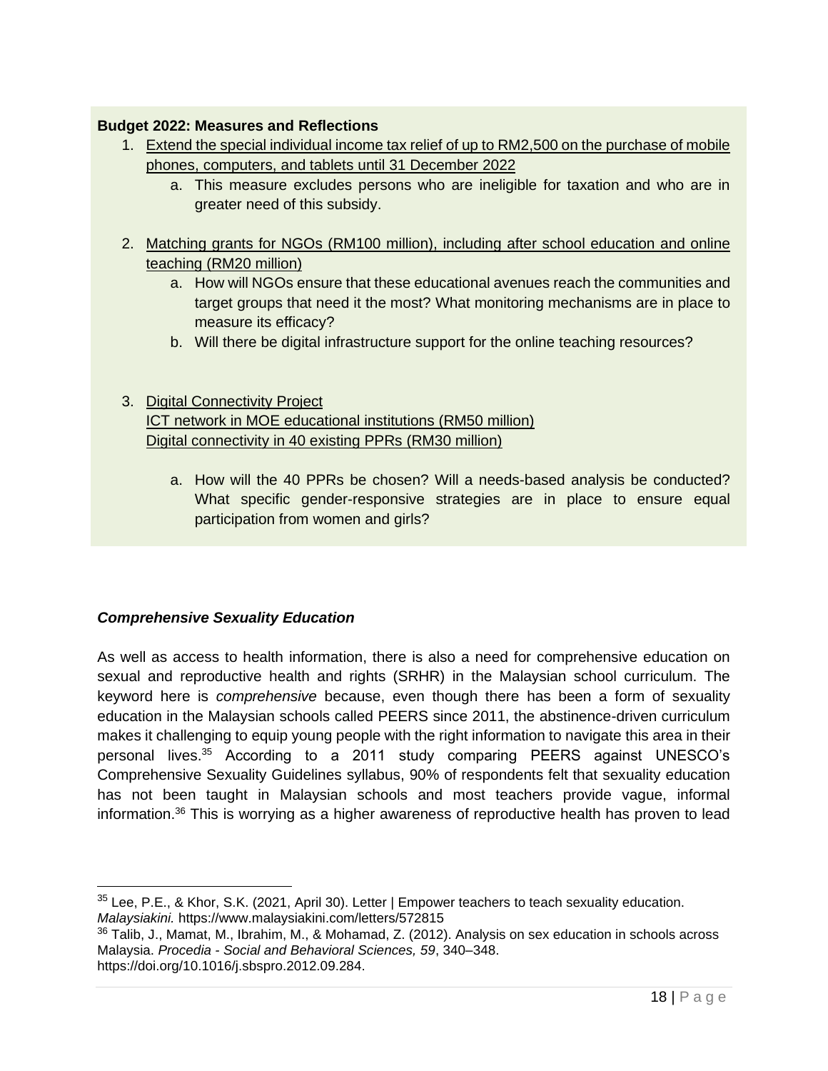**Budget 2022: Measures and Reflections**

1. Extend the special individual income tax relief of up to RM2,500 on the purchase of mobile phones, computers, and tablets until 31 December 2022
    a. This measure excludes persons who are ineligible for taxation and who are in greater need of this subsidy.

2. Matching grants for NGOs (RM100 million), including after school education and online teaching (RM20 million)
    a. How will NGOs ensure that these educational avenues reach the communities and target groups that need it the most? What monitoring mechanisms are in place to measure its efficacy?
    b. Will there be digital infrastructure support for the online teaching resources?

3. Digital Connectivity Project
   ICT network in MOE educational institutions (RM50 million)
   Digital connectivity in 40 existing PPRs (RM30 million)

    a. How will the 40 PPRs be chosen? Will a needs-based analysis be conducted? What specific gender-responsive strategies are in place to ensure equal participation from women and girls?

***Comprehensive Sexuality Education***

As well as access to health information, there is also a need for comprehensive education on sexual and reproductive health and rights (SRHR) in the Malaysian school curriculum. The keyword here is *comprehensive* because, even though there has been a form of sexuality education in the Malaysian schools called PEERS since 2011, the abstinence-driven curriculum makes it challenging to equip young people with the right information to navigate this area in their personal lives.[35] According to a 2011 study comparing PEERS against UNESCO's Comprehensive Sexuality Guidelines syllabus, 90% of respondents felt that sexuality education has not been taught in Malaysian schools and most teachers provide vague, informal information.[36] This is worrying as a higher awareness of reproductive health has proven to lead

---

[35] Lee, P.E., & Khor, S.K. (2021, April 30). Letter | Empower teachers to teach sexuality education. *Malaysiakini.* https://www.malaysiakini.com/letters/572815

[36] Talib, J., Mamat, M., Ibrahim, M., & Mohamad, Z. (2012). Analysis on sex education in schools across Malaysia. *Procedia - Social and Behavioral Sciences, 59*, 340–348. https://doi.org/10.1016/j.sbspro.2012.09.284.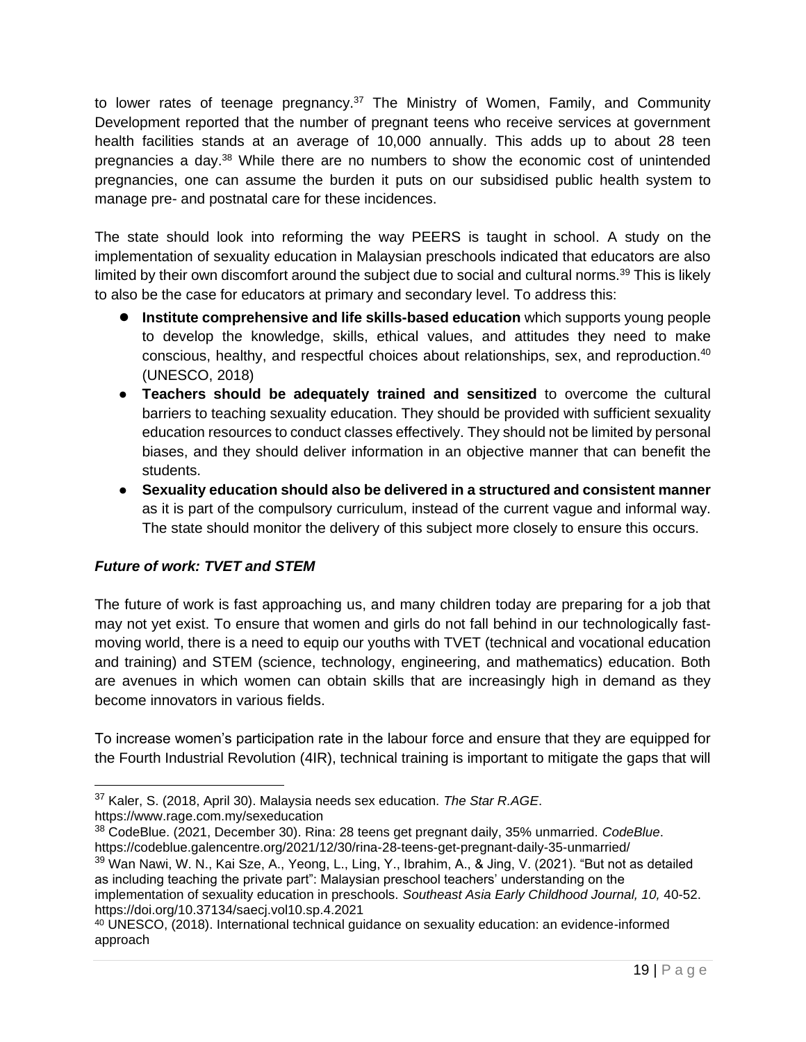to lower rates of teenage pregnancy.[37] The Ministry of Women, Family, and Community Development reported that the number of pregnant teens who receive services at government health facilities stands at an average of 10,000 annually. This adds up to about 28 teen pregnancies a day.[38] While there are no numbers to show the economic cost of unintended pregnancies, one can assume the burden it puts on our subsidised public health system to manage pre- and postnatal care for these incidences.

The state should look into reforming the way PEERS is taught in school. A study on the implementation of sexuality education in Malaysian preschools indicated that educators are also limited by their own discomfort around the subject due to social and cultural norms.[39] This is likely to also be the case for educators at primary and secondary level. To address this:

- **Institute comprehensive and life skills-based education** which supports young people to develop the knowledge, skills, ethical values, and attitudes they need to make conscious, healthy, and respectful choices about relationships, sex, and reproduction.[40] (UNESCO, 2018)
- **Teachers should be adequately trained and sensitized** to overcome the cultural barriers to teaching sexuality education. They should be provided with sufficient sexuality education resources to conduct classes effectively. They should not be limited by personal biases, and they should deliver information in an objective manner that can benefit the students.
- **Sexuality education should also be delivered in a structured and consistent manner** as it is part of the compulsory curriculum, instead of the current vague and informal way. The state should monitor the delivery of this subject more closely to ensure this occurs.

### *Future of work: TVET and STEM*

The future of work is fast approaching us, and many children today are preparing for a job that may not yet exist. To ensure that women and girls do not fall behind in our technologically fast-moving world, there is a need to equip our youths with TVET (technical and vocational education and training) and STEM (science, technology, engineering, and mathematics) education. Both are avenues in which women can obtain skills that are increasingly high in demand as they become innovators in various fields.

To increase women's participation rate in the labour force and ensure that they are equipped for the Fourth Industrial Revolution (4IR), technical training is important to mitigate the gaps that will

---

[37] Kaler, S. (2018, April 30). Malaysia needs sex education. *The Star R.AGE*. https://www.rage.com.my/sexeducation

[38] CodeBlue. (2021, December 30). Rina: 28 teens get pregnant daily, 35% unmarried. *CodeBlue*. https://codeblue.galencentre.org/2021/12/30/rina-28-teens-get-pregnant-daily-35-unmarried/

[39] Wan Nawi, W. N., Kai Sze, A., Yeong, L., Ling, Y., Ibrahim, A., & Jing, V. (2021). "But not as detailed as including teaching the private part": Malaysian preschool teachers' understanding on the implementation of sexuality education in preschools. *Southeast Asia Early Childhood Journal, 10,* 40-52. https://doi.org/10.37134/saecj.vol10.sp.4.2021

[40] UNESCO, (2018). International technical guidance on sexuality education: an evidence-informed approach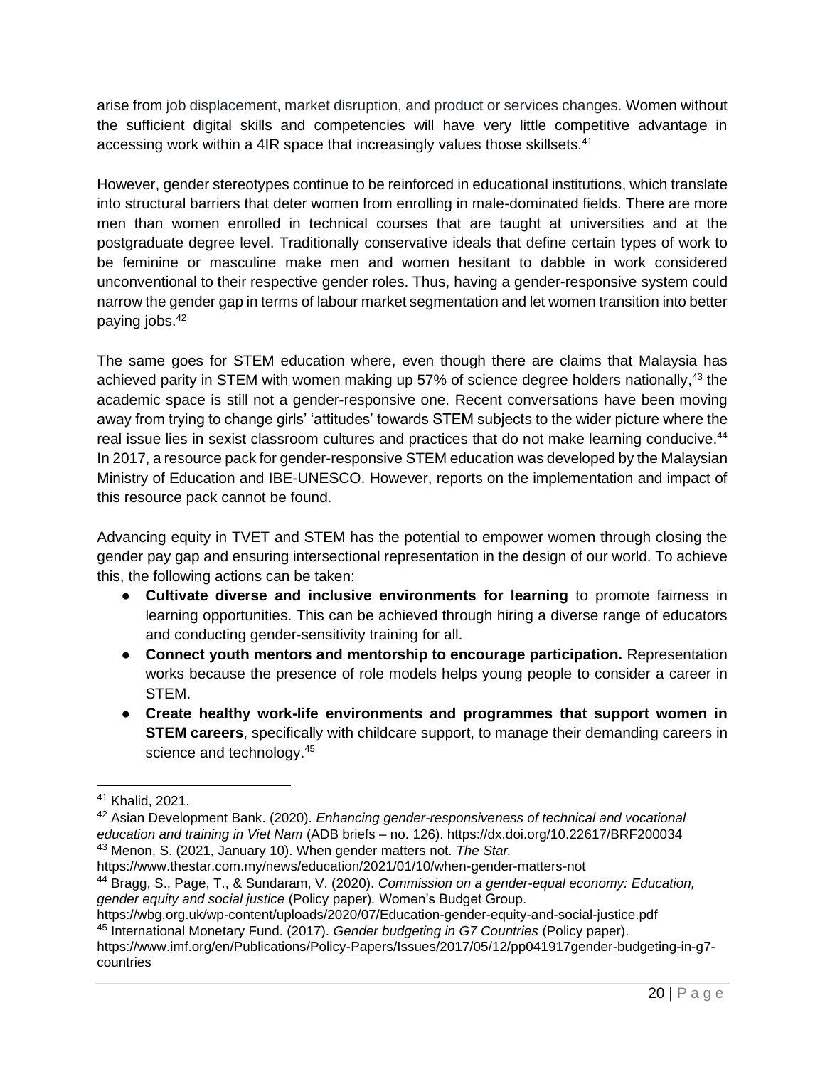arise from job displacement, market disruption, and product or services changes. Women without the sufficient digital skills and competencies will have very little competitive advantage in accessing work within a 4IR space that increasingly values those skillsets.[41]

However, gender stereotypes continue to be reinforced in educational institutions, which translate into structural barriers that deter women from enrolling in male-dominated fields. There are more men than women enrolled in technical courses that are taught at universities and at the postgraduate degree level. Traditionally conservative ideals that define certain types of work to be feminine or masculine make men and women hesitant to dabble in work considered unconventional to their respective gender roles. Thus, having a gender-responsive system could narrow the gender gap in terms of labour market segmentation and let women transition into better paying jobs.[42]

The same goes for STEM education where, even though there are claims that Malaysia has achieved parity in STEM with women making up 57% of science degree holders nationally,[43] the academic space is still not a gender-responsive one. Recent conversations have been moving away from trying to change girls' 'attitudes' towards STEM subjects to the wider picture where the real issue lies in sexist classroom cultures and practices that do not make learning conducive.[44] In 2017, a resource pack for gender-responsive STEM education was developed by the Malaysian Ministry of Education and IBE-UNESCO. However, reports on the implementation and impact of this resource pack cannot be found.

Advancing equity in TVET and STEM has the potential to empower women through closing the gender pay gap and ensuring intersectional representation in the design of our world. To achieve this, the following actions can be taken:

- **Cultivate diverse and inclusive environments for learning** to promote fairness in learning opportunities. This can be achieved through hiring a diverse range of educators and conducting gender-sensitivity training for all.
- **Connect youth mentors and mentorship to encourage participation.** Representation works because the presence of role models helps young people to consider a career in STEM.
- **Create healthy work-life environments and programmes that support women in STEM careers**, specifically with childcare support, to manage their demanding careers in science and technology.[45]

---

[41] Khalid, 2021.

[42] Asian Development Bank. (2020). *Enhancing gender-responsiveness of technical and vocational education and training in Viet Nam* (ADB briefs – no. 126). https://dx.doi.org/10.22617/BRF200034

[43] Menon, S. (2021, January 10). When gender matters not. *The Star.* https://www.thestar.com.my/news/education/2021/01/10/when-gender-matters-not

[44] Bragg, S., Page, T., & Sundaram, V. (2020). *Commission on a gender-equal economy: Education, gender equity and social justice* (Policy paper). Women's Budget Group. https://wbg.org.uk/wp-content/uploads/2020/07/Education-gender-equity-and-social-justice.pdf

[45] International Monetary Fund. (2017). *Gender budgeting in G7 Countries* (Policy paper). https://www.imf.org/en/Publications/Policy-Papers/Issues/2017/05/12/pp041917gender-budgeting-in-g7-countries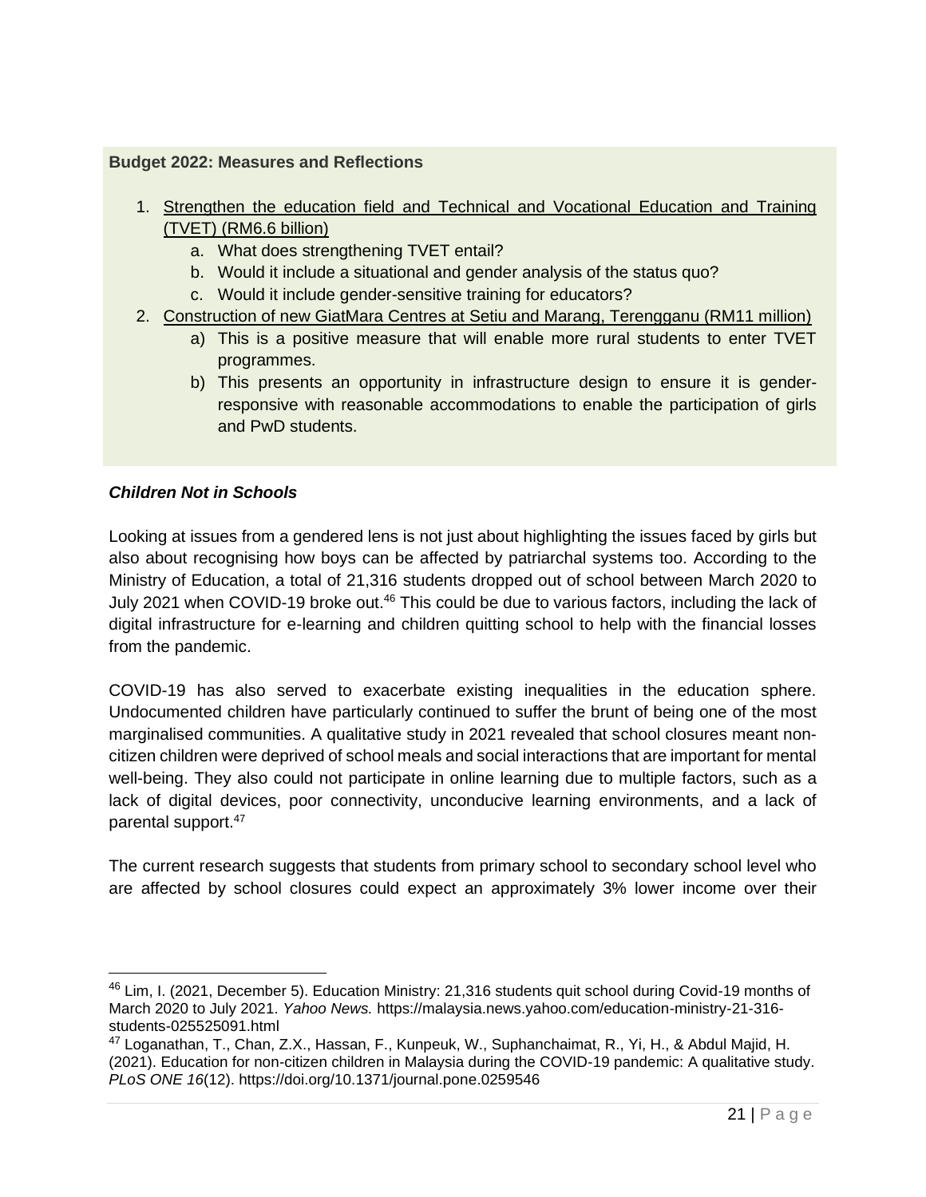**Budget 2022: Measures and Reflections**

1. Strengthen the education field and Technical and Vocational Education and Training (TVET) (RM6.6 billion)
   a. What does strengthening TVET entail?
   b. Would it include a situational and gender analysis of the status quo?
   c. Would it include gender-sensitive training for educators?
2. Construction of new GiatMara Centres at Setiu and Marang, Terengganu (RM11 million)
   a) This is a positive measure that will enable more rural students to enter TVET programmes.
   b) This presents an opportunity in infrastructure design to ensure it is gender-responsive with reasonable accommodations to enable the participation of girls and PwD students.

***Children Not in Schools***

Looking at issues from a gendered lens is not just about highlighting the issues faced by girls but also about recognising how boys can be affected by patriarchal systems too. According to the Ministry of Education, a total of 21,316 students dropped out of school between March 2020 to July 2021 when COVID-19 broke out.[46] This could be due to various factors, including the lack of digital infrastructure for e-learning and children quitting school to help with the financial losses from the pandemic.

COVID-19 has also served to exacerbate existing inequalities in the education sphere. Undocumented children have particularly continued to suffer the brunt of being one of the most marginalised communities. A qualitative study in 2021 revealed that school closures meant non-citizen children were deprived of school meals and social interactions that are important for mental well-being. They also could not participate in online learning due to multiple factors, such as a lack of digital devices, poor connectivity, unconducive learning environments, and a lack of parental support.[47]

The current research suggests that students from primary school to secondary school level who are affected by school closures could expect an approximately 3% lower income over their

---

[46] Lim, I. (2021, December 5). Education Ministry: 21,316 students quit school during Covid-19 months of March 2020 to July 2021. *Yahoo News.* https://malaysia.news.yahoo.com/education-ministry-21-316-students-025525091.html

[47] Loganathan, T., Chan, Z.X., Hassan, F., Kunpeuk, W., Suphanchaimat, R., Yi, H., & Abdul Majid, H. (2021). Education for non-citizen children in Malaysia during the COVID-19 pandemic: A qualitative study. *PLoS ONE 16*(12). https://doi.org/10.1371/journal.pone.0259546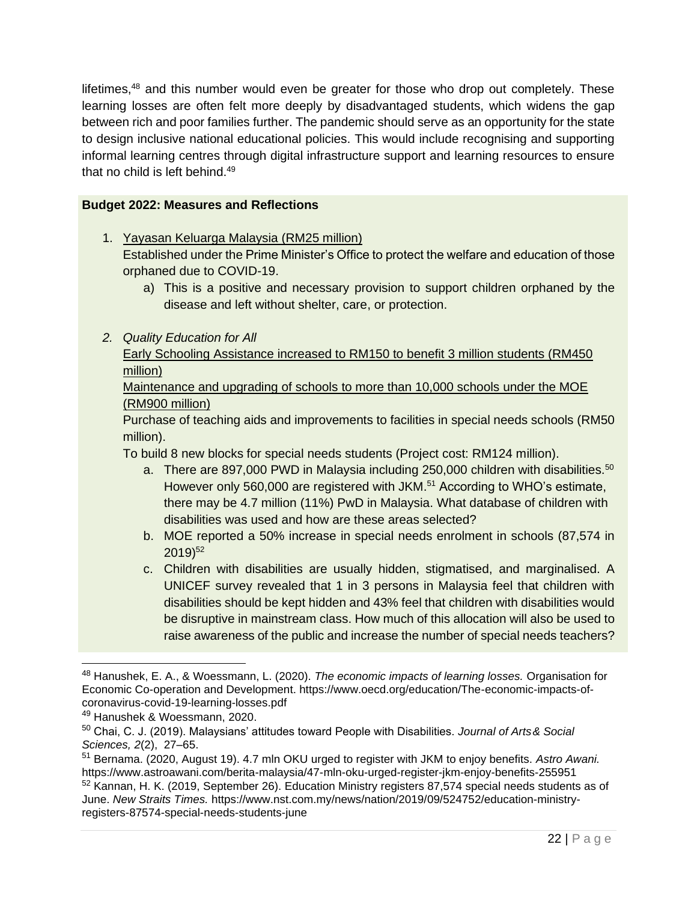lifetimes,[48] and this number would even be greater for those who drop out completely. These learning losses are often felt more deeply by disadvantaged students, which widens the gap between rich and poor families further. The pandemic should serve as an opportunity for the state to design inclusive national educational policies. This would include recognising and supporting informal learning centres through digital infrastructure support and learning resources to ensure that no child is left behind.[49]

**Budget 2022: Measures and Reflections**

1. Yayasan Keluarga Malaysia (RM25 million)
   Established under the Prime Minister's Office to protect the welfare and education of those orphaned due to COVID-19.
   a) This is a positive and necessary provision to support children orphaned by the disease and left without shelter, care, or protection.

2. *Quality Education for All*
   Early Schooling Assistance increased to RM150 to benefit 3 million students (RM450 million)
   Maintenance and upgrading of schools to more than 10,000 schools under the MOE (RM900 million)
   Purchase of teaching aids and improvements to facilities in special needs schools (RM50 million).
   To build 8 new blocks for special needs students (Project cost: RM124 million).
   a. There are 897,000 PWD in Malaysia including 250,000 children with disabilities.[50] However only 560,000 are registered with JKM.[51] According to WHO's estimate, there may be 4.7 million (11%) PwD in Malaysia. What database of children with disabilities was used and how are these areas selected?
   b. MOE reported a 50% increase in special needs enrolment in schools (87,574 in 2019)[52]
   c. Children with disabilities are usually hidden, stigmatised, and marginalised. A UNICEF survey revealed that 1 in 3 persons in Malaysia feel that children with disabilities should be kept hidden and 43% feel that children with disabilities would be disruptive in mainstream class. How much of this allocation will also be used to raise awareness of the public and increase the number of special needs teachers?

---

[48] Hanushek, E. A., & Woessmann, L. (2020). *The economic impacts of learning losses.* Organisation for Economic Co-operation and Development. https://www.oecd.org/education/The-economic-impacts-of-coronavirus-covid-19-learning-losses.pdf

[49] Hanushek & Woessmann, 2020.

[50] Chai, C. J. (2019). Malaysians' attitudes toward People with Disabilities. *Journal of Arts & Social Sciences, 2*(2), 27–65.

[51] Bernama. (2020, August 19). 4.7 mln OKU urged to register with JKM to enjoy benefits. *Astro Awani.* https://www.astroawani.com/berita-malaysia/47-mln-oku-urged-register-jkm-enjoy-benefits-255951

[52] Kannan, H. K. (2019, September 26). Education Ministry registers 87,574 special needs students as of June. *New Straits Times.* https://www.nst.com.my/news/nation/2019/09/524752/education-ministry-registers-87574-special-needs-students-june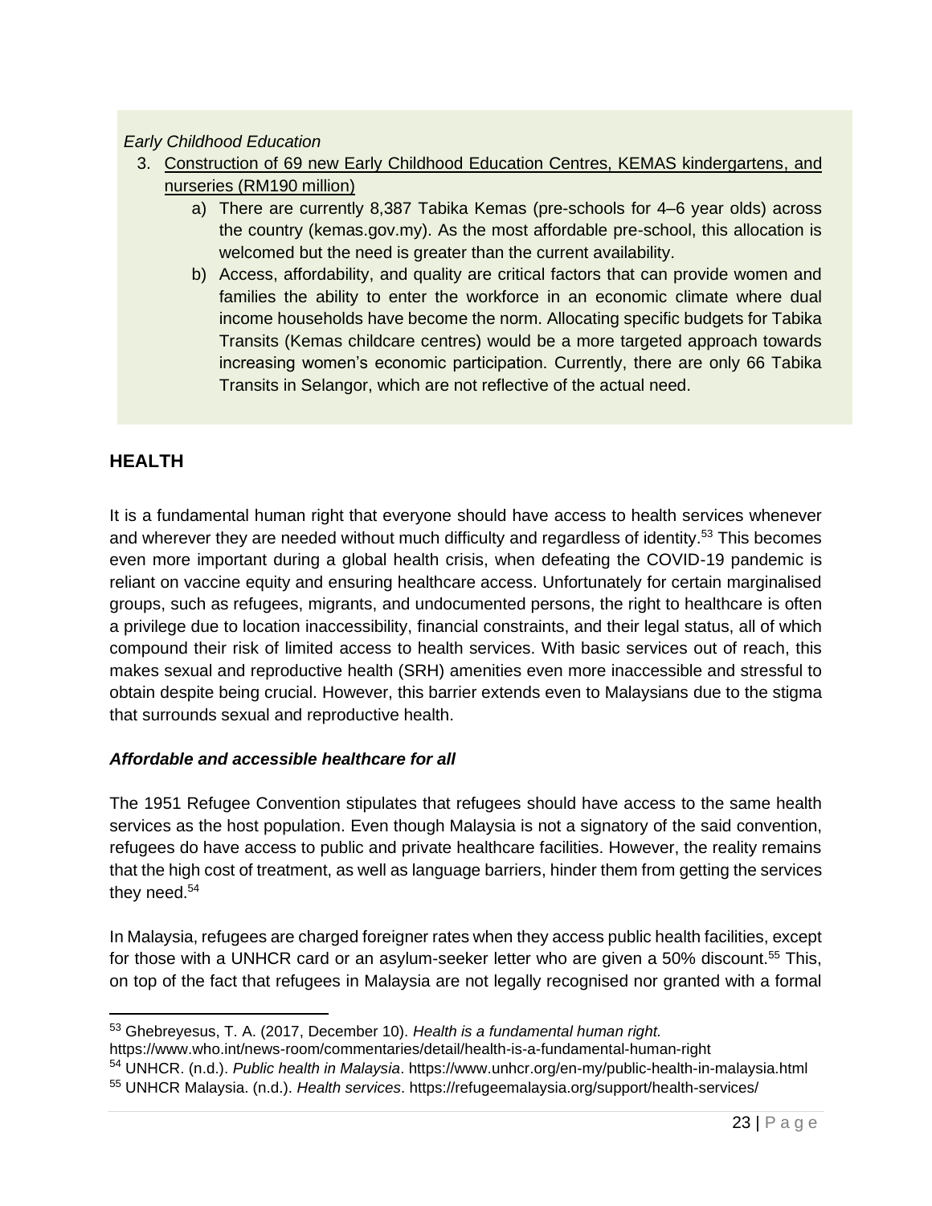*Early Childhood Education*

3. <u>Construction of 69 new Early Childhood Education Centres, KEMAS kindergartens, and nurseries (RM190 million)</u>
   a) There are currently 8,387 Tabika Kemas (pre-schools for 4–6 year olds) across the country (kemas.gov.my). As the most affordable pre-school, this allocation is welcomed but the need is greater than the current availability.
   b) Access, affordability, and quality are critical factors that can provide women and families the ability to enter the workforce in an economic climate where dual income households have become the norm. Allocating specific budgets for Tabika Transits (Kemas childcare centres) would be a more targeted approach towards increasing women's economic participation. Currently, there are only 66 Tabika Transits in Selangor, which are not reflective of the actual need.

## HEALTH

It is a fundamental human right that everyone should have access to health services whenever and wherever they are needed without much difficulty and regardless of identity.[53] This becomes even more important during a global health crisis, when defeating the COVID-19 pandemic is reliant on vaccine equity and ensuring healthcare access. Unfortunately for certain marginalised groups, such as refugees, migrants, and undocumented persons, the right to healthcare is often a privilege due to location inaccessibility, financial constraints, and their legal status, all of which compound their risk of limited access to health services. With basic services out of reach, this makes sexual and reproductive health (SRH) amenities even more inaccessible and stressful to obtain despite being crucial. However, this barrier extends even to Malaysians due to the stigma that surrounds sexual and reproductive health.

### *Affordable and accessible healthcare for all*

The 1951 Refugee Convention stipulates that refugees should have access to the same health services as the host population. Even though Malaysia is not a signatory of the said convention, refugees do have access to public and private healthcare facilities. However, the reality remains that the high cost of treatment, as well as language barriers, hinder them from getting the services they need.[54]

In Malaysia, refugees are charged foreigner rates when they access public health facilities, except for those with a UNHCR card or an asylum-seeker letter who are given a 50% discount.[55] This, on top of the fact that refugees in Malaysia are not legally recognised nor granted with a formal

---

[53] Ghebreyesus, T. A. (2017, December 10). *Health is a fundamental human right.* https://www.who.int/news-room/commentaries/detail/health-is-a-fundamental-human-right

[54] UNHCR. (n.d.). *Public health in Malaysia*. https://www.unhcr.org/en-my/public-health-in-malaysia.html

[55] UNHCR Malaysia. (n.d.). *Health services*. https://refugeemalaysia.org/support/health-services/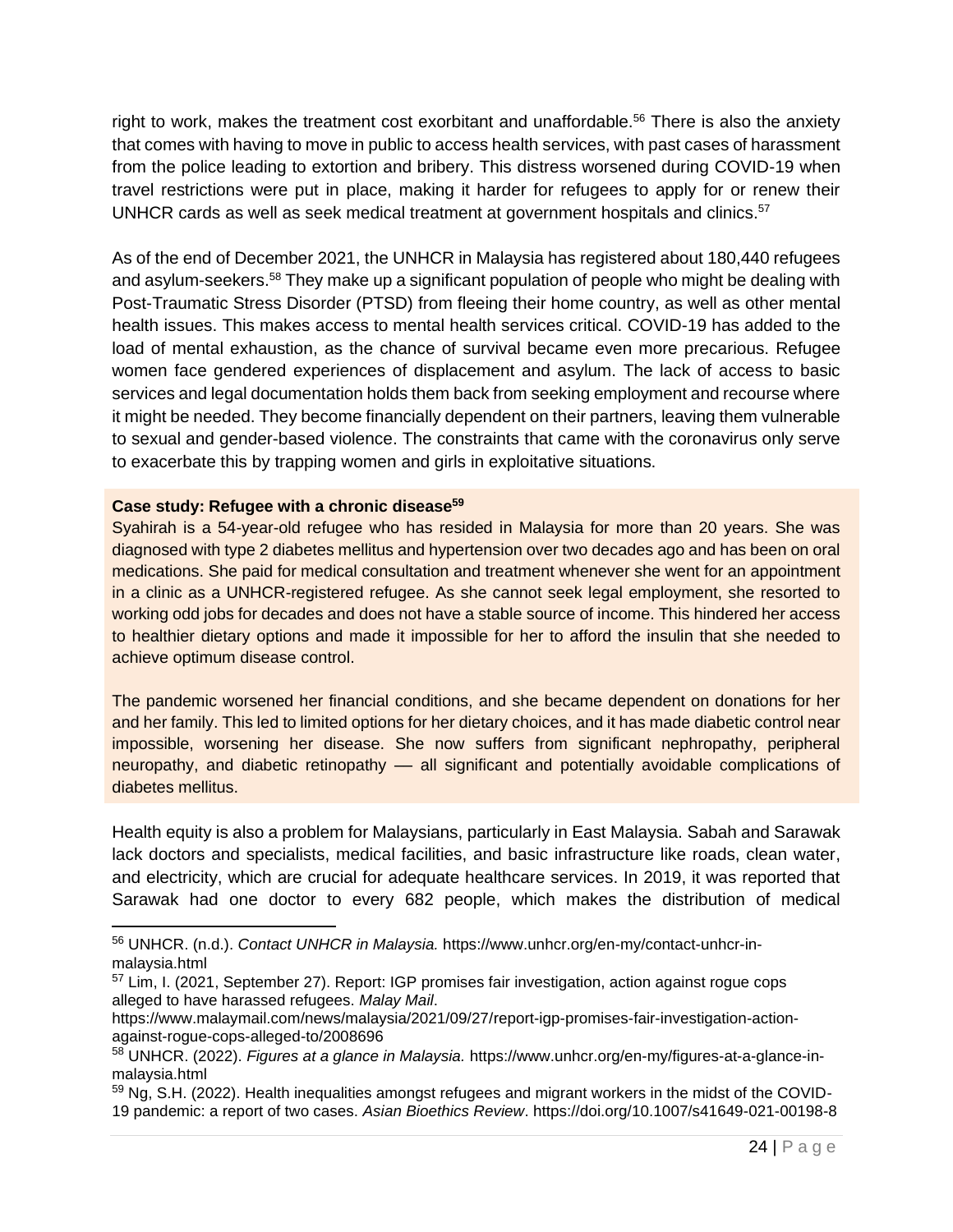right to work, makes the treatment cost exorbitant and unaffordable.[56] There is also the anxiety that comes with having to move in public to access health services, with past cases of harassment from the police leading to extortion and bribery. This distress worsened during COVID-19 when travel restrictions were put in place, making it harder for refugees to apply for or renew their UNHCR cards as well as seek medical treatment at government hospitals and clinics.[57]

As of the end of December 2021, the UNHCR in Malaysia has registered about 180,440 refugees and asylum-seekers.[58] They make up a significant population of people who might be dealing with Post-Traumatic Stress Disorder (PTSD) from fleeing their home country, as well as other mental health issues. This makes access to mental health services critical. COVID-19 has added to the load of mental exhaustion, as the chance of survival became even more precarious. Refugee women face gendered experiences of displacement and asylum. The lack of access to basic services and legal documentation holds them back from seeking employment and recourse where it might be needed. They become financially dependent on their partners, leaving them vulnerable to sexual and gender-based violence. The constraints that came with the coronavirus only serve to exacerbate this by trapping women and girls in exploitative situations.

**Case study: Refugee with a chronic disease[59]**

Syahirah is a 54-year-old refugee who has resided in Malaysia for more than 20 years. She was diagnosed with type 2 diabetes mellitus and hypertension over two decades ago and has been on oral medications. She paid for medical consultation and treatment whenever she went for an appointment in a clinic as a UNHCR-registered refugee. As she cannot seek legal employment, she resorted to working odd jobs for decades and does not have a stable source of income. This hindered her access to healthier dietary options and made it impossible for her to afford the insulin that she needed to achieve optimum disease control.

The pandemic worsened her financial conditions, and she became dependent on donations for her and her family. This led to limited options for her dietary choices, and it has made diabetic control near impossible, worsening her disease. She now suffers from significant nephropathy, peripheral neuropathy, and diabetic retinopathy — all significant and potentially avoidable complications of diabetes mellitus.

Health equity is also a problem for Malaysians, particularly in East Malaysia. Sabah and Sarawak lack doctors and specialists, medical facilities, and basic infrastructure like roads, clean water, and electricity, which are crucial for adequate healthcare services. In 2019, it was reported that Sarawak had one doctor to every 682 people, which makes the distribution of medical

---

[56] UNHCR. (n.d.). *Contact UNHCR in Malaysia.* https://www.unhcr.org/en-my/contact-unhcr-in-malaysia.html

[57] Lim, I. (2021, September 27). Report: IGP promises fair investigation, action against rogue cops alleged to have harassed refugees. *Malay Mail*. https://www.malaymail.com/news/malaysia/2021/09/27/report-igp-promises-fair-investigation-action-against-rogue-cops-alleged-to/2008696

[58] UNHCR. (2022). *Figures at a glance in Malaysia.* https://www.unhcr.org/en-my/figures-at-a-glance-in-malaysia.html

[59] Ng, S.H. (2022). Health inequalities amongst refugees and migrant workers in the midst of the COVID-19 pandemic: a report of two cases. *Asian Bioethics Review*. https://doi.org/10.1007/s41649-021-00198-8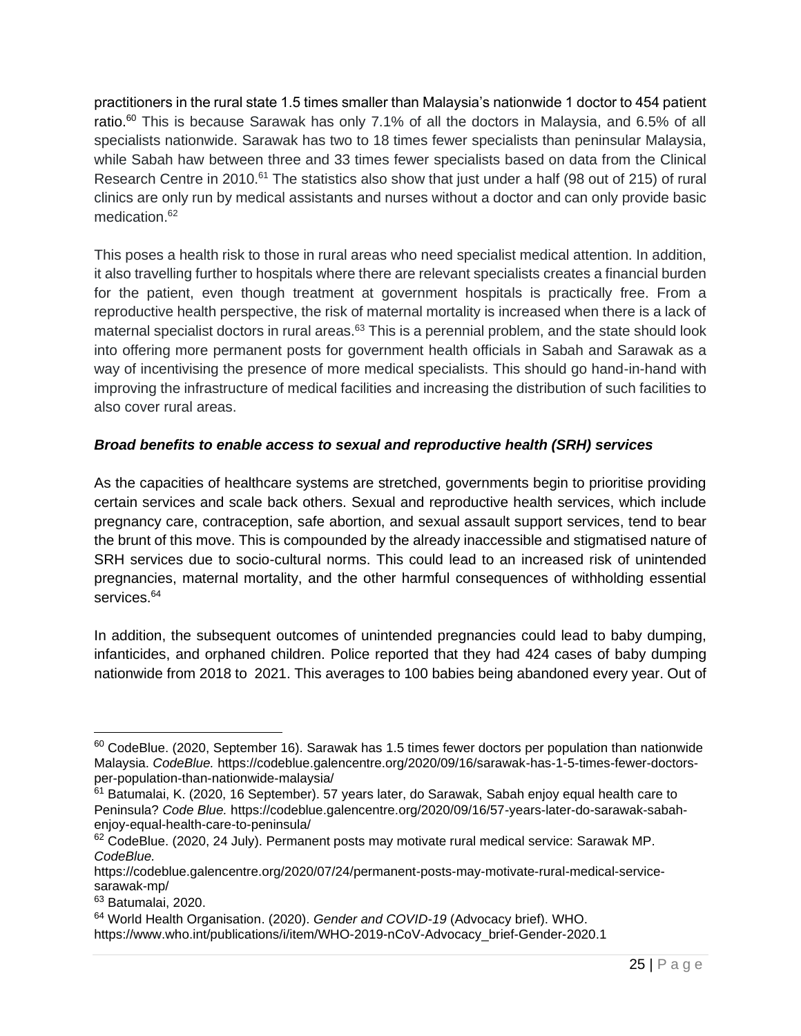practitioners in the rural state 1.5 times smaller than Malaysia's nationwide 1 doctor to 454 patient ratio.[60] This is because Sarawak has only 7.1% of all the doctors in Malaysia, and 6.5% of all specialists nationwide. Sarawak has two to 18 times fewer specialists than peninsular Malaysia, while Sabah haw between three and 33 times fewer specialists based on data from the Clinical Research Centre in 2010.[61] The statistics also show that just under a half (98 out of 215) of rural clinics are only run by medical assistants and nurses without a doctor and can only provide basic medication.[62]

This poses a health risk to those in rural areas who need specialist medical attention. In addition, it also travelling further to hospitals where there are relevant specialists creates a financial burden for the patient, even though treatment at government hospitals is practically free. From a reproductive health perspective, the risk of maternal mortality is increased when there is a lack of maternal specialist doctors in rural areas.[63] This is a perennial problem, and the state should look into offering more permanent posts for government health officials in Sabah and Sarawak as a way of incentivising the presence of more medical specialists. This should go hand-in-hand with improving the infrastructure of medical facilities and increasing the distribution of such facilities to also cover rural areas.

***Broad benefits to enable access to sexual and reproductive health (SRH) services***

As the capacities of healthcare systems are stretched, governments begin to prioritise providing certain services and scale back others. Sexual and reproductive health services, which include pregnancy care, contraception, safe abortion, and sexual assault support services, tend to bear the brunt of this move. This is compounded by the already inaccessible and stigmatised nature of SRH services due to socio-cultural norms. This could lead to an increased risk of unintended pregnancies, maternal mortality, and the other harmful consequences of withholding essential services.[64]

In addition, the subsequent outcomes of unintended pregnancies could lead to baby dumping, infanticides, and orphaned children. Police reported that they had 424 cases of baby dumping nationwide from 2018 to 2021. This averages to 100 babies being abandoned every year. Out of

---

[60] CodeBlue. (2020, September 16). Sarawak has 1.5 times fewer doctors per population than nationwide Malaysia. *CodeBlue.* https://codeblue.galencentre.org/2020/09/16/sarawak-has-1-5-times-fewer-doctors-per-population-than-nationwide-malaysia/

[61] Batumalai, K. (2020, 16 September). 57 years later, do Sarawak, Sabah enjoy equal health care to Peninsula? *Code Blue.* https://codeblue.galencentre.org/2020/09/16/57-years-later-do-sarawak-sabah-enjoy-equal-health-care-to-peninsula/

[62] CodeBlue. (2020, 24 July). Permanent posts may motivate rural medical service: Sarawak MP. *CodeBlue.* https://codeblue.galencentre.org/2020/07/24/permanent-posts-may-motivate-rural-medical-service-sarawak-mp/

[63] Batumalai, 2020.

[64] World Health Organisation. (2020). *Gender and COVID-19* (Advocacy brief). WHO. https://www.who.int/publications/i/item/WHO-2019-nCoV-Advocacy_brief-Gender-2020.1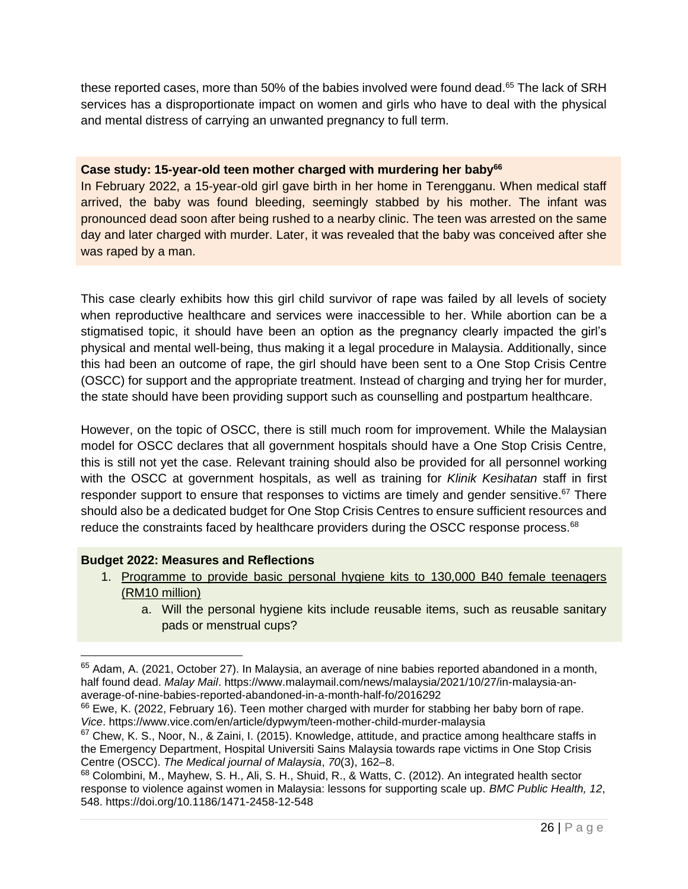these reported cases, more than 50% of the babies involved were found dead.[65] The lack of SRH services has a disproportionate impact on women and girls who have to deal with the physical and mental distress of carrying an unwanted pregnancy to full term.

**Case study: 15-year-old teen mother charged with murdering her baby[66]**
In February 2022, a 15-year-old girl gave birth in her home in Terengganu. When medical staff arrived, the baby was found bleeding, seemingly stabbed by his mother. The infant was pronounced dead soon after being rushed to a nearby clinic. The teen was arrested on the same day and later charged with murder. Later, it was revealed that the baby was conceived after she was raped by a man.

This case clearly exhibits how this girl child survivor of rape was failed by all levels of society when reproductive healthcare and services were inaccessible to her. While abortion can be a stigmatised topic, it should have been an option as the pregnancy clearly impacted the girl's physical and mental well-being, thus making it a legal procedure in Malaysia. Additionally, since this had been an outcome of rape, the girl should have been sent to a One Stop Crisis Centre (OSCC) for support and the appropriate treatment. Instead of charging and trying her for murder, the state should have been providing support such as counselling and postpartum healthcare.

However, on the topic of OSCC, there is still much room for improvement. While the Malaysian model for OSCC declares that all government hospitals should have a One Stop Crisis Centre, this is still not yet the case. Relevant training should also be provided for all personnel working with the OSCC at government hospitals, as well as training for *Klinik Kesihatan* staff in first responder support to ensure that responses to victims are timely and gender sensitive.[67] There should also be a dedicated budget for One Stop Crisis Centres to ensure sufficient resources and reduce the constraints faced by healthcare providers during the OSCC response process.[68]

**Budget 2022: Measures and Reflections**

1. <u>Programme to provide basic personal hygiene kits to 130,000 B40 female teenagers (RM10 million)</u>
    a. Will the personal hygiene kits include reusable items, such as reusable sanitary pads or menstrual cups?

---

[65] Adam, A. (2021, October 27). In Malaysia, an average of nine babies reported abandoned in a month, half found dead. *Malay Mail*. https://www.malaymail.com/news/malaysia/2021/10/27/in-malaysia-an-average-of-nine-babies-reported-abandoned-in-a-month-half-fo/2016292

[66] Ewe, K. (2022, February 16). Teen mother charged with murder for stabbing her baby born of rape. *Vice*. https://www.vice.com/en/article/dypwym/teen-mother-child-murder-malaysia

[67] Chew, K. S., Noor, N., & Zaini, I. (2015). Knowledge, attitude, and practice among healthcare staffs in the Emergency Department, Hospital Universiti Sains Malaysia towards rape victims in One Stop Crisis Centre (OSCC). *The Medical journal of Malaysia*, *70*(3), 162–8.

[68] Colombini, M., Mayhew, S. H., Ali, S. H., Shuid, R., & Watts, C. (2012). An integrated health sector response to violence against women in Malaysia: lessons for supporting scale up. *BMC Public Health, 12*, 548. https://doi.org/10.1186/1471-2458-12-548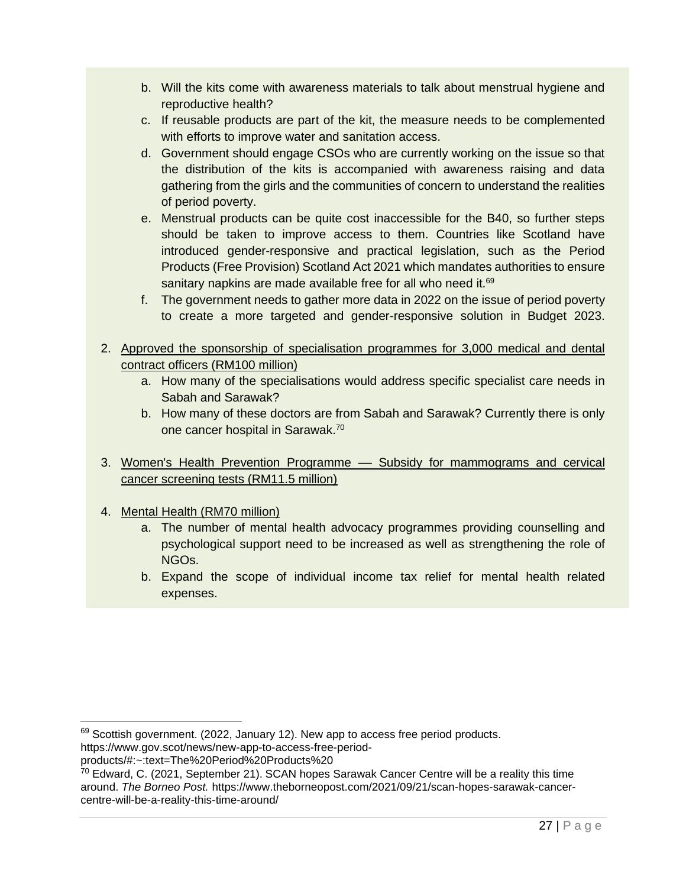b. Will the kits come with awareness materials to talk about menstrual hygiene and reproductive health?
c. If reusable products are part of the kit, the measure needs to be complemented with efforts to improve water and sanitation access.
d. Government should engage CSOs who are currently working on the issue so that the distribution of the kits is accompanied with awareness raising and data gathering from the girls and the communities of concern to understand the realities of period poverty.
e. Menstrual products can be quite cost inaccessible for the B40, so further steps should be taken to improve access to them. Countries like Scotland have introduced gender-responsive and practical legislation, such as the Period Products (Free Provision) Scotland Act 2021 which mandates authorities to ensure sanitary napkins are made available free for all who need it.[69]
f. The government needs to gather more data in 2022 on the issue of period poverty to create a more targeted and gender-responsive solution in Budget 2023.

2. <u>Approved the sponsorship of specialisation programmes for 3,000 medical and dental contract officers (RM100 million)</u>
   a. How many of the specialisations would address specific specialist care needs in Sabah and Sarawak?
   b. How many of these doctors are from Sabah and Sarawak? Currently there is only one cancer hospital in Sarawak.[70]

3. <u>Women's Health Prevention Programme — Subsidy for mammograms and cervical cancer screening tests (RM11.5 million)</u>

4. <u>Mental Health (RM70 million)</u>
   a. The number of mental health advocacy programmes providing counselling and psychological support need to be increased as well as strengthening the role of NGOs.
   b. Expand the scope of individual income tax relief for mental health related expenses.

---

[69] Scottish government. (2022, January 12). New app to access free period products. https://www.gov.scot/news/new-app-to-access-free-period-products/#:~:text=The%20Period%20Products%20

[70] Edward, C. (2021, September 21). SCAN hopes Sarawak Cancer Centre will be a reality this time around. *The Borneo Post.* https://www.theborneopost.com/2021/09/21/scan-hopes-sarawak-cancer-centre-will-be-a-reality-this-time-around/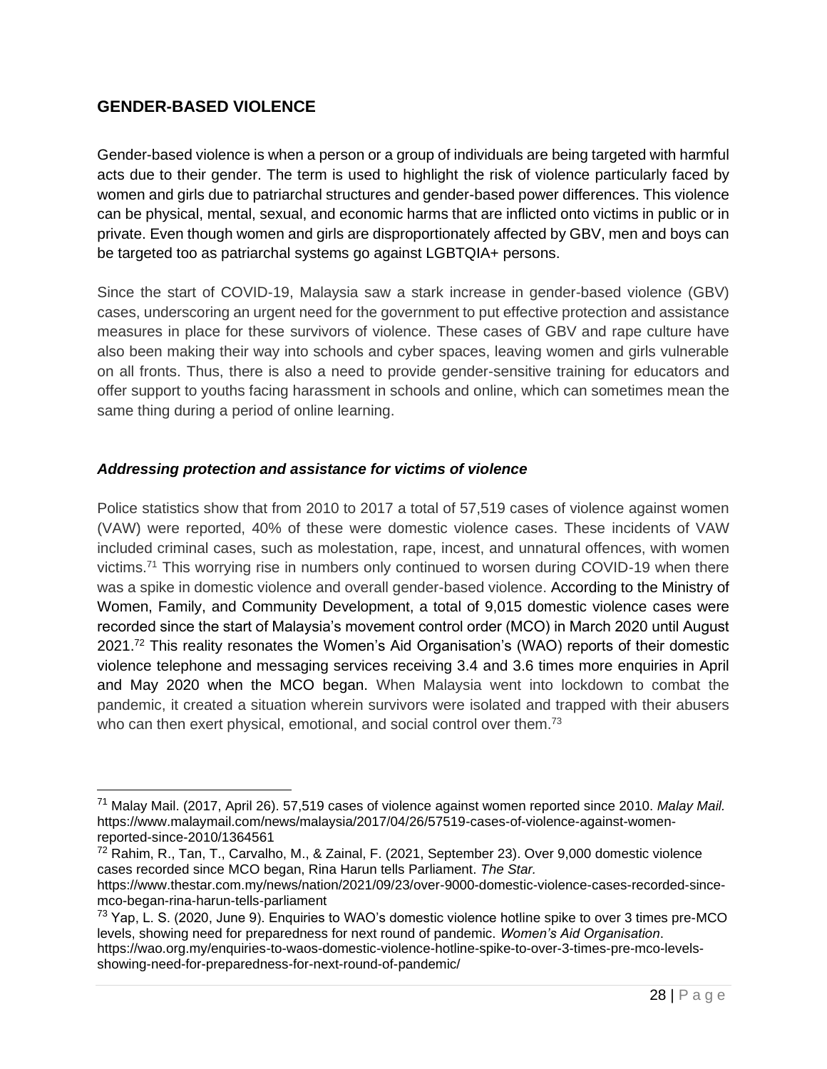## GENDER-BASED VIOLENCE

Gender-based violence is when a person or a group of individuals are being targeted with harmful acts due to their gender. The term is used to highlight the risk of violence particularly faced by women and girls due to patriarchal structures and gender-based power differences. This violence can be physical, mental, sexual, and economic harms that are inflicted onto victims in public or in private. Even though women and girls are disproportionately affected by GBV, men and boys can be targeted too as patriarchal systems go against LGBTQIA+ persons.

Since the start of COVID-19, Malaysia saw a stark increase in gender-based violence (GBV) cases, underscoring an urgent need for the government to put effective protection and assistance measures in place for these survivors of violence. These cases of GBV and rape culture have also been making their way into schools and cyber spaces, leaving women and girls vulnerable on all fronts. Thus, there is also a need to provide gender-sensitive training for educators and offer support to youths facing harassment in schools and online, which can sometimes mean the same thing during a period of online learning.

### *Addressing protection and assistance for victims of violence*

Police statistics show that from 2010 to 2017 a total of 57,519 cases of violence against women (VAW) were reported, 40% of these were domestic violence cases. These incidents of VAW included criminal cases, such as molestation, rape, incest, and unnatural offences, with women victims.[71] This worrying rise in numbers only continued to worsen during COVID-19 when there was a spike in domestic violence and overall gender-based violence. According to the Ministry of Women, Family, and Community Development, a total of 9,015 domestic violence cases were recorded since the start of Malaysia's movement control order (MCO) in March 2020 until August 2021.[72] This reality resonates the Women's Aid Organisation's (WAO) reports of their domestic violence telephone and messaging services receiving 3.4 and 3.6 times more enquiries in April and May 2020 when the MCO began. When Malaysia went into lockdown to combat the pandemic, it created a situation wherein survivors were isolated and trapped with their abusers who can then exert physical, emotional, and social control over them.[73]

---

[71] Malay Mail. (2017, April 26). 57,519 cases of violence against women reported since 2010. *Malay Mail.* https://www.malaymail.com/news/malaysia/2017/04/26/57519-cases-of-violence-against-women-reported-since-2010/1364561

[72] Rahim, R., Tan, T., Carvalho, M., & Zainal, F. (2021, September 23). Over 9,000 domestic violence cases recorded since MCO began, Rina Harun tells Parliament. *The Star.* https://www.thestar.com.my/news/nation/2021/09/23/over-9000-domestic-violence-cases-recorded-since-mco-began-rina-harun-tells-parliament

[73] Yap, L. S. (2020, June 9). Enquiries to WAO's domestic violence hotline spike to over 3 times pre-MCO levels, showing need for preparedness for next round of pandemic. *Women's Aid Organisation*. https://wao.org.my/enquiries-to-waos-domestic-violence-hotline-spike-to-over-3-times-pre-mco-levels-showing-need-for-preparedness-for-next-round-of-pandemic/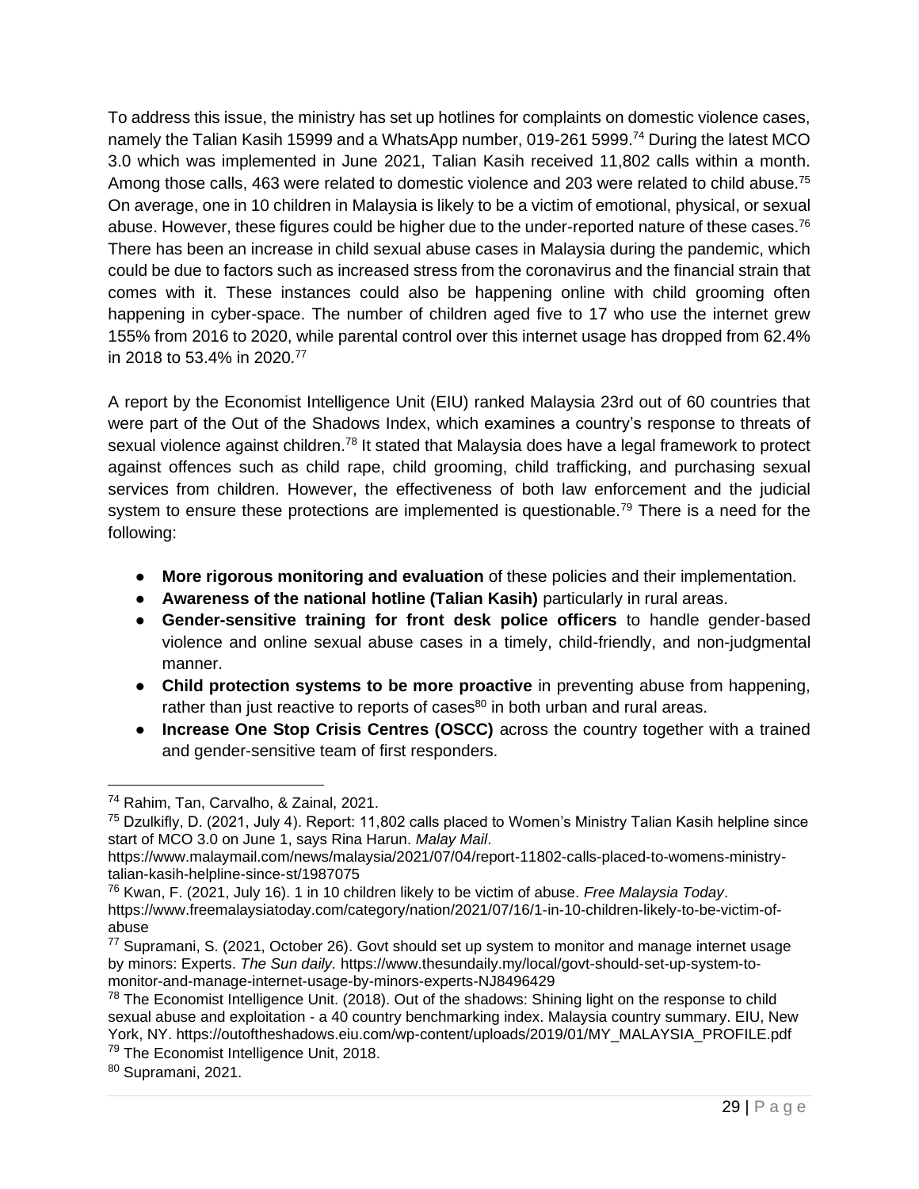To address this issue, the ministry has set up hotlines for complaints on domestic violence cases, namely the Talian Kasih 15999 and a WhatsApp number, 019-261 5999.[74] During the latest MCO 3.0 which was implemented in June 2021, Talian Kasih received 11,802 calls within a month. Among those calls, 463 were related to domestic violence and 203 were related to child abuse.[75] On average, one in 10 children in Malaysia is likely to be a victim of emotional, physical, or sexual abuse. However, these figures could be higher due to the under-reported nature of these cases.[76] There has been an increase in child sexual abuse cases in Malaysia during the pandemic, which could be due to factors such as increased stress from the coronavirus and the financial strain that comes with it. These instances could also be happening online with child grooming often happening in cyber-space. The number of children aged five to 17 who use the internet grew 155% from 2016 to 2020, while parental control over this internet usage has dropped from 62.4% in 2018 to 53.4% in 2020.[77]

A report by the Economist Intelligence Unit (EIU) ranked Malaysia 23rd out of 60 countries that were part of the Out of the Shadows Index, which examines a country's response to threats of sexual violence against children.[78] It stated that Malaysia does have a legal framework to protect against offences such as child rape, child grooming, child trafficking, and purchasing sexual services from children. However, the effectiveness of both law enforcement and the judicial system to ensure these protections are implemented is questionable.[79] There is a need for the following:

- **More rigorous monitoring and evaluation** of these policies and their implementation.
- **Awareness of the national hotline (Talian Kasih)** particularly in rural areas.
- **Gender-sensitive training for front desk police officers** to handle gender-based violence and online sexual abuse cases in a timely, child-friendly, and non-judgmental manner.
- **Child protection systems to be more proactive** in preventing abuse from happening, rather than just reactive to reports of cases[80] in both urban and rural areas.
- **Increase One Stop Crisis Centres (OSCC)** across the country together with a trained and gender-sensitive team of first responders.

---

[74] Rahim, Tan, Carvalho, & Zainal, 2021.

[75] Dzulkifly, D. (2021, July 4). Report: 11,802 calls placed to Women's Ministry Talian Kasih helpline since start of MCO 3.0 on June 1, says Rina Harun. *Malay Mail*. https://www.malaymail.com/news/malaysia/2021/07/04/report-11802-calls-placed-to-womens-ministry-talian-kasih-helpline-since-st/1987075

[76] Kwan, F. (2021, July 16). 1 in 10 children likely to be victim of abuse. *Free Malaysia Today*. https://www.freemalaysiatoday.com/category/nation/2021/07/16/1-in-10-children-likely-to-be-victim-of-abuse

[77] Supramani, S. (2021, October 26). Govt should set up system to monitor and manage internet usage by minors: Experts. *The Sun daily.* https://www.thesundaily.my/local/govt-should-set-up-system-to-monitor-and-manage-internet-usage-by-minors-experts-NJ8496429

[78] The Economist Intelligence Unit. (2018). Out of the shadows: Shining light on the response to child sexual abuse and exploitation - a 40 country benchmarking index. Malaysia country summary. EIU, New York, NY. https://outoftheshadows.eiu.com/wp-content/uploads/2019/01/MY_MALAYSIA_PROFILE.pdf

[79] The Economist Intelligence Unit, 2018.

[80] Supramani, 2021.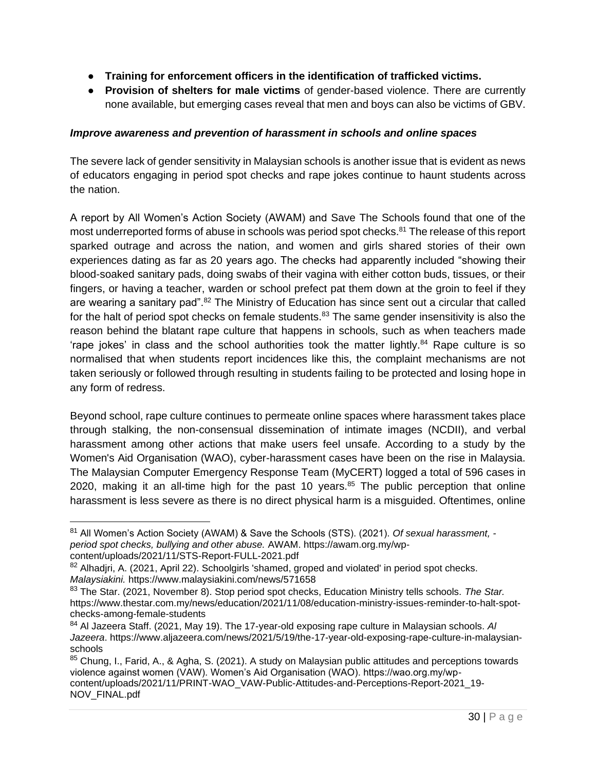- **Training for enforcement officers in the identification of trafficked victims.**
- **Provision of shelters for male victims** of gender-based violence. There are currently none available, but emerging cases reveal that men and boys can also be victims of GBV.

***Improve awareness and prevention of harassment in schools and online spaces***

The severe lack of gender sensitivity in Malaysian schools is another issue that is evident as news of educators engaging in period spot checks and rape jokes continue to haunt students across the nation.

A report by All Women's Action Society (AWAM) and Save The Schools found that one of the most underreported forms of abuse in schools was period spot checks.[81] The release of this report sparked outrage and across the nation, and women and girls shared stories of their own experiences dating as far as 20 years ago. The checks had apparently included "showing their blood-soaked sanitary pads, doing swabs of their vagina with either cotton buds, tissues, or their fingers, or having a teacher, warden or school prefect pat them down at the groin to feel if they are wearing a sanitary pad".[82] The Ministry of Education has since sent out a circular that called for the halt of period spot checks on female students.[83] The same gender insensitivity is also the reason behind the blatant rape culture that happens in schools, such as when teachers made 'rape jokes' in class and the school authorities took the matter lightly.[84] Rape culture is so normalised that when students report incidences like this, the complaint mechanisms are not taken seriously or followed through resulting in students failing to be protected and losing hope in any form of redress.

Beyond school, rape culture continues to permeate online spaces where harassment takes place through stalking, the non-consensual dissemination of intimate images (NCDII), and verbal harassment among other actions that make users feel unsafe. According to a study by the Women's Aid Organisation (WAO), cyber-harassment cases have been on the rise in Malaysia. The Malaysian Computer Emergency Response Team (MyCERT) logged a total of 596 cases in 2020, making it an all-time high for the past 10 years.[85] The public perception that online harassment is less severe as there is no direct physical harm is a misguided. Oftentimes, online

---

[81] All Women's Action Society (AWAM) & Save the Schools (STS). (2021). *Of sexual harassment, -period spot checks, bullying and other abuse.* AWAM. https://awam.org.my/wp-content/uploads/2021/11/STS-Report-FULL-2021.pdf

[82] Alhadjri, A. (2021, April 22). Schoolgirls 'shamed, groped and violated' in period spot checks. *Malaysiakini.* https://www.malaysiakini.com/news/571658

[83] The Star. (2021, November 8). Stop period spot checks, Education Ministry tells schools. *The Star.* https://www.thestar.com.my/news/education/2021/11/08/education-ministry-issues-reminder-to-halt-spot-checks-among-female-students

[84] Al Jazeera Staff. (2021, May 19). The 17-year-old exposing rape culture in Malaysian schools. *Al Jazeera*. https://www.aljazeera.com/news/2021/5/19/the-17-year-old-exposing-rape-culture-in-malaysian-schools

[85] Chung, I., Farid, A., & Agha, S. (2021). A study on Malaysian public attitudes and perceptions towards violence against women (VAW). Women's Aid Organisation (WAO). https://wao.org.my/wp-content/uploads/2021/11/PRINT-WAO_VAW-Public-Attitudes-and-Perceptions-Report-2021_19-NOV_FINAL.pdf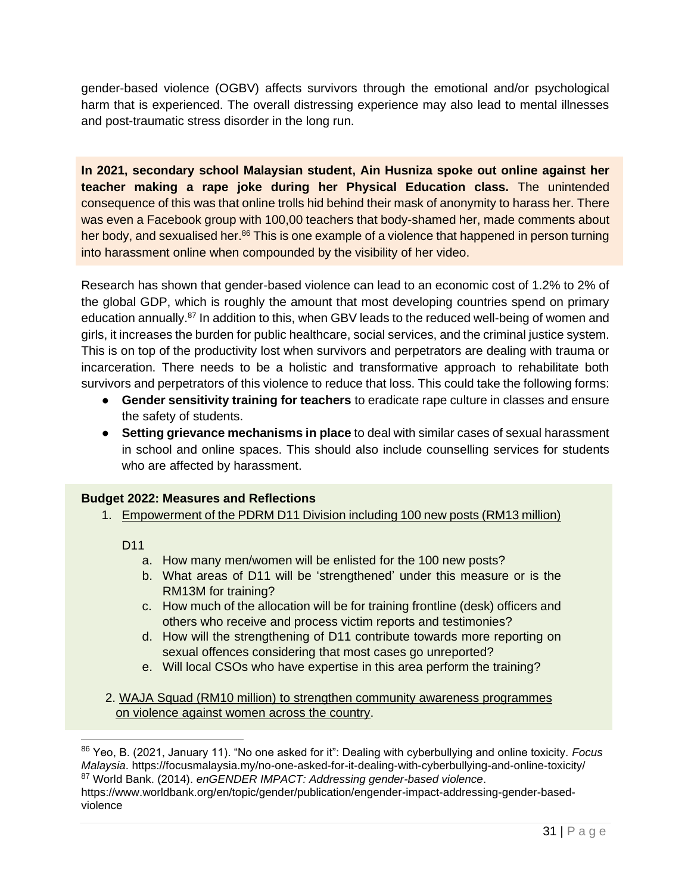gender-based violence (OGBV) affects survivors through the emotional and/or psychological harm that is experienced. The overall distressing experience may also lead to mental illnesses and post-traumatic stress disorder in the long run.

**In 2021, secondary school Malaysian student, Ain Husniza spoke out online against her teacher making a rape joke during her Physical Education class.** The unintended consequence of this was that online trolls hid behind their mask of anonymity to harass her. There was even a Facebook group with 100,00 teachers that body-shamed her, made comments about her body, and sexualised her.[86] This is one example of a violence that happened in person turning into harassment online when compounded by the visibility of her video.

Research has shown that gender-based violence can lead to an economic cost of 1.2% to 2% of the global GDP, which is roughly the amount that most developing countries spend on primary education annually.[87] In addition to this, when GBV leads to the reduced well-being of women and girls, it increases the burden for public healthcare, social services, and the criminal justice system. This is on top of the productivity lost when survivors and perpetrators are dealing with trauma or incarceration. There needs to be a holistic and transformative approach to rehabilitate both survivors and perpetrators of this violence to reduce that loss. This could take the following forms:

- **Gender sensitivity training for teachers** to eradicate rape culture in classes and ensure the safety of students.
- **Setting grievance mechanisms in place** to deal with similar cases of sexual harassment in school and online spaces. This should also include counselling services for students who are affected by harassment.

**Budget 2022: Measures and Reflections**

1. Empowerment of the PDRM D11 Division including 100 new posts (RM13 million)

   D11

   a. How many men/women will be enlisted for the 100 new posts?
   b. What areas of D11 will be 'strengthened' under this measure or is the RM13M for training?
   c. How much of the allocation will be for training frontline (desk) officers and others who receive and process victim reports and testimonies?
   d. How will the strengthening of D11 contribute towards more reporting on sexual offences considering that most cases go unreported?
   e. Will local CSOs who have expertise in this area perform the training?

2. WAJA Squad (RM10 million) to strengthen community awareness programmes on violence against women across the country.

---

[86] Yeo, B. (2021, January 11). "No one asked for it": Dealing with cyberbullying and online toxicity. *Focus Malaysia*. https://focusmalaysia.my/no-one-asked-for-it-dealing-with-cyberbullying-and-online-toxicity/

[87] World Bank. (2014). *enGENDER IMPACT: Addressing gender-based violence*. https://www.worldbank.org/en/topic/gender/publication/engender-impact-addressing-gender-based-violence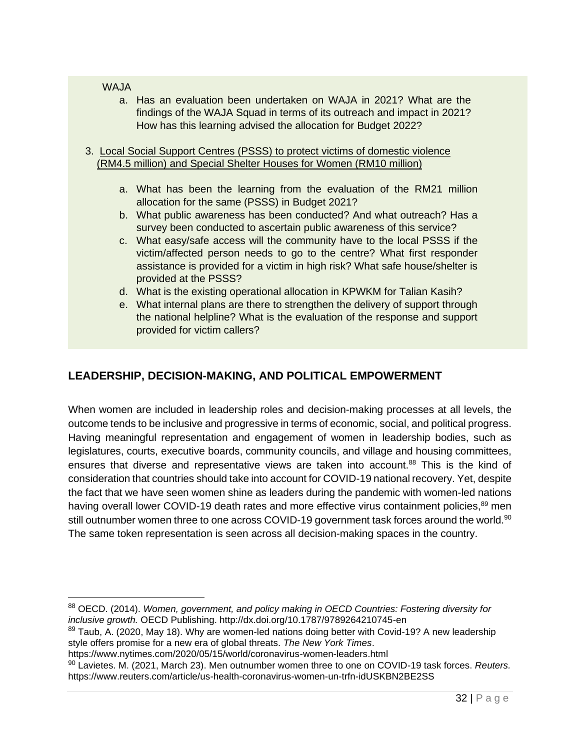WAJA

a. Has an evaluation been undertaken on WAJA in 2021? What are the findings of the WAJA Squad in terms of its outreach and impact in 2021? How has this learning advised the allocation for Budget 2022?

3. Local Social Support Centres (PSSS) to protect victims of domestic violence (RM4.5 million) and Special Shelter Houses for Women (RM10 million)

   a. What has been the learning from the evaluation of the RM21 million allocation for the same (PSSS) in Budget 2021?
   b. What public awareness has been conducted? And what outreach? Has a survey been conducted to ascertain public awareness of this service?
   c. What easy/safe access will the community have to the local PSSS if the victim/affected person needs to go to the centre? What first responder assistance is provided for a victim in high risk? What safe house/shelter is provided at the PSSS?
   d. What is the existing operational allocation in KPWKM for Talian Kasih?
   e. What internal plans are there to strengthen the delivery of support through the national helpline? What is the evaluation of the response and support provided for victim callers?

## LEADERSHIP, DECISION-MAKING, AND POLITICAL EMPOWERMENT

When women are included in leadership roles and decision-making processes at all levels, the outcome tends to be inclusive and progressive in terms of economic, social, and political progress. Having meaningful representation and engagement of women in leadership bodies, such as legislatures, courts, executive boards, community councils, and village and housing committees, ensures that diverse and representative views are taken into account.[88] This is the kind of consideration that countries should take into account for COVID-19 national recovery. Yet, despite the fact that we have seen women shine as leaders during the pandemic with women-led nations having overall lower COVID-19 death rates and more effective virus containment policies,[89] men still outnumber women three to one across COVID-19 government task forces around the world.[90] The same token representation is seen across all decision-making spaces in the country.

---

[88] OECD. (2014). *Women, government, and policy making in OECD Countries: Fostering diversity for inclusive growth.* OECD Publishing. http://dx.doi.org/10.1787/9789264210745-en

[89] Taub, A. (2020, May 18). Why are women-led nations doing better with Covid-19? A new leadership style offers promise for a new era of global threats. *The New York Times*. https://www.nytimes.com/2020/05/15/world/coronavirus-women-leaders.html

[90] Lavietes. M. (2021, March 23). Men outnumber women three to one on COVID-19 task forces. *Reuters.* https://www.reuters.com/article/us-health-coronavirus-women-un-trfn-idUSKBN2BE2SS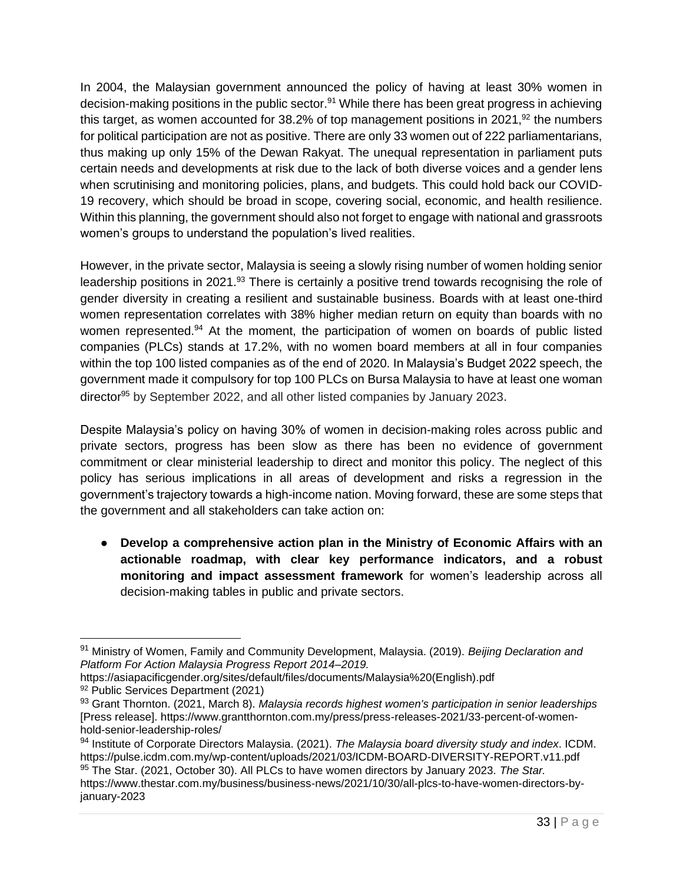In 2004, the Malaysian government announced the policy of having at least 30% women in decision-making positions in the public sector.[91] While there has been great progress in achieving this target, as women accounted for 38.2% of top management positions in 2021,[92] the numbers for political participation are not as positive. There are only 33 women out of 222 parliamentarians, thus making up only 15% of the Dewan Rakyat. The unequal representation in parliament puts certain needs and developments at risk due to the lack of both diverse voices and a gender lens when scrutinising and monitoring policies, plans, and budgets. This could hold back our COVID-19 recovery, which should be broad in scope, covering social, economic, and health resilience. Within this planning, the government should also not forget to engage with national and grassroots women's groups to understand the population's lived realities.

However, in the private sector, Malaysia is seeing a slowly rising number of women holding senior leadership positions in 2021.[93] There is certainly a positive trend towards recognising the role of gender diversity in creating a resilient and sustainable business. Boards with at least one-third women representation correlates with 38% higher median return on equity than boards with no women represented.[94] At the moment, the participation of women on boards of public listed companies (PLCs) stands at 17.2%, with no women board members at all in four companies within the top 100 listed companies as of the end of 2020. In Malaysia's Budget 2022 speech, the government made it compulsory for top 100 PLCs on Bursa Malaysia to have at least one woman director[95] by September 2022, and all other listed companies by January 2023.

Despite Malaysia's policy on having 30% of women in decision-making roles across public and private sectors, progress has been slow as there has been no evidence of government commitment or clear ministerial leadership to direct and monitor this policy. The neglect of this policy has serious implications in all areas of development and risks a regression in the government's trajectory towards a high-income nation. Moving forward, these are some steps that the government and all stakeholders can take action on:

- **Develop a comprehensive action plan in the Ministry of Economic Affairs with an actionable roadmap, with clear key performance indicators, and a robust monitoring and impact assessment framework** for women's leadership across all decision-making tables in public and private sectors.

---

[91] Ministry of Women, Family and Community Development, Malaysia. (2019). *Beijing Declaration and Platform For Action Malaysia Progress Report 2014–2019.* https://asiapacificgender.org/sites/default/files/documents/Malaysia%20(English).pdf

[92] Public Services Department (2021)

[93] Grant Thornton. (2021, March 8). *Malaysia records highest women's participation in senior leaderships* [Press release]. https://www.grantthornton.com.my/press/press-releases-2021/33-percent-of-women-hold-senior-leadership-roles/

[94] Institute of Corporate Directors Malaysia. (2021). *The Malaysia board diversity study and index*. ICDM. https://pulse.icdm.com.my/wp-content/uploads/2021/03/ICDM-BOARD-DIVERSITY-REPORT.v11.pdf

[95] The Star. (2021, October 30). All PLCs to have women directors by January 2023. *The Star.* https://www.thestar.com.my/business/business-news/2021/10/30/all-plcs-to-have-women-directors-by-january-2023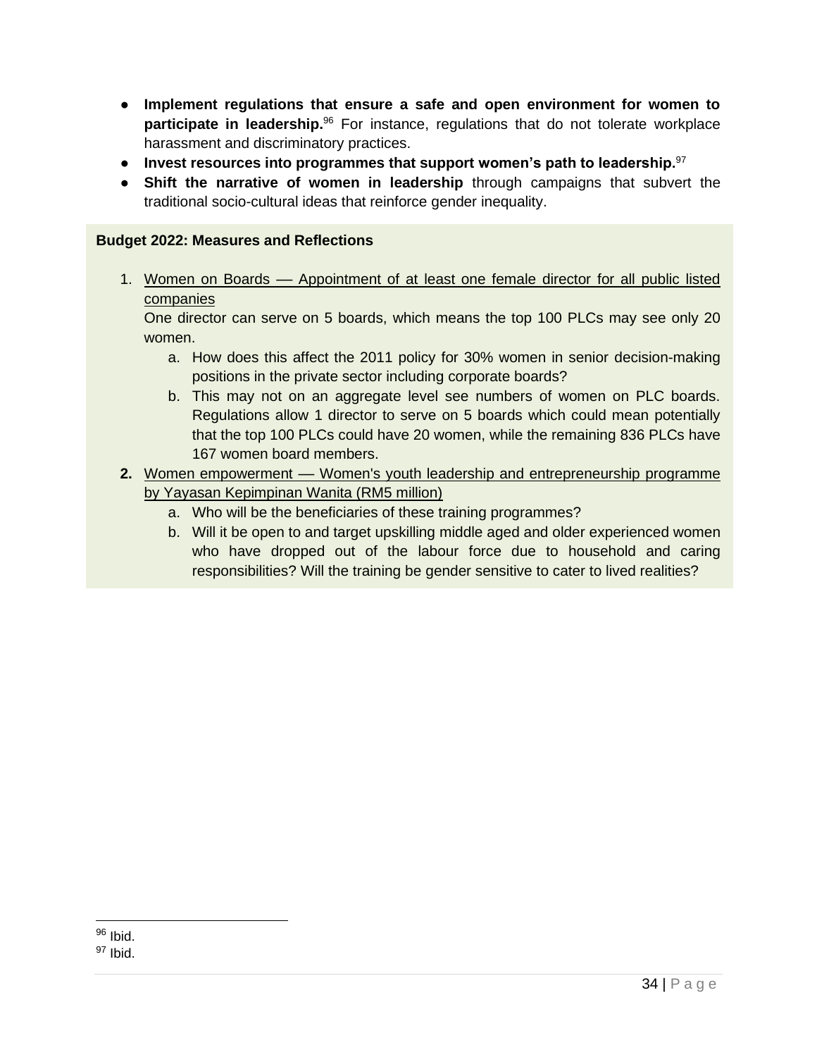- **Implement regulations that ensure a safe and open environment for women to participate in leadership.**[96] For instance, regulations that do not tolerate workplace harassment and discriminatory practices.
- **Invest resources into programmes that support women's path to leadership.**[97]
- **Shift the narrative of women in leadership** through campaigns that subvert the traditional socio-cultural ideas that reinforce gender inequality.

**Budget 2022: Measures and Reflections**

1. <u>Women on Boards — Appointment of at least one female director for all public listed companies</u>
   One director can serve on 5 boards, which means the top 100 PLCs may see only 20 women.
   a. How does this affect the 2011 policy for 30% women in senior decision-making positions in the private sector including corporate boards?
   b. This may not on an aggregate level see numbers of women on PLC boards. Regulations allow 1 director to serve on 5 boards which could mean potentially that the top 100 PLCs could have 20 women, while the remaining 836 PLCs have 167 women board members.
2. <u>Women empowerment — Women's youth leadership and entrepreneurship programme by Yayasan Kepimpinan Wanita (RM5 million)</u>
   a. Who will be the beneficiaries of these training programmes?
   b. Will it be open to and target upskilling middle aged and older experienced women who have dropped out of the labour force due to household and caring responsibilities? Will the training be gender sensitive to cater to lived realities?

---

[96] Ibid.
[97] Ibid.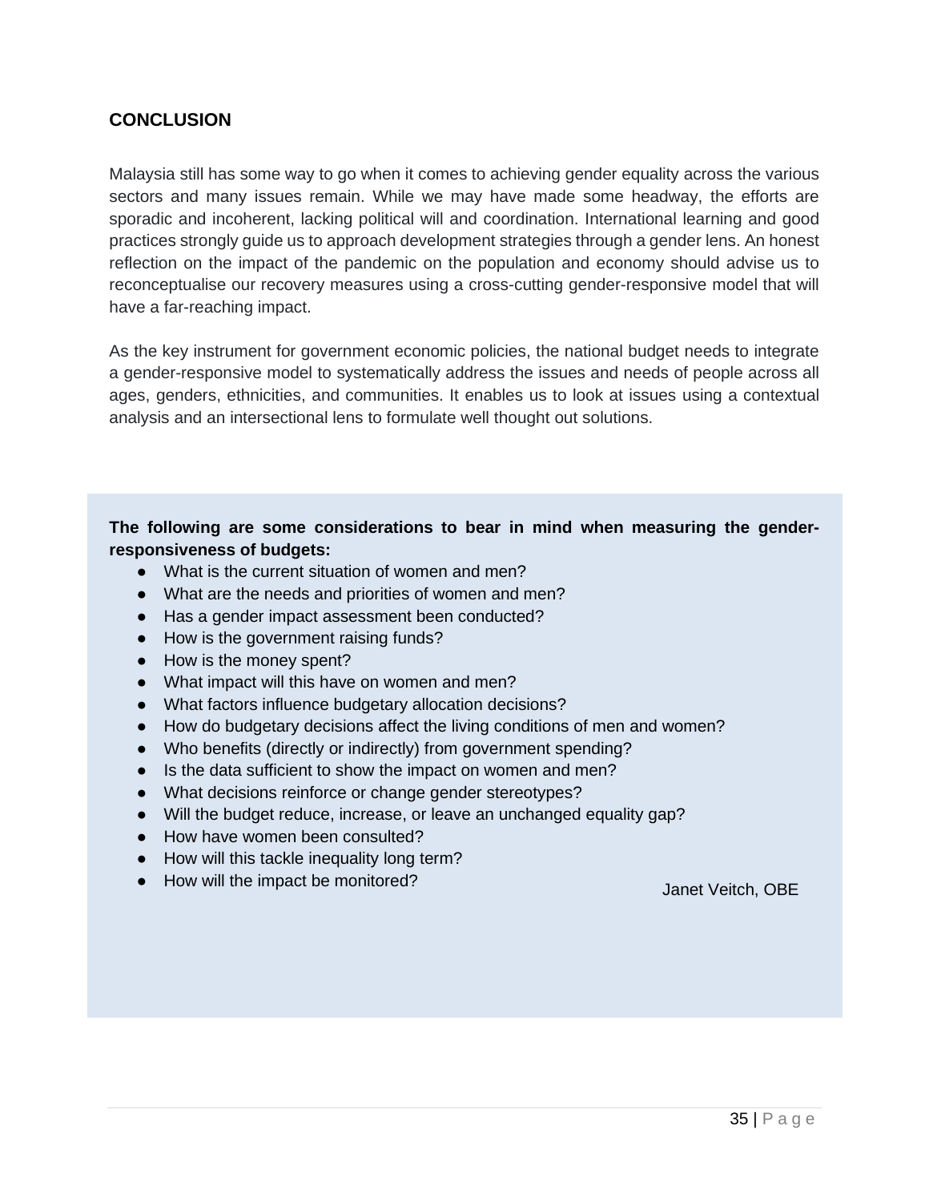## CONCLUSION

Malaysia still has some way to go when it comes to achieving gender equality across the various sectors and many issues remain. While we may have made some headway, the efforts are sporadic and incoherent, lacking political will and coordination. International learning and good practices strongly guide us to approach development strategies through a gender lens. An honest reflection on the impact of the pandemic on the population and economy should advise us to reconceptualise our recovery measures using a cross-cutting gender-responsive model that will have a far-reaching impact.

As the key instrument for government economic policies, the national budget needs to integrate a gender-responsive model to systematically address the issues and needs of people across all ages, genders, ethnicities, and communities. It enables us to look at issues using a contextual analysis and an intersectional lens to formulate well thought out solutions.

**The following are some considerations to bear in mind when measuring the gender-responsiveness of budgets:**

- What is the current situation of women and men?
- What are the needs and priorities of women and men?
- Has a gender impact assessment been conducted?
- How is the government raising funds?
- How is the money spent?
- What impact will this have on women and men?
- What factors influence budgetary allocation decisions?
- How do budgetary decisions affect the living conditions of men and women?
- Who benefits (directly or indirectly) from government spending?
- Is the data sufficient to show the impact on women and men?
- What decisions reinforce or change gender stereotypes?
- Will the budget reduce, increase, or leave an unchanged equality gap?
- How have women been consulted?
- How will this tackle inequality long term?
- How will the impact be monitored?

Janet Veitch, OBE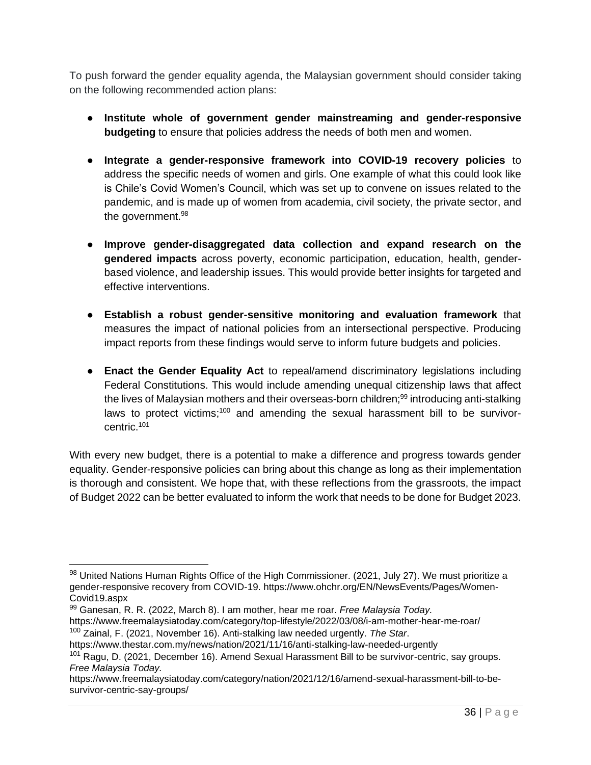To push forward the gender equality agenda, the Malaysian government should consider taking on the following recommended action plans:

- **Institute whole of government gender mainstreaming and gender-responsive budgeting** to ensure that policies address the needs of both men and women.

- **Integrate a gender-responsive framework into COVID-19 recovery policies** to address the specific needs of women and girls. One example of what this could look like is Chile's Covid Women's Council, which was set up to convene on issues related to the pandemic, and is made up of women from academia, civil society, the private sector, and the government.[98]

- **Improve gender-disaggregated data collection and expand research on the gendered impacts** across poverty, economic participation, education, health, gender-based violence, and leadership issues. This would provide better insights for targeted and effective interventions.

- **Establish a robust gender-sensitive monitoring and evaluation framework** that measures the impact of national policies from an intersectional perspective. Producing impact reports from these findings would serve to inform future budgets and policies.

- **Enact the Gender Equality Act** to repeal/amend discriminatory legislations including Federal Constitutions. This would include amending unequal citizenship laws that affect the lives of Malaysian mothers and their overseas-born children;[99] introducing anti-stalking laws to protect victims;[100] and amending the sexual harassment bill to be survivor-centric.[101]

With every new budget, there is a potential to make a difference and progress towards gender equality. Gender-responsive policies can bring about this change as long as their implementation is thorough and consistent. We hope that, with these reflections from the grassroots, the impact of Budget 2022 can be better evaluated to inform the work that needs to be done for Budget 2023.

---

[98] United Nations Human Rights Office of the High Commissioner. (2021, July 27). We must prioritize a gender-responsive recovery from COVID-19. https://www.ohchr.org/EN/NewsEvents/Pages/Women-Covid19.aspx

[99] Ganesan, R. R. (2022, March 8). I am mother, hear me roar. *Free Malaysia Today.* https://www.freemalaysiatoday.com/category/top-lifestyle/2022/03/08/i-am-mother-hear-me-roar/

[100] Zainal, F. (2021, November 16). Anti-stalking law needed urgently. *The Star*. https://www.thestar.com.my/news/nation/2021/11/16/anti-stalking-law-needed-urgently

[101] Ragu, D. (2021, December 16). Amend Sexual Harassment Bill to be survivor-centric, say groups. *Free Malaysia Today.* https://www.freemalaysiatoday.com/category/nation/2021/12/16/amend-sexual-harassment-bill-to-be-survivor-centric-say-groups/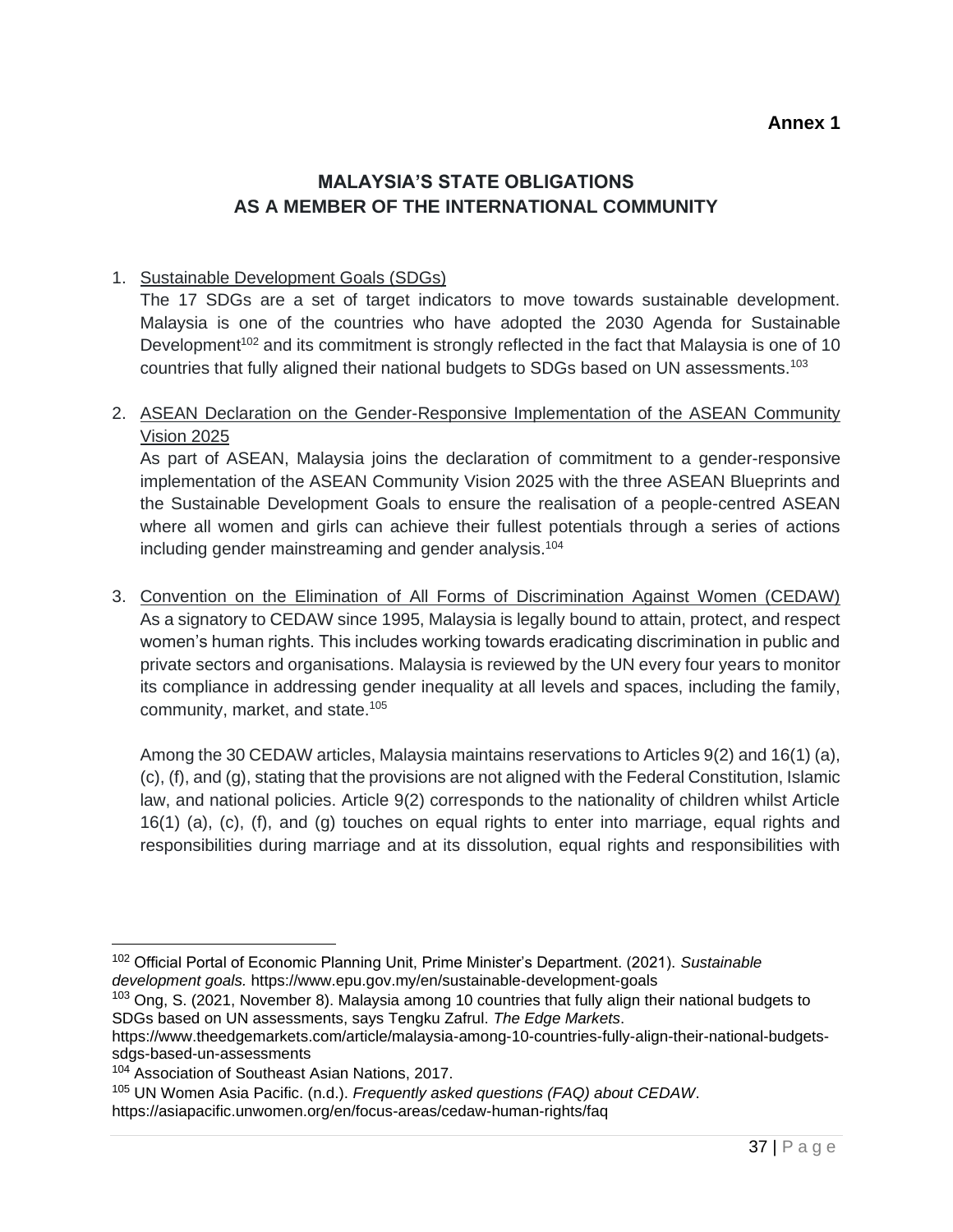**Annex 1**

## MALAYSIA'S STATE OBLIGATIONS AS A MEMBER OF THE INTERNATIONAL COMMUNITY

1. Sustainable Development Goals (SDGs)
   The 17 SDGs are a set of target indicators to move towards sustainable development. Malaysia is one of the countries who have adopted the 2030 Agenda for Sustainable Development[102] and its commitment is strongly reflected in the fact that Malaysia is one of 10 countries that fully aligned their national budgets to SDGs based on UN assessments.[103]

2. ASEAN Declaration on the Gender-Responsive Implementation of the ASEAN Community Vision 2025
   As part of ASEAN, Malaysia joins the declaration of commitment to a gender-responsive implementation of the ASEAN Community Vision 2025 with the three ASEAN Blueprints and the Sustainable Development Goals to ensure the realisation of a people-centred ASEAN where all women and girls can achieve their fullest potentials through a series of actions including gender mainstreaming and gender analysis.[104]

3. Convention on the Elimination of All Forms of Discrimination Against Women (CEDAW)
   As a signatory to CEDAW since 1995, Malaysia is legally bound to attain, protect, and respect women's human rights. This includes working towards eradicating discrimination in public and private sectors and organisations. Malaysia is reviewed by the UN every four years to monitor its compliance in addressing gender inequality at all levels and spaces, including the family, community, market, and state.[105]

   Among the 30 CEDAW articles, Malaysia maintains reservations to Articles 9(2) and 16(1) (a), (c), (f), and (g), stating that the provisions are not aligned with the Federal Constitution, Islamic law, and national policies. Article 9(2) corresponds to the nationality of children whilst Article 16(1) (a), (c), (f), and (g) touches on equal rights to enter into marriage, equal rights and responsibilities during marriage and at its dissolution, equal rights and responsibilities with

---

[102] Official Portal of Economic Planning Unit, Prime Minister's Department. (2021). *Sustainable development goals.* https://www.epu.gov.my/en/sustainable-development-goals

[103] Ong, S. (2021, November 8). Malaysia among 10 countries that fully align their national budgets to SDGs based on UN assessments, says Tengku Zafrul. *The Edge Markets*. https://www.theedgemarkets.com/article/malaysia-among-10-countries-fully-align-their-national-budgets-sdgs-based-un-assessments

[104] Association of Southeast Asian Nations, 2017.

[105] UN Women Asia Pacific. (n.d.). *Frequently asked questions (FAQ) about CEDAW*. https://asiapacific.unwomen.org/en/focus-areas/cedaw-human-rights/faq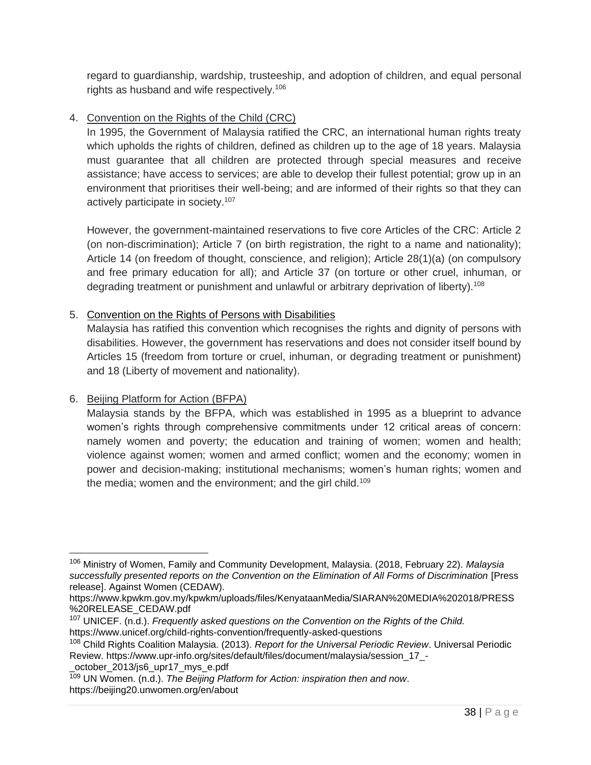regard to guardianship, wardship, trusteeship, and adoption of children, and equal personal rights as husband and wife respectively.[106]

4. Convention on the Rights of the Child (CRC)

   In 1995, the Government of Malaysia ratified the CRC, an international human rights treaty which upholds the rights of children, defined as children up to the age of 18 years. Malaysia must guarantee that all children are protected through special measures and receive assistance; have access to services; are able to develop their fullest potential; grow up in an environment that prioritises their well-being; and are informed of their rights so that they can actively participate in society.[107]

   However, the government-maintained reservations to five core Articles of the CRC: Article 2 (on non-discrimination); Article 7 (on birth registration, the right to a name and nationality); Article 14 (on freedom of thought, conscience, and religion); Article 28(1)(a) (on compulsory and free primary education for all); and Article 37 (on torture or other cruel, inhuman, or degrading treatment or punishment and unlawful or arbitrary deprivation of liberty).[108]

5. Convention on the Rights of Persons with Disabilities

   Malaysia has ratified this convention which recognises the rights and dignity of persons with disabilities. However, the government has reservations and does not consider itself bound by Articles 15 (freedom from torture or cruel, inhuman, or degrading treatment or punishment) and 18 (Liberty of movement and nationality).

6. Beijing Platform for Action (BFPA)

   Malaysia stands by the BFPA, which was established in 1995 as a blueprint to advance women's rights through comprehensive commitments under 12 critical areas of concern: namely women and poverty; the education and training of women; women and health; violence against women; women and armed conflict; women and the economy; women in power and decision-making; institutional mechanisms; women's human rights; women and the media; women and the environment; and the girl child.[109]

---

[106] Ministry of Women, Family and Community Development, Malaysia. (2018, February 22). *Malaysia successfully presented reports on the Convention on the Elimination of All Forms of Discrimination* [Press release]. Against Women (CEDAW). https://www.kpwkm.gov.my/kpwkm/uploads/files/KenyataanMedia/SIARAN%20MEDIA%202018/PRESS%20RELEASE_CEDAW.pdf

[107] UNICEF. (n.d.). *Frequently asked questions on the Convention on the Rights of the Child.* https://www.unicef.org/child-rights-convention/frequently-asked-questions

[108] Child Rights Coalition Malaysia. (2013). *Report for the Universal Periodic Review*. Universal Periodic Review. https://www.upr-info.org/sites/default/files/document/malaysia/session_17_-_october_2013/js6_upr17_mys_e.pdf

[109] UN Women. (n.d.). *The Beijing Platform for Action: inspiration then and now*. https://beijing20.unwomen.org/en/about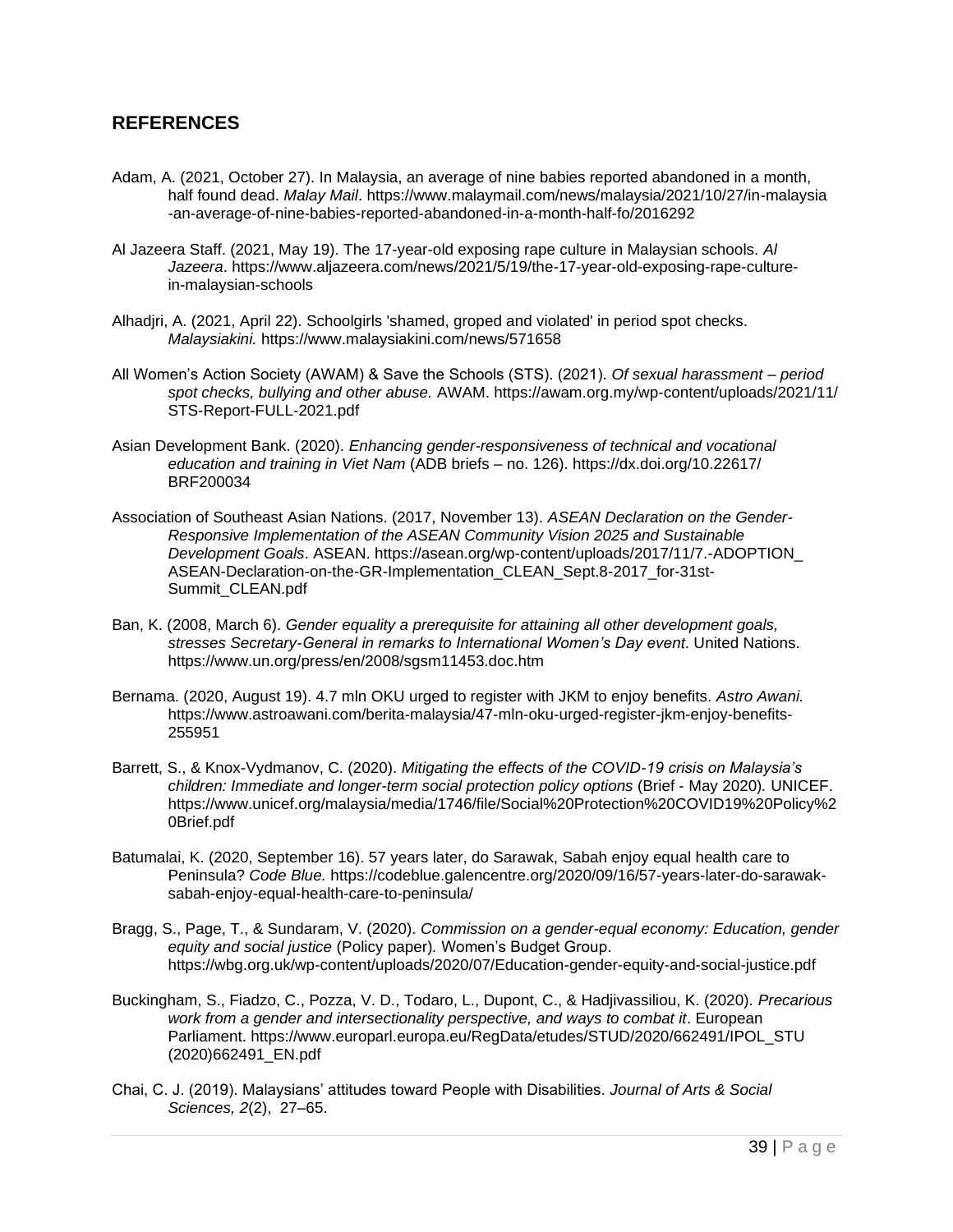## REFERENCES

Adam, A. (2021, October 27). In Malaysia, an average of nine babies reported abandoned in a month, half found dead. *Malay Mail*. https://www.malaymail.com/news/malaysia/2021/10/27/in-malaysia-an-average-of-nine-babies-reported-abandoned-in-a-month-half-fo/2016292

Al Jazeera Staff. (2021, May 19). The 17-year-old exposing rape culture in Malaysian schools. *Al Jazeera*. https://www.aljazeera.com/news/2021/5/19/the-17-year-old-exposing-rape-culture-in-malaysian-schools

Alhadjri, A. (2021, April 22). Schoolgirls 'shamed, groped and violated' in period spot checks. *Malaysiakini.* https://www.malaysiakini.com/news/571658

All Women's Action Society (AWAM) & Save the Schools (STS). (2021). *Of sexual harassment – period spot checks, bullying and other abuse.* AWAM. https://awam.org.my/wp-content/uploads/2021/11/STS-Report-FULL-2021.pdf

Asian Development Bank. (2020). *Enhancing gender-responsiveness of technical and vocational education and training in Viet Nam* (ADB briefs – no. 126). https://dx.doi.org/10.22617/BRF200034

Association of Southeast Asian Nations. (2017, November 13). *ASEAN Declaration on the Gender-Responsive Implementation of the ASEAN Community Vision 2025 and Sustainable Development Goals*. ASEAN. https://asean.org/wp-content/uploads/2017/11/7.-ADOPTION_ASEAN-Declaration-on-the-GR-Implementation_CLEAN_Sept.8-2017_for-31st-Summit_CLEAN.pdf

Ban, K. (2008, March 6). *Gender equality a prerequisite for attaining all other development goals, stresses Secretary-General in remarks to International Women's Day event*. United Nations. https://www.un.org/press/en/2008/sgsm11453.doc.htm

Bernama. (2020, August 19). 4.7 mln OKU urged to register with JKM to enjoy benefits. *Astro Awani.* https://www.astroawani.com/berita-malaysia/47-mln-oku-urged-register-jkm-enjoy-benefits-255951

Barrett, S., & Knox-Vydmanov, C. (2020). *Mitigating the effects of the COVID-19 crisis on Malaysia's children: Immediate and longer-term social protection policy options* (Brief - May 2020)*.* UNICEF. https://www.unicef.org/malaysia/media/1746/file/Social%20Protection%20COVID19%20Policy%20Brief.pdf

Batumalai, K. (2020, September 16). 57 years later, do Sarawak, Sabah enjoy equal health care to Peninsula? *Code Blue.* https://codeblue.galencentre.org/2020/09/16/57-years-later-do-sarawak-sabah-enjoy-equal-health-care-to-peninsula/

Bragg, S., Page, T., & Sundaram, V. (2020). *Commission on a gender-equal economy: Education, gender equity and social justice* (Policy paper)*.* Women's Budget Group. https://wbg.org.uk/wp-content/uploads/2020/07/Education-gender-equity-and-social-justice.pdf

Buckingham, S., Fiadzo, C., Pozza, V. D., Todaro, L., Dupont, C., & Hadjivassiliou, K. (2020). *Precarious work from a gender and intersectionality perspective, and ways to combat it*. European Parliament. https://www.europarl.europa.eu/RegData/etudes/STUD/2020/662491/IPOL_STU(2020)662491_EN.pdf

Chai, C. J. (2019). Malaysians' attitudes toward People with Disabilities. *Journal of Arts & Social Sciences, 2*(2), 27–65.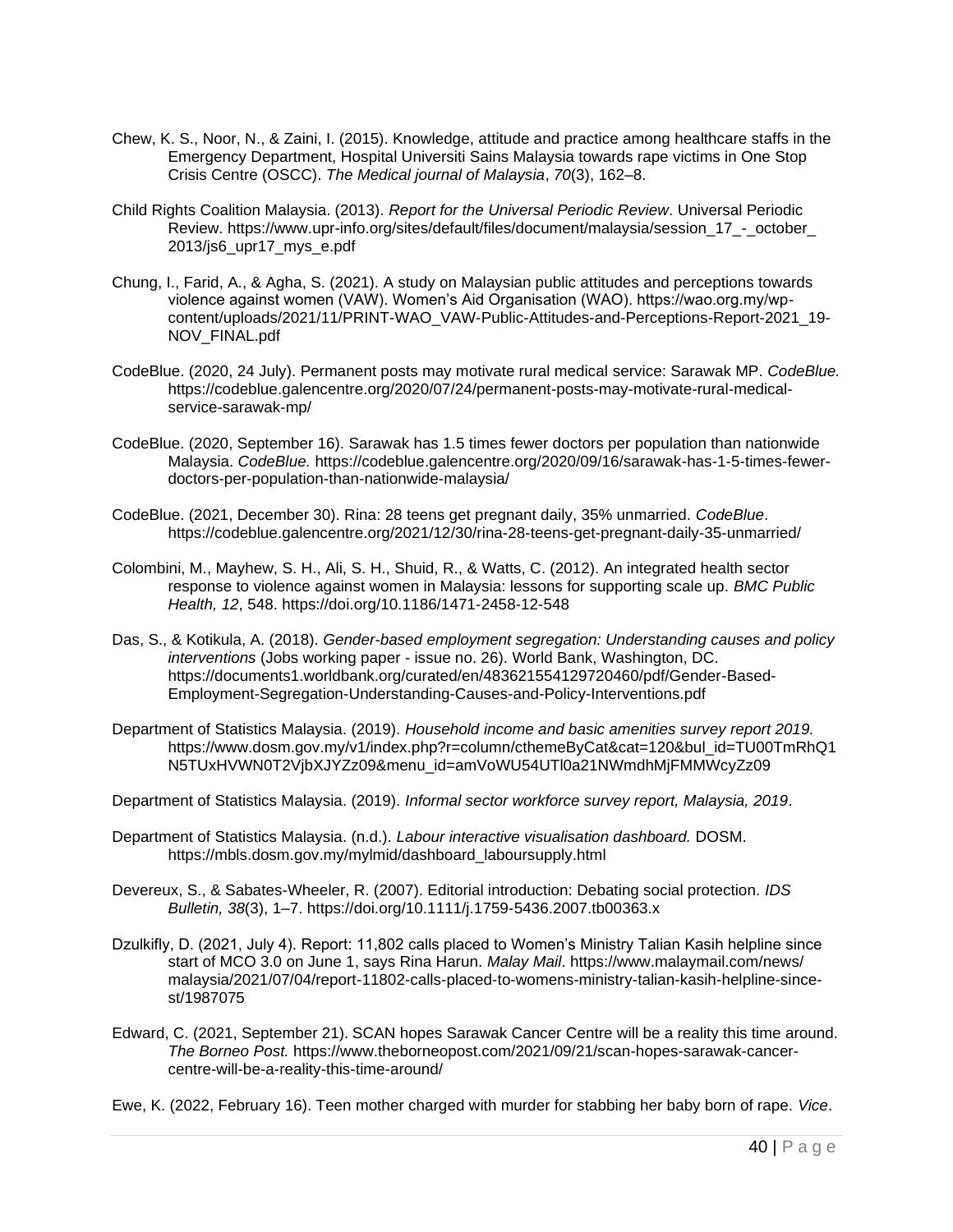Chew, K. S., Noor, N., & Zaini, I. (2015). Knowledge, attitude and practice among healthcare staffs in the Emergency Department, Hospital Universiti Sains Malaysia towards rape victims in One Stop Crisis Centre (OSCC). *The Medical journal of Malaysia*, *70*(3), 162–8.

Child Rights Coalition Malaysia. (2013). *Report for the Universal Periodic Review*. Universal Periodic Review. https://www.upr-info.org/sites/default/files/document/malaysia/session_17_-_october_2013/js6_upr17_mys_e.pdf

Chung, I., Farid, A., & Agha, S. (2021). A study on Malaysian public attitudes and perceptions towards violence against women (VAW). Women's Aid Organisation (WAO). https://wao.org.my/wp-content/uploads/2021/11/PRINT-WAO_VAW-Public-Attitudes-and-Perceptions-Report-2021_19-NOV_FINAL.pdf

CodeBlue. (2020, 24 July). Permanent posts may motivate rural medical service: Sarawak MP. *CodeBlue.* https://codeblue.galencentre.org/2020/07/24/permanent-posts-may-motivate-rural-medical-service-sarawak-mp/

CodeBlue. (2020, September 16). Sarawak has 1.5 times fewer doctors per population than nationwide Malaysia. *CodeBlue.* https://codeblue.galencentre.org/2020/09/16/sarawak-has-1-5-times-fewer-doctors-per-population-than-nationwide-malaysia/

CodeBlue. (2021, December 30). Rina: 28 teens get pregnant daily, 35% unmarried. *CodeBlue*. https://codeblue.galencentre.org/2021/12/30/rina-28-teens-get-pregnant-daily-35-unmarried/

Colombini, M., Mayhew, S. H., Ali, S. H., Shuid, R., & Watts, C. (2012). An integrated health sector response to violence against women in Malaysia: lessons for supporting scale up. *BMC Public Health, 12*, 548. https://doi.org/10.1186/1471-2458-12-548

Das, S., & Kotikula, A. (2018). *Gender-based employment segregation: Understanding causes and policy interventions* (Jobs working paper - issue no. 26). World Bank, Washington, DC. https://documents1.worldbank.org/curated/en/483621554129720460/pdf/Gender-Based-Employment-Segregation-Understanding-Causes-and-Policy-Interventions.pdf

Department of Statistics Malaysia. (2019). *Household income and basic amenities survey report 2019.* https://www.dosm.gov.my/v1/index.php?r=column/cthemeByCat&cat=120&bul_id=TU00TmRhQ1N5TUxHVWN0T2VjbXJYZz09&menu_id=amVoWU54UTl0a21NWmdhMjFMMWcyZz09

Department of Statistics Malaysia. (2019). *Informal sector workforce survey report, Malaysia, 2019*.

Department of Statistics Malaysia. (n.d.). *Labour interactive visualisation dashboard.* DOSM. https://mbls.dosm.gov.my/mylmid/dashboard_laboursupply.html

Devereux, S., & Sabates-Wheeler, R. (2007). Editorial introduction: Debating social protection. *IDS Bulletin, 38*(3), 1–7. https://doi.org/10.1111/j.1759-5436.2007.tb00363.x

Dzulkifly, D. (2021, July 4). Report: 11,802 calls placed to Women's Ministry Talian Kasih helpline since start of MCO 3.0 on June 1, says Rina Harun. *Malay Mail*. https://www.malaymail.com/news/malaysia/2021/07/04/report-11802-calls-placed-to-womens-ministry-talian-kasih-helpline-since-st/1987075

Edward, C. (2021, September 21). SCAN hopes Sarawak Cancer Centre will be a reality this time around. *The Borneo Post.* https://www.theborneopost.com/2021/09/21/scan-hopes-sarawak-cancer-centre-will-be-a-reality-this-time-around/

Ewe, K. (2022, February 16). Teen mother charged with murder for stabbing her baby born of rape. *Vice*.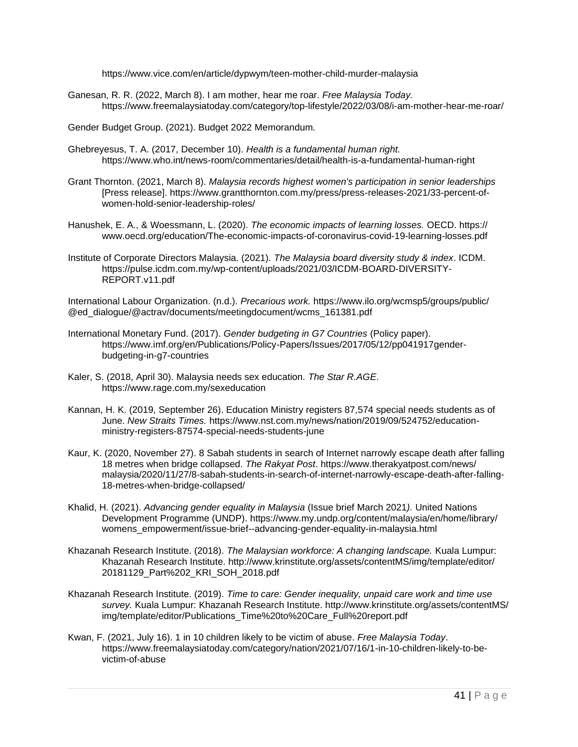https://www.vice.com/en/article/dypwym/teen-mother-child-murder-malaysia

Ganesan, R. R. (2022, March 8). I am mother, hear me roar. *Free Malaysia Today.* https://www.freemalaysiatoday.com/category/top-lifestyle/2022/03/08/i-am-mother-hear-me-roar/

Gender Budget Group. (2021). Budget 2022 Memorandum.

Ghebreyesus, T. A. (2017, December 10). *Health is a fundamental human right.* https://www.who.int/news-room/commentaries/detail/health-is-a-fundamental-human-right

Grant Thornton. (2021, March 8). *Malaysia records highest women's participation in senior leaderships* [Press release]. https://www.grantthornton.com.my/press/press-releases-2021/33-percent-of-women-hold-senior-leadership-roles/

Hanushek, E. A., & Woessmann, L. (2020). *The economic impacts of learning losses.* OECD. https://www.oecd.org/education/The-economic-impacts-of-coronavirus-covid-19-learning-losses.pdf

Institute of Corporate Directors Malaysia. (2021). *The Malaysia board diversity study & index*. ICDM. https://pulse.icdm.com.my/wp-content/uploads/2021/03/ICDM-BOARD-DIVERSITY-REPORT.v11.pdf

International Labour Organization. (n.d.). *Precarious work.* https://www.ilo.org/wcmsp5/groups/public/@ed_dialogue/@actrav/documents/meetingdocument/wcms_161381.pdf

International Monetary Fund. (2017). *Gender budgeting in G7 Countries* (Policy paper). https://www.imf.org/en/Publications/Policy-Papers/Issues/2017/05/12/pp041917gender-budgeting-in-g7-countries

Kaler, S. (2018, April 30). Malaysia needs sex education. *The Star R.AGE*. https://www.rage.com.my/sexeducation

Kannan, H. K. (2019, September 26). Education Ministry registers 87,574 special needs students as of June. *New Straits Times.* https://www.nst.com.my/news/nation/2019/09/524752/education-ministry-registers-87574-special-needs-students-june

Kaur, K. (2020, November 27). 8 Sabah students in search of Internet narrowly escape death after falling 18 metres when bridge collapsed. *The Rakyat Post*. https://www.therakyatpost.com/news/malaysia/2020/11/27/8-sabah-students-in-search-of-internet-narrowly-escape-death-after-falling-18-metres-when-bridge-collapsed/

Khalid, H. (2021). *Advancing gender equality in Malaysia* (Issue brief March 2021*).* United Nations Development Programme (UNDP). https://www.my.undp.org/content/malaysia/en/home/library/womens_empowerment/issue-brief--advancing-gender-equality-in-malaysia.html

Khazanah Research Institute. (2018). *The Malaysian workforce: A changing landscape.* Kuala Lumpur: Khazanah Research Institute. http://www.krinstitute.org/assets/contentMS/img/template/editor/20181129_Part%202_KRI_SOH_2018.pdf

Khazanah Research Institute. (2019). *Time to care: Gender inequality, unpaid care work and time use survey.* Kuala Lumpur: Khazanah Research Institute. http://www.krinstitute.org/assets/contentMS/img/template/editor/Publications_Time%20to%20Care_Full%20report.pdf

Kwan, F. (2021, July 16). 1 in 10 children likely to be victim of abuse. *Free Malaysia Today*. https://www.freemalaysiatoday.com/category/nation/2021/07/16/1-in-10-children-likely-to-be-victim-of-abuse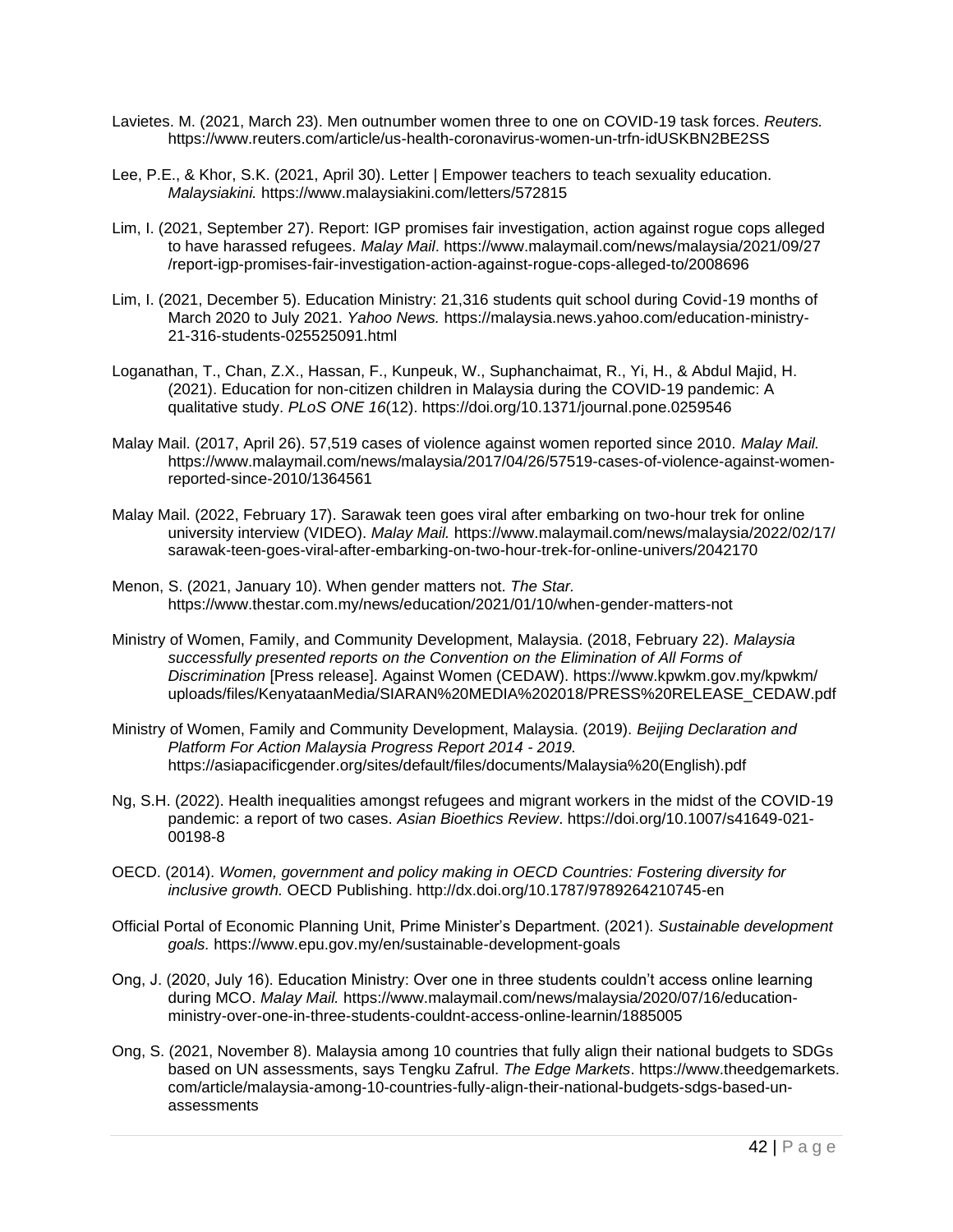Lavietes. M. (2021, March 23). Men outnumber women three to one on COVID-19 task forces. *Reuters.* https://www.reuters.com/article/us-health-coronavirus-women-un-trfn-idUSKBN2BE2SS

Lee, P.E., & Khor, S.K. (2021, April 30). Letter | Empower teachers to teach sexuality education. *Malaysiakini.* https://www.malaysiakini.com/letters/572815

Lim, I. (2021, September 27). Report: IGP promises fair investigation, action against rogue cops alleged to have harassed refugees. *Malay Mail*. https://www.malaymail.com/news/malaysia/2021/09/27/report-igp-promises-fair-investigation-action-against-rogue-cops-alleged-to/2008696

Lim, I. (2021, December 5). Education Ministry: 21,316 students quit school during Covid-19 months of March 2020 to July 2021. *Yahoo News.* https://malaysia.news.yahoo.com/education-ministry-21-316-students-025525091.html

Loganathan, T., Chan, Z.X., Hassan, F., Kunpeuk, W., Suphanchaimat, R., Yi, H., & Abdul Majid, H. (2021). Education for non-citizen children in Malaysia during the COVID-19 pandemic: A qualitative study. *PLoS ONE 16*(12). https://doi.org/10.1371/journal.pone.0259546

Malay Mail. (2017, April 26). 57,519 cases of violence against women reported since 2010. *Malay Mail.* https://www.malaymail.com/news/malaysia/2017/04/26/57519-cases-of-violence-against-women-reported-since-2010/1364561

Malay Mail. (2022, February 17). Sarawak teen goes viral after embarking on two-hour trek for online university interview (VIDEO). *Malay Mail.* https://www.malaymail.com/news/malaysia/2022/02/17/sarawak-teen-goes-viral-after-embarking-on-two-hour-trek-for-online-univers/2042170

Menon, S. (2021, January 10). When gender matters not. *The Star.* https://www.thestar.com.my/news/education/2021/01/10/when-gender-matters-not

Ministry of Women, Family, and Community Development, Malaysia. (2018, February 22). *Malaysia successfully presented reports on the Convention on the Elimination of All Forms of Discrimination* [Press release]. Against Women (CEDAW). https://www.kpwkm.gov.my/kpwkm/uploads/files/KenyataanMedia/SIARAN%20MEDIA%202018/PRESS%20RELEASE_CEDAW.pdf

Ministry of Women, Family and Community Development, Malaysia. (2019). *Beijing Declaration and Platform For Action Malaysia Progress Report 2014 - 2019.* https://asiapacificgender.org/sites/default/files/documents/Malaysia%20(English).pdf

Ng, S.H. (2022). Health inequalities amongst refugees and migrant workers in the midst of the COVID-19 pandemic: a report of two cases. *Asian Bioethics Review*. https://doi.org/10.1007/s41649-021-00198-8

OECD. (2014). *Women, government and policy making in OECD Countries: Fostering diversity for inclusive growth.* OECD Publishing. http://dx.doi.org/10.1787/9789264210745-en

Official Portal of Economic Planning Unit, Prime Minister's Department. (2021). *Sustainable development goals.* https://www.epu.gov.my/en/sustainable-development-goals

Ong, J. (2020, July 16). Education Ministry: Over one in three students couldn't access online learning during MCO. *Malay Mail.* https://www.malaymail.com/news/malaysia/2020/07/16/education-ministry-over-one-in-three-students-couldnt-access-online-learnin/1885005

Ong, S. (2021, November 8). Malaysia among 10 countries that fully align their national budgets to SDGs based on UN assessments, says Tengku Zafrul. *The Edge Markets*. https://www.theedgemarkets.com/article/malaysia-among-10-countries-fully-align-their-national-budgets-sdgs-based-un-assessments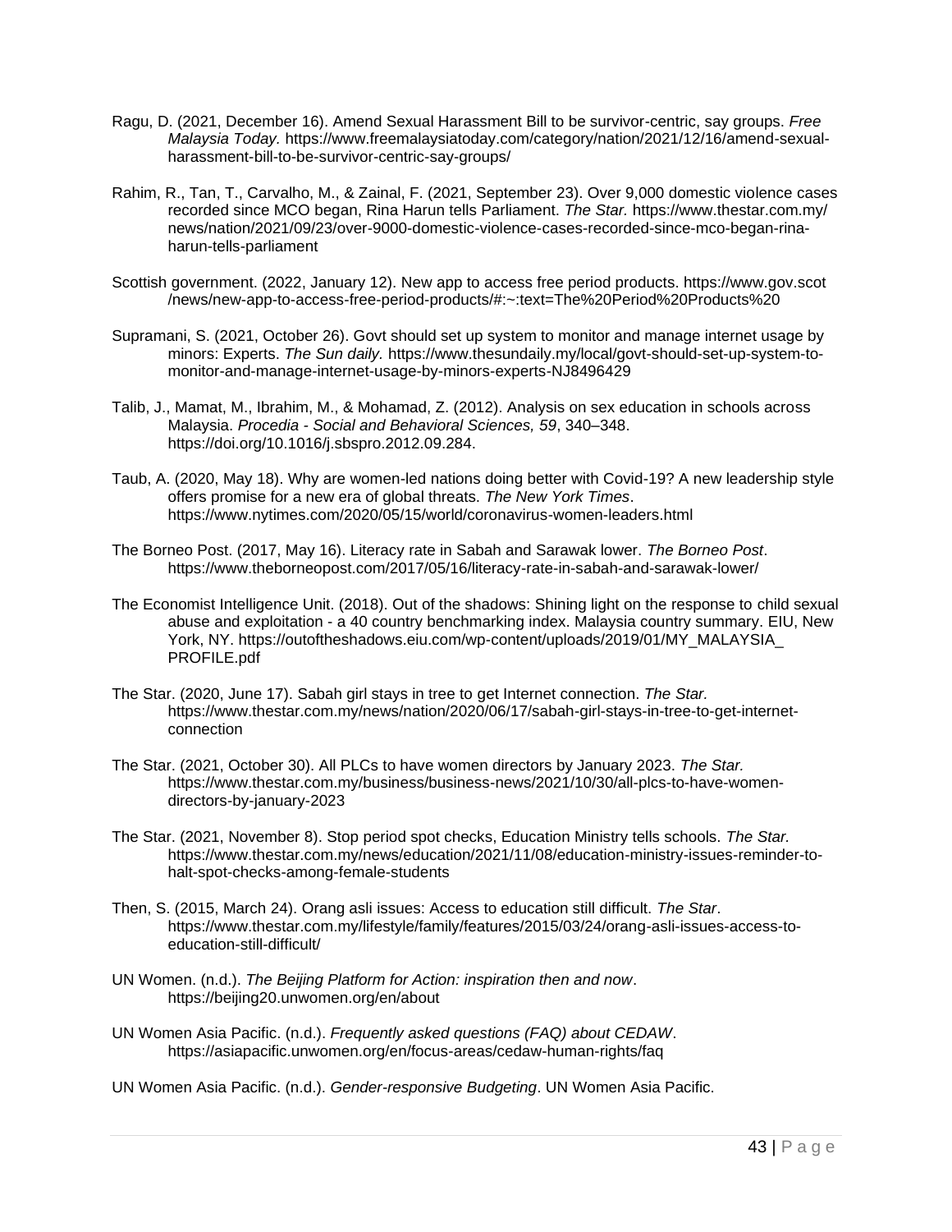Ragu, D. (2021, December 16). Amend Sexual Harassment Bill to be survivor-centric, say groups. *Free Malaysia Today.* https://www.freemalaysiatoday.com/category/nation/2021/12/16/amend-sexual-harassment-bill-to-be-survivor-centric-say-groups/

Rahim, R., Tan, T., Carvalho, M., & Zainal, F. (2021, September 23). Over 9,000 domestic violence cases recorded since MCO began, Rina Harun tells Parliament. *The Star.* https://www.thestar.com.my/news/nation/2021/09/23/over-9000-domestic-violence-cases-recorded-since-mco-began-rina-harun-tells-parliament

Scottish government. (2022, January 12). New app to access free period products. https://www.gov.scot/news/new-app-to-access-free-period-products/#:~:text=The%20Period%20Products%20

Supramani, S. (2021, October 26). Govt should set up system to monitor and manage internet usage by minors: Experts. *The Sun daily.* https://www.thesundaily.my/local/govt-should-set-up-system-to-monitor-and-manage-internet-usage-by-minors-experts-NJ8496429

Talib, J., Mamat, M., Ibrahim, M., & Mohamad, Z. (2012). Analysis on sex education in schools across Malaysia. *Procedia - Social and Behavioral Sciences, 59*, 340–348. https://doi.org/10.1016/j.sbspro.2012.09.284.

Taub, A. (2020, May 18). Why are women-led nations doing better with Covid-19? A new leadership style offers promise for a new era of global threats. *The New York Times*. https://www.nytimes.com/2020/05/15/world/coronavirus-women-leaders.html

The Borneo Post. (2017, May 16). Literacy rate in Sabah and Sarawak lower. *The Borneo Post*. https://www.theborneopost.com/2017/05/16/literacy-rate-in-sabah-and-sarawak-lower/

The Economist Intelligence Unit. (2018). Out of the shadows: Shining light on the response to child sexual abuse and exploitation - a 40 country benchmarking index. Malaysia country summary. EIU, New York, NY. https://outoftheshadows.eiu.com/wp-content/uploads/2019/01/MY_MALAYSIA_PROFILE.pdf

The Star. (2020, June 17). Sabah girl stays in tree to get Internet connection. *The Star.* https://www.thestar.com.my/news/nation/2020/06/17/sabah-girl-stays-in-tree-to-get-internet-connection

The Star. (2021, October 30). All PLCs to have women directors by January 2023. *The Star.* https://www.thestar.com.my/business/business-news/2021/10/30/all-plcs-to-have-women-directors-by-january-2023

The Star. (2021, November 8). Stop period spot checks, Education Ministry tells schools. *The Star.* https://www.thestar.com.my/news/education/2021/11/08/education-ministry-issues-reminder-to-halt-spot-checks-among-female-students

Then, S. (2015, March 24). Orang asli issues: Access to education still difficult. *The Star*. https://www.thestar.com.my/lifestyle/family/features/2015/03/24/orang-asli-issues-access-to-education-still-difficult/

UN Women. (n.d.). *The Beijing Platform for Action: inspiration then and now*. https://beijing20.unwomen.org/en/about

UN Women Asia Pacific. (n.d.). *Frequently asked questions (FAQ) about CEDAW*. https://asiapacific.unwomen.org/en/focus-areas/cedaw-human-rights/faq

UN Women Asia Pacific. (n.d.). *Gender-responsive Budgeting*. UN Women Asia Pacific.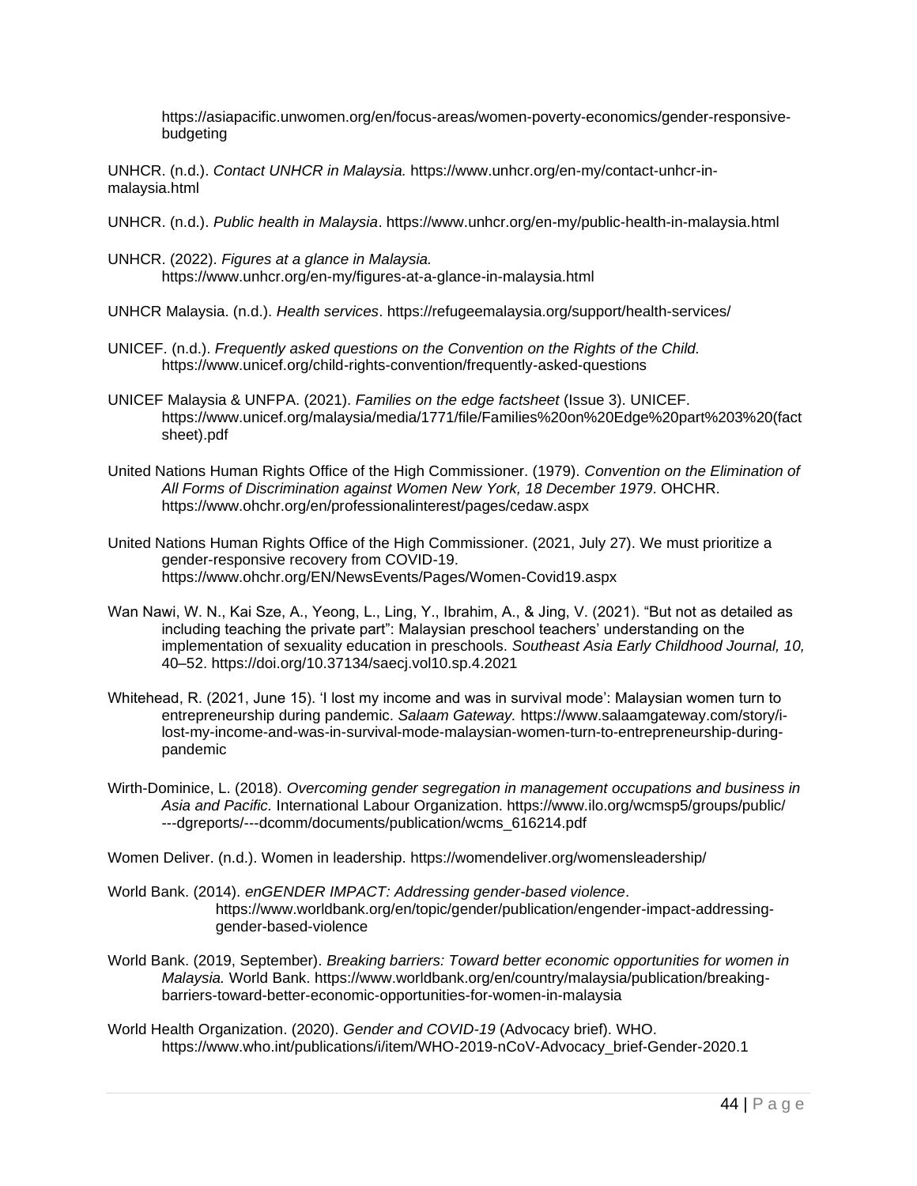https://asiapacific.unwomen.org/en/focus-areas/women-poverty-economics/gender-responsive-budgeting

UNHCR. (n.d.). *Contact UNHCR in Malaysia.* https://www.unhcr.org/en-my/contact-unhcr-in-malaysia.html

UNHCR. (n.d.). *Public health in Malaysia*. https://www.unhcr.org/en-my/public-health-in-malaysia.html

UNHCR. (2022). *Figures at a glance in Malaysia.* https://www.unhcr.org/en-my/figures-at-a-glance-in-malaysia.html

UNHCR Malaysia. (n.d.). *Health services*. https://refugeemalaysia.org/support/health-services/

UNICEF. (n.d.). *Frequently asked questions on the Convention on the Rights of the Child.* https://www.unicef.org/child-rights-convention/frequently-asked-questions

UNICEF Malaysia & UNFPA. (2021). *Families on the edge factsheet* (Issue 3). UNICEF. https://www.unicef.org/malaysia/media/1771/file/Families%20on%20Edge%20part%203%20(factsheet).pdf

United Nations Human Rights Office of the High Commissioner. (1979). *Convention on the Elimination of All Forms of Discrimination against Women New York, 18 December 1979*. OHCHR. https://www.ohchr.org/en/professionalinterest/pages/cedaw.aspx

United Nations Human Rights Office of the High Commissioner. (2021, July 27). We must prioritize a gender-responsive recovery from COVID-19. https://www.ohchr.org/EN/NewsEvents/Pages/Women-Covid19.aspx

Wan Nawi, W. N., Kai Sze, A., Yeong, L., Ling, Y., Ibrahim, A., & Jing, V. (2021). "But not as detailed as including teaching the private part": Malaysian preschool teachers' understanding on the implementation of sexuality education in preschools. *Southeast Asia Early Childhood Journal, 10,* 40–52. https://doi.org/10.37134/saecj.vol10.sp.4.2021

Whitehead, R. (2021, June 15). 'I lost my income and was in survival mode': Malaysian women turn to entrepreneurship during pandemic. *Salaam Gateway.* https://www.salaamgateway.com/story/i-lost-my-income-and-was-in-survival-mode-malaysian-women-turn-to-entrepreneurship-during-pandemic

Wirth-Dominice, L. (2018). *Overcoming gender segregation in management occupations and business in Asia and Pacific.* International Labour Organization. https://www.ilo.org/wcmsp5/groups/public/---dgreports/---dcomm/documents/publication/wcms_616214.pdf

Women Deliver. (n.d.). Women in leadership. https://womendeliver.org/womensleadership/

World Bank. (2014). *enGENDER IMPACT: Addressing gender-based violence*. https://www.worldbank.org/en/topic/gender/publication/engender-impact-addressing-gender-based-violence

World Bank. (2019, September). *Breaking barriers: Toward better economic opportunities for women in Malaysia.* World Bank. https://www.worldbank.org/en/country/malaysia/publication/breaking-barriers-toward-better-economic-opportunities-for-women-in-malaysia

World Health Organization. (2020). *Gender and COVID-19* (Advocacy brief). WHO. https://www.who.int/publications/i/item/WHO-2019-nCoV-Advocacy_brief-Gender-2020.1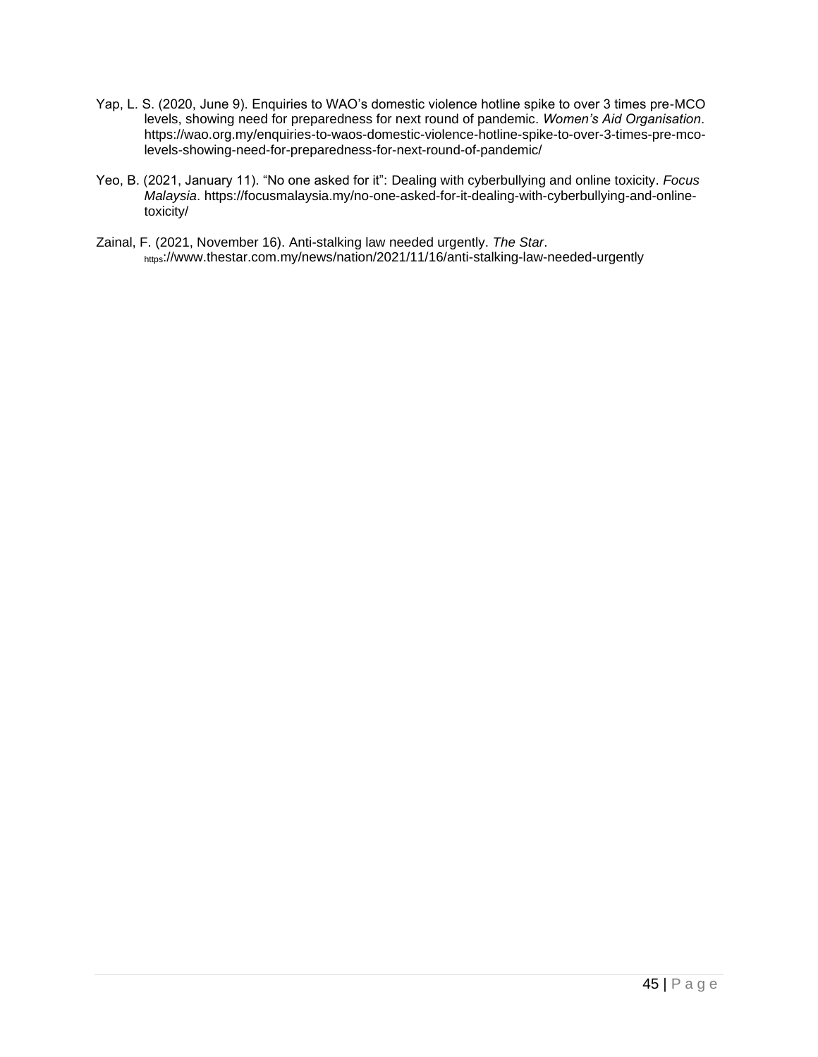Yap, L. S. (2020, June 9). Enquiries to WAO's domestic violence hotline spike to over 3 times pre-MCO levels, showing need for preparedness for next round of pandemic. *Women's Aid Organisation*. https://wao.org.my/enquiries-to-waos-domestic-violence-hotline-spike-to-over-3-times-pre-mco-levels-showing-need-for-preparedness-for-next-round-of-pandemic/

Yeo, B. (2021, January 11). "No one asked for it": Dealing with cyberbullying and online toxicity. *Focus Malaysia*. https://focusmalaysia.my/no-one-asked-for-it-dealing-with-cyberbullying-and-online-toxicity/

Zainal, F. (2021, November 16). Anti-stalking law needed urgently. *The Star*. https://www.thestar.com.my/news/nation/2021/11/16/anti-stalking-law-needed-urgently